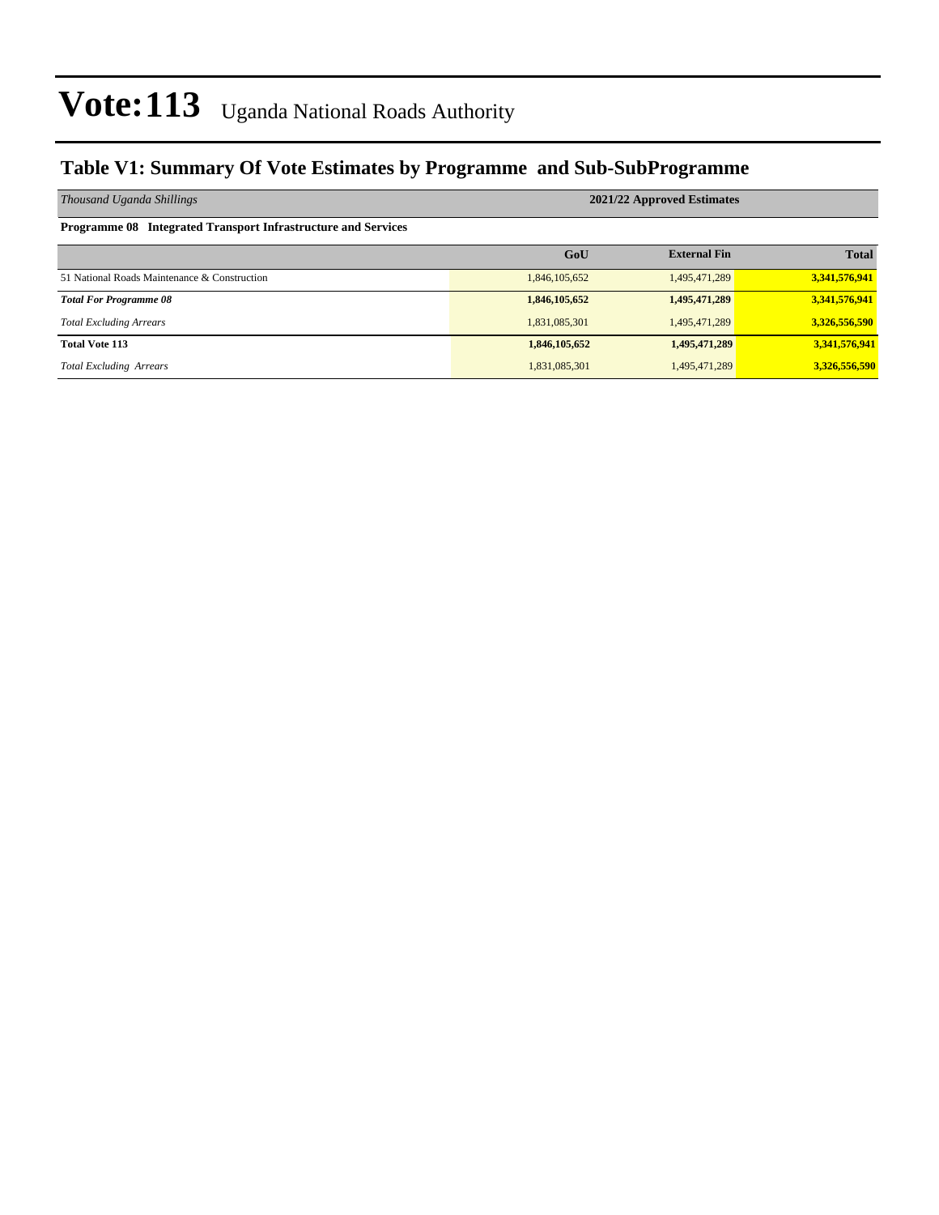# Vote:113 Uganda National Roads Authority

## Table V1: Summary Of Vote Estimates by Programme and Sub-SubProgramme

| *Thousand Uganda Shillings* | 2021/22 Approved Estimates | | |
|---|---|---|---|
| **Programme 08 Integrated Transport Infrastructure and Services** | | | |
| | **GoU** | **External Fin** | **Total** |
| 51 National Roads Maintenance & Construction | 1,846,105,652 | 1,495,471,289 | **3,341,576,941** |
| ***Total For Programme 08*** | **1,846,105,652** | **1,495,471,289** | **3,341,576,941** |
| *Total Excluding Arrears* | 1,831,085,301 | 1,495,471,289 | **3,326,556,590** |
| **Total Vote 113** | **1,846,105,652** | **1,495,471,289** | **3,341,576,941** |
| *Total Excluding Arrears* | 1,831,085,301 | 1,495,471,289 | **3,326,556,590** |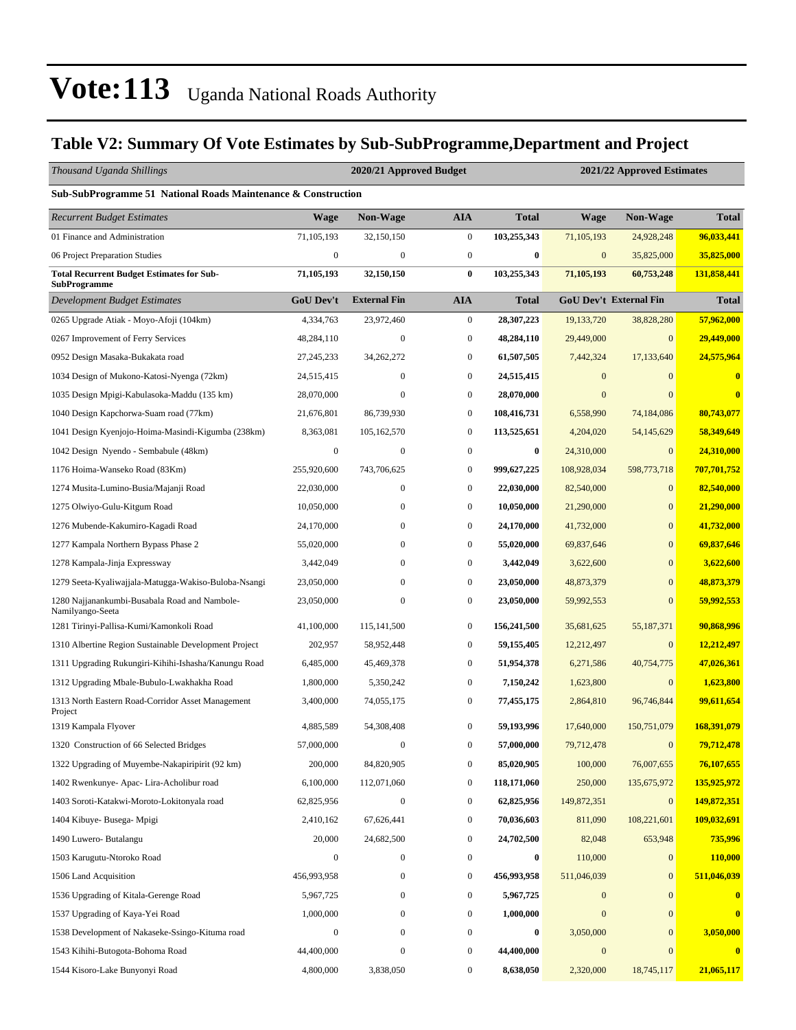# Vote:113 Uganda National Roads Authority

## Table V2: Summary Of Vote Estimates by Sub-SubProgramme,Department and Project

| *Thousand Uganda Shillings* | 2020/21 Approved Budget | | | | 2021/22 Approved Estimates | | |
|---|---|---|---|---|---|---|---|
| **Sub-SubProgramme 51 National Roads Maintenance & Construction** | | | | | | | |
| *Recurrent Budget Estimates* | **Wage** | **Non-Wage** | **AIA** | **Total** | **Wage** | **Non-Wage** | **Total** |
| 01 Finance and Administration | 71,105,193 | 32,150,150 | 0 | **103,255,343** | 71,105,193 | 24,928,248 | **96,033,441** |
| 06 Project Preparation Studies | 0 | 0 | 0 | **0** | 0 | 35,825,000 | **35,825,000** |
| **Total Recurrent Budget Estimates for Sub-SubProgramme** | **71,105,193** | **32,150,150** | **0** | **103,255,343** | **71,105,193** | **60,753,248** | **131,858,441** |
| *Development Budget Estimates* | **GoU Dev't** | **External Fin** | **AIA** | **Total** | **GoU Dev't** | **External Fin** | **Total** |
| 0265 Upgrade Atiak - Moyo-Afoji (104km) | 4,334,763 | 23,972,460 | 0 | **28,307,223** | 19,133,720 | 38,828,280 | **57,962,000** |
| 0267 Improvement of Ferry Services | 48,284,110 | 0 | 0 | **48,284,110** | 29,449,000 | 0 | **29,449,000** |
| 0952 Design Masaka-Bukakata road | 27,245,233 | 34,262,272 | 0 | **61,507,505** | 7,442,324 | 17,133,640 | **24,575,964** |
| 1034 Design of Mukono-Katosi-Nyenga (72km) | 24,515,415 | 0 | 0 | **24,515,415** | 0 | 0 | **0** |
| 1035 Design Mpigi-Kabulasoka-Maddu (135 km) | 28,070,000 | 0 | 0 | **28,070,000** | 0 | 0 | **0** |
| 1040 Design Kapchorwa-Suam road (77km) | 21,676,801 | 86,739,930 | 0 | **108,416,731** | 6,558,990 | 74,184,086 | **80,743,077** |
| 1041 Design Kyenjojo-Hoima-Masindi-Kigumba (238km) | 8,363,081 | 105,162,570 | 0 | **113,525,651** | 4,204,020 | 54,145,629 | **58,349,649** |
| 1042 Design Nyendo - Sembabule (48km) | 0 | 0 | 0 | **0** | 24,310,000 | 0 | **24,310,000** |
| 1176 Hoima-Wanseko Road (83Km) | 255,920,600 | 743,706,625 | 0 | **999,627,225** | 108,928,034 | 598,773,718 | **707,701,752** |
| 1274 Musita-Lumino-Busia/Majanji Road | 22,030,000 | 0 | 0 | **22,030,000** | 82,540,000 | 0 | **82,540,000** |
| 1275 Olwiyo-Gulu-Kitgum Road | 10,050,000 | 0 | 0 | **10,050,000** | 21,290,000 | 0 | **21,290,000** |
| 1276 Mubende-Kakumiro-Kagadi Road | 24,170,000 | 0 | 0 | **24,170,000** | 41,732,000 | 0 | **41,732,000** |
| 1277 Kampala Northern Bypass Phase 2 | 55,020,000 | 0 | 0 | **55,020,000** | 69,837,646 | 0 | **69,837,646** |
| 1278 Kampala-Jinja Expressway | 3,442,049 | 0 | 0 | **3,442,049** | 3,622,600 | 0 | **3,622,600** |
| 1279 Seeta-Kyaliwajjala-Matugga-Wakiso-Buloba-Nsangi | 23,050,000 | 0 | 0 | **23,050,000** | 48,873,379 | 0 | **48,873,379** |
| 1280 Najjanankumbi-Busabala Road and Nambole-Namilyango-Seeta | 23,050,000 | 0 | 0 | **23,050,000** | 59,992,553 | 0 | **59,992,553** |
| 1281 Tirinyi-Pallisa-Kumi/Kamonkoli Road | 41,100,000 | 115,141,500 | 0 | **156,241,500** | 35,681,625 | 55,187,371 | **90,868,996** |
| 1310 Albertine Region Sustainable Development Project | 202,957 | 58,952,448 | 0 | **59,155,405** | 12,212,497 | 0 | **12,212,497** |
| 1311 Upgrading Rukungiri-Kihihi-Ishasha/Kanungu Road | 6,485,000 | 45,469,378 | 0 | **51,954,378** | 6,271,586 | 40,754,775 | **47,026,361** |
| 1312 Upgrading Mbale-Bubulo-Lwakhakha Road | 1,800,000 | 5,350,242 | 0 | **7,150,242** | 1,623,800 | 0 | **1,623,800** |
| 1313 North Eastern Road-Corridor Asset Management Project | 3,400,000 | 74,055,175 | 0 | **77,455,175** | 2,864,810 | 96,746,844 | **99,611,654** |
| 1319 Kampala Flyover | 4,885,589 | 54,308,408 | 0 | **59,193,996** | 17,640,000 | 150,751,079 | **168,391,079** |
| 1320 Construction of 66 Selected Bridges | 57,000,000 | 0 | 0 | **57,000,000** | 79,712,478 | 0 | **79,712,478** |
| 1322 Upgrading of Muyembe-Nakapiripirit (92 km) | 200,000 | 84,820,905 | 0 | **85,020,905** | 100,000 | 76,007,655 | **76,107,655** |
| 1402 Rwenkunye- Apac- Lira-Acholibur road | 6,100,000 | 112,071,060 | 0 | **118,171,060** | 250,000 | 135,675,972 | **135,925,972** |
| 1403 Soroti-Katakwi-Moroto-Lokitonyala road | 62,825,956 | 0 | 0 | **62,825,956** | 149,872,351 | 0 | **149,872,351** |
| 1404 Kibuye- Busega- Mpigi | 2,410,162 | 67,626,441 | 0 | **70,036,603** | 811,090 | 108,221,601 | **109,032,691** |
| 1490 Luwero- Butalangu | 20,000 | 24,682,500 | 0 | **24,702,500** | 82,048 | 653,948 | **735,996** |
| 1503 Karugutu-Ntoroko Road | 0 | 0 | 0 | **0** | 110,000 | 0 | **110,000** |
| 1506 Land Acquisition | 456,993,958 | 0 | 0 | **456,993,958** | 511,046,039 | 0 | **511,046,039** |
| 1536 Upgrading of Kitala-Gerenge Road | 5,967,725 | 0 | 0 | **5,967,725** | 0 | 0 | **0** |
| 1537 Upgrading of Kaya-Yei Road | 1,000,000 | 0 | 0 | **1,000,000** | 0 | 0 | **0** |
| 1538 Development of Nakaseke-Ssingo-Kituma road | 0 | 0 | 0 | **0** | 3,050,000 | 0 | **3,050,000** |
| 1543 Kihihi-Butogota-Bohoma Road | 44,400,000 | 0 | 0 | **44,400,000** | 0 | 0 | **0** |
| 1544 Kisoro-Lake Bunyonyi Road | 4,800,000 | 3,838,050 | 0 | **8,638,050** | 2,320,000 | 18,745,117 | **21,065,117** |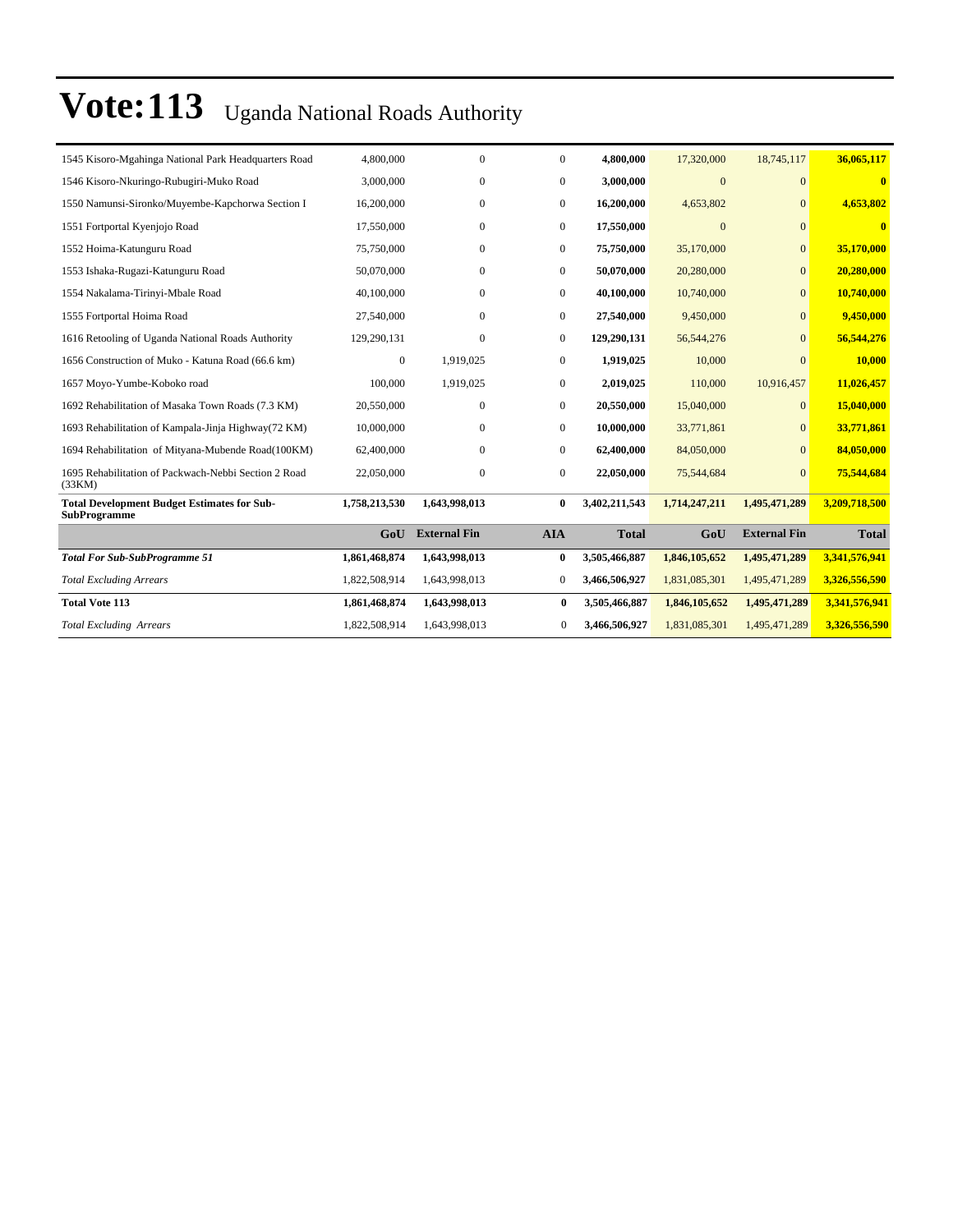# Vote:113 Uganda National Roads Authority

| | | | | | | | |
|---|---|---|---|---|---|---|---|
| 1545 Kisoro-Mgahinga National Park Headquarters Road | 4,800,000 | 0 | 0 | **4,800,000** | 17,320,000 | 18,745,117 | **36,065,117** |
| 1546 Kisoro-Nkuringo-Rubugiri-Muko Road | 3,000,000 | 0 | 0 | **3,000,000** | 0 | 0 | **0** |
| 1550 Namunsi-Sironko/Muyembe-Kapchorwa Section I | 16,200,000 | 0 | 0 | **16,200,000** | 4,653,802 | 0 | **4,653,802** |
| 1551 Fortportal Kyenjojo Road | 17,550,000 | 0 | 0 | **17,550,000** | 0 | 0 | **0** |
| 1552 Hoima-Katunguru Road | 75,750,000 | 0 | 0 | **75,750,000** | 35,170,000 | 0 | **35,170,000** |
| 1553 Ishaka-Rugazi-Katunguru Road | 50,070,000 | 0 | 0 | **50,070,000** | 20,280,000 | 0 | **20,280,000** |
| 1554 Nakalama-Tirinyi-Mbale Road | 40,100,000 | 0 | 0 | **40,100,000** | 10,740,000 | 0 | **10,740,000** |
| 1555 Fortportal Hoima Road | 27,540,000 | 0 | 0 | **27,540,000** | 9,450,000 | 0 | **9,450,000** |
| 1616 Retooling of Uganda National Roads Authority | 129,290,131 | 0 | 0 | **129,290,131** | 56,544,276 | 0 | **56,544,276** |
| 1656 Construction of Muko - Katuna Road (66.6 km) | 0 | 1,919,025 | 0 | **1,919,025** | 10,000 | 0 | **10,000** |
| 1657 Moyo-Yumbe-Koboko road | 100,000 | 1,919,025 | 0 | **2,019,025** | 110,000 | 10,916,457 | **11,026,457** |
| 1692 Rehabilitation of Masaka Town Roads (7.3 KM) | 20,550,000 | 0 | 0 | **20,550,000** | 15,040,000 | 0 | **15,040,000** |
| 1693 Rehabilitation of Kampala-Jinja Highway(72 KM) | 10,000,000 | 0 | 0 | **10,000,000** | 33,771,861 | 0 | **33,771,861** |
| 1694 Rehabilitation of Mityana-Mubende Road(100KM) | 62,400,000 | 0 | 0 | **62,400,000** | 84,050,000 | 0 | **84,050,000** |
| 1695 Rehabilitation of Packwach-Nebbi Section 2 Road (33KM) | 22,050,000 | 0 | 0 | **22,050,000** | 75,544,684 | 0 | **75,544,684** |
| **Total Development Budget Estimates for Sub-SubProgramme** | **1,758,213,530** | **1,643,998,013** | **0** | **3,402,211,543** | **1,714,247,211** | **1,495,471,289** | **3,209,718,500** |
| | **GoU** | **External Fin** | **AIA** | **Total** | **GoU** | **External Fin** | **Total** |
| ***Total For Sub-SubProgramme 51*** | **1,861,468,874** | **1,643,998,013** | **0** | **3,505,466,887** | **1,846,105,652** | **1,495,471,289** | **3,341,576,941** |
| *Total Excluding Arrears* | 1,822,508,914 | 1,643,998,013 | 0 | **3,466,506,927** | 1,831,085,301 | 1,495,471,289 | **3,326,556,590** |
| **Total Vote 113** | **1,861,468,874** | **1,643,998,013** | **0** | **3,505,466,887** | **1,846,105,652** | **1,495,471,289** | **3,341,576,941** |
| *Total Excluding Arrears* | 1,822,508,914 | 1,643,998,013 | 0 | **3,466,506,927** | 1,831,085,301 | 1,495,471,289 | **3,326,556,590** |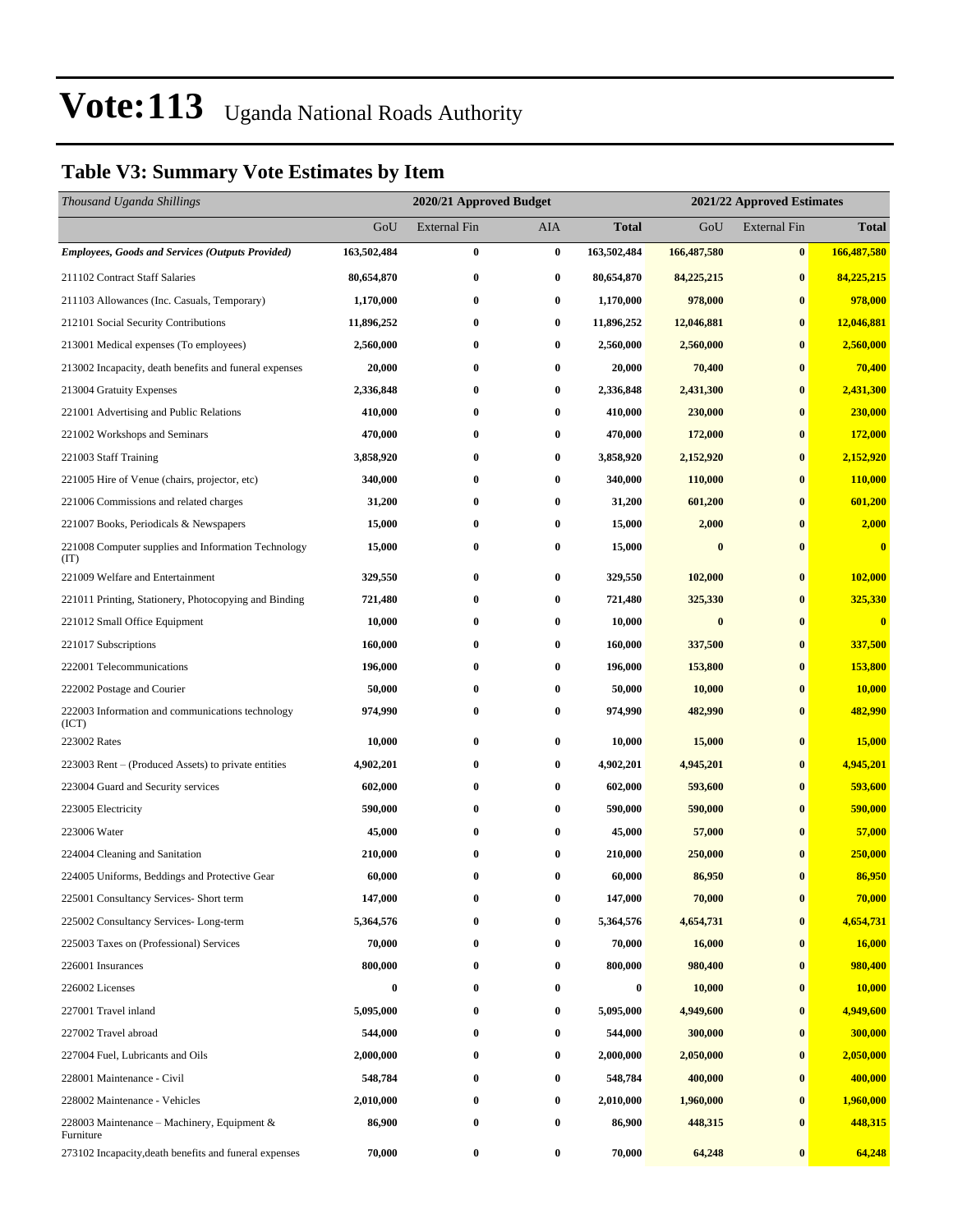# Vote:113 Uganda National Roads Authority

## Table V3: Summary Vote Estimates by Item

| *Thousand Uganda Shillings* | 2020/21 Approved Budget | | | | 2021/22 Approved Estimates | | |
|---|---|---|---|---|---|---|---|
| | GoU | External Fin | AIA | **Total** | GoU | External Fin | **Total** |
| ***Employees, Goods and Services (Outputs Provided)*** | **163,502,484** | **0** | **0** | **163,502,484** | **166,487,580** | **0** | **166,487,580** |
| 211102 Contract Staff Salaries | **80,654,870** | **0** | **0** | **80,654,870** | **84,225,215** | **0** | **84,225,215** |
| 211103 Allowances (Inc. Casuals, Temporary) | **1,170,000** | **0** | **0** | **1,170,000** | **978,000** | **0** | **978,000** |
| 212101 Social Security Contributions | **11,896,252** | **0** | **0** | **11,896,252** | **12,046,881** | **0** | **12,046,881** |
| 213001 Medical expenses (To employees) | **2,560,000** | **0** | **0** | **2,560,000** | **2,560,000** | **0** | **2,560,000** |
| 213002 Incapacity, death benefits and funeral expenses | **20,000** | **0** | **0** | **20,000** | **70,400** | **0** | **70,400** |
| 213004 Gratuity Expenses | **2,336,848** | **0** | **0** | **2,336,848** | **2,431,300** | **0** | **2,431,300** |
| 221001 Advertising and Public Relations | **410,000** | **0** | **0** | **410,000** | **230,000** | **0** | **230,000** |
| 221002 Workshops and Seminars | **470,000** | **0** | **0** | **470,000** | **172,000** | **0** | **172,000** |
| 221003 Staff Training | **3,858,920** | **0** | **0** | **3,858,920** | **2,152,920** | **0** | **2,152,920** |
| 221005 Hire of Venue (chairs, projector, etc) | **340,000** | **0** | **0** | **340,000** | **110,000** | **0** | **110,000** |
| 221006 Commissions and related charges | **31,200** | **0** | **0** | **31,200** | **601,200** | **0** | **601,200** |
| 221007 Books, Periodicals & Newspapers | **15,000** | **0** | **0** | **15,000** | **2,000** | **0** | **2,000** |
| 221008 Computer supplies and Information Technology (IT) | **15,000** | **0** | **0** | **15,000** | **0** | **0** | **0** |
| 221009 Welfare and Entertainment | **329,550** | **0** | **0** | **329,550** | **102,000** | **0** | **102,000** |
| 221011 Printing, Stationery, Photocopying and Binding | **721,480** | **0** | **0** | **721,480** | **325,330** | **0** | **325,330** |
| 221012 Small Office Equipment | **10,000** | **0** | **0** | **10,000** | **0** | **0** | **0** |
| 221017 Subscriptions | **160,000** | **0** | **0** | **160,000** | **337,500** | **0** | **337,500** |
| 222001 Telecommunications | **196,000** | **0** | **0** | **196,000** | **153,800** | **0** | **153,800** |
| 222002 Postage and Courier | **50,000** | **0** | **0** | **50,000** | **10,000** | **0** | **10,000** |
| 222003 Information and communications technology (ICT) | **974,990** | **0** | **0** | **974,990** | **482,990** | **0** | **482,990** |
| 223002 Rates | **10,000** | **0** | **0** | **10,000** | **15,000** | **0** | **15,000** |
| 223003 Rent – (Produced Assets) to private entities | **4,902,201** | **0** | **0** | **4,902,201** | **4,945,201** | **0** | **4,945,201** |
| 223004 Guard and Security services | **602,000** | **0** | **0** | **602,000** | **593,600** | **0** | **593,600** |
| 223005 Electricity | **590,000** | **0** | **0** | **590,000** | **590,000** | **0** | **590,000** |
| 223006 Water | **45,000** | **0** | **0** | **45,000** | **57,000** | **0** | **57,000** |
| 224004 Cleaning and Sanitation | **210,000** | **0** | **0** | **210,000** | **250,000** | **0** | **250,000** |
| 224005 Uniforms, Beddings and Protective Gear | **60,000** | **0** | **0** | **60,000** | **86,950** | **0** | **86,950** |
| 225001 Consultancy Services- Short term | **147,000** | **0** | **0** | **147,000** | **70,000** | **0** | **70,000** |
| 225002 Consultancy Services- Long-term | **5,364,576** | **0** | **0** | **5,364,576** | **4,654,731** | **0** | **4,654,731** |
| 225003 Taxes on (Professional) Services | **70,000** | **0** | **0** | **70,000** | **16,000** | **0** | **16,000** |
| 226001 Insurances | **800,000** | **0** | **0** | **800,000** | **980,400** | **0** | **980,400** |
| 226002 Licenses | **0** | **0** | **0** | **0** | **10,000** | **0** | **10,000** |
| 227001 Travel inland | **5,095,000** | **0** | **0** | **5,095,000** | **4,949,600** | **0** | **4,949,600** |
| 227002 Travel abroad | **544,000** | **0** | **0** | **544,000** | **300,000** | **0** | **300,000** |
| 227004 Fuel, Lubricants and Oils | **2,000,000** | **0** | **0** | **2,000,000** | **2,050,000** | **0** | **2,050,000** |
| 228001 Maintenance - Civil | **548,784** | **0** | **0** | **548,784** | **400,000** | **0** | **400,000** |
| 228002 Maintenance - Vehicles | **2,010,000** | **0** | **0** | **2,010,000** | **1,960,000** | **0** | **1,960,000** |
| 228003 Maintenance – Machinery, Equipment & Furniture | **86,900** | **0** | **0** | **86,900** | **448,315** | **0** | **448,315** |
| 273102 Incapacity,death benefits and funeral expenses | **70,000** | **0** | **0** | **70,000** | **64,248** | **0** | **64,248** |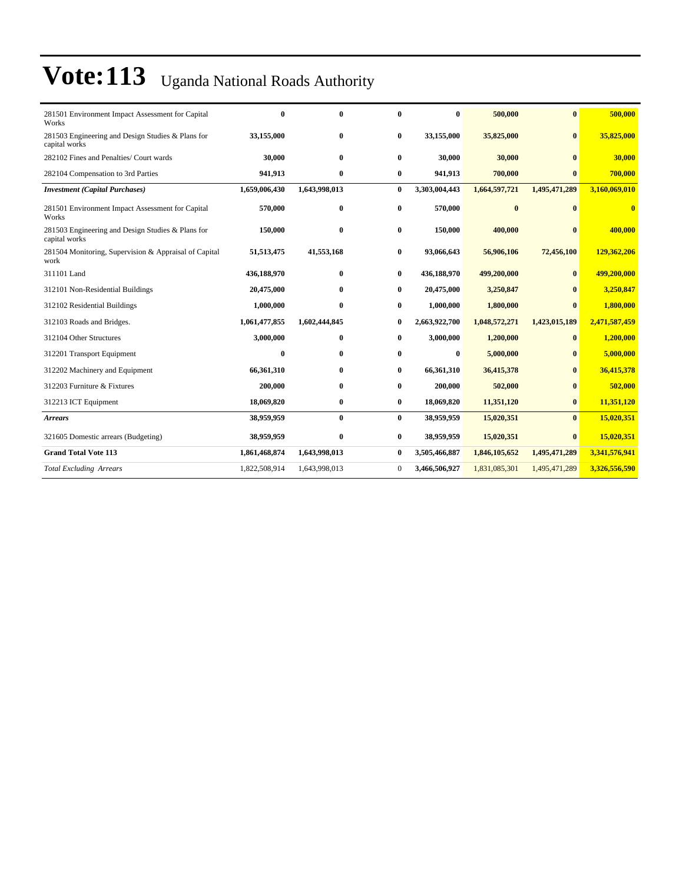# Vote:113 Uganda National Roads Authority

| | | | | | | | |
|---|---|---|---|---|---|---|---|
| 281501 Environment Impact Assessment for Capital Works | **0** | **0** | **0** | **0** | **500,000** | **0** | **500,000** |
| 281503 Engineering and Design Studies & Plans for capital works | **33,155,000** | **0** | **0** | **33,155,000** | **35,825,000** | **0** | **35,825,000** |
| 282102 Fines and Penalties/ Court wards | **30,000** | **0** | **0** | **30,000** | **30,000** | **0** | **30,000** |
| 282104 Compensation to 3rd Parties | **941,913** | **0** | **0** | **941,913** | **700,000** | **0** | **700,000** |
| ***Investment (Capital Purchases)*** | **1,659,006,430** | **1,643,998,013** | **0** | **3,303,004,443** | **1,664,597,721** | **1,495,471,289** | **3,160,069,010** |
| 281501 Environment Impact Assessment for Capital Works | **570,000** | **0** | **0** | **570,000** | **0** | **0** | **0** |
| 281503 Engineering and Design Studies & Plans for capital works | **150,000** | **0** | **0** | **150,000** | **400,000** | **0** | **400,000** |
| 281504 Monitoring, Supervision & Appraisal of Capital work | **51,513,475** | **41,553,168** | **0** | **93,066,643** | **56,906,106** | **72,456,100** | **129,362,206** |
| 311101 Land | **436,188,970** | **0** | **0** | **436,188,970** | **499,200,000** | **0** | **499,200,000** |
| 312101 Non-Residential Buildings | **20,475,000** | **0** | **0** | **20,475,000** | **3,250,847** | **0** | **3,250,847** |
| 312102 Residential Buildings | **1,000,000** | **0** | **0** | **1,000,000** | **1,800,000** | **0** | **1,800,000** |
| 312103 Roads and Bridges. | **1,061,477,855** | **1,602,444,845** | **0** | **2,663,922,700** | **1,048,572,271** | **1,423,015,189** | **2,471,587,459** |
| 312104 Other Structures | **3,000,000** | **0** | **0** | **3,000,000** | **1,200,000** | **0** | **1,200,000** |
| 312201 Transport Equipment | **0** | **0** | **0** | **0** | **5,000,000** | **0** | **5,000,000** |
| 312202 Machinery and Equipment | **66,361,310** | **0** | **0** | **66,361,310** | **36,415,378** | **0** | **36,415,378** |
| 312203 Furniture & Fixtures | **200,000** | **0** | **0** | **200,000** | **502,000** | **0** | **502,000** |
| 312213 ICT Equipment | **18,069,820** | **0** | **0** | **18,069,820** | **11,351,120** | **0** | **11,351,120** |
| ***Arrears*** | **38,959,959** | **0** | **0** | **38,959,959** | **15,020,351** | **0** | **15,020,351** |
| 321605 Domestic arrears (Budgeting) | **38,959,959** | **0** | **0** | **38,959,959** | **15,020,351** | **0** | **15,020,351** |
| **Grand Total Vote 113** | **1,861,468,874** | **1,643,998,013** | **0** | **3,505,466,887** | **1,846,105,652** | **1,495,471,289** | **3,341,576,941** |
| *Total Excluding Arrears* | 1,822,508,914 | 1,643,998,013 | 0 | **3,466,506,927** | 1,831,085,301 | 1,495,471,289 | **3,326,556,590** |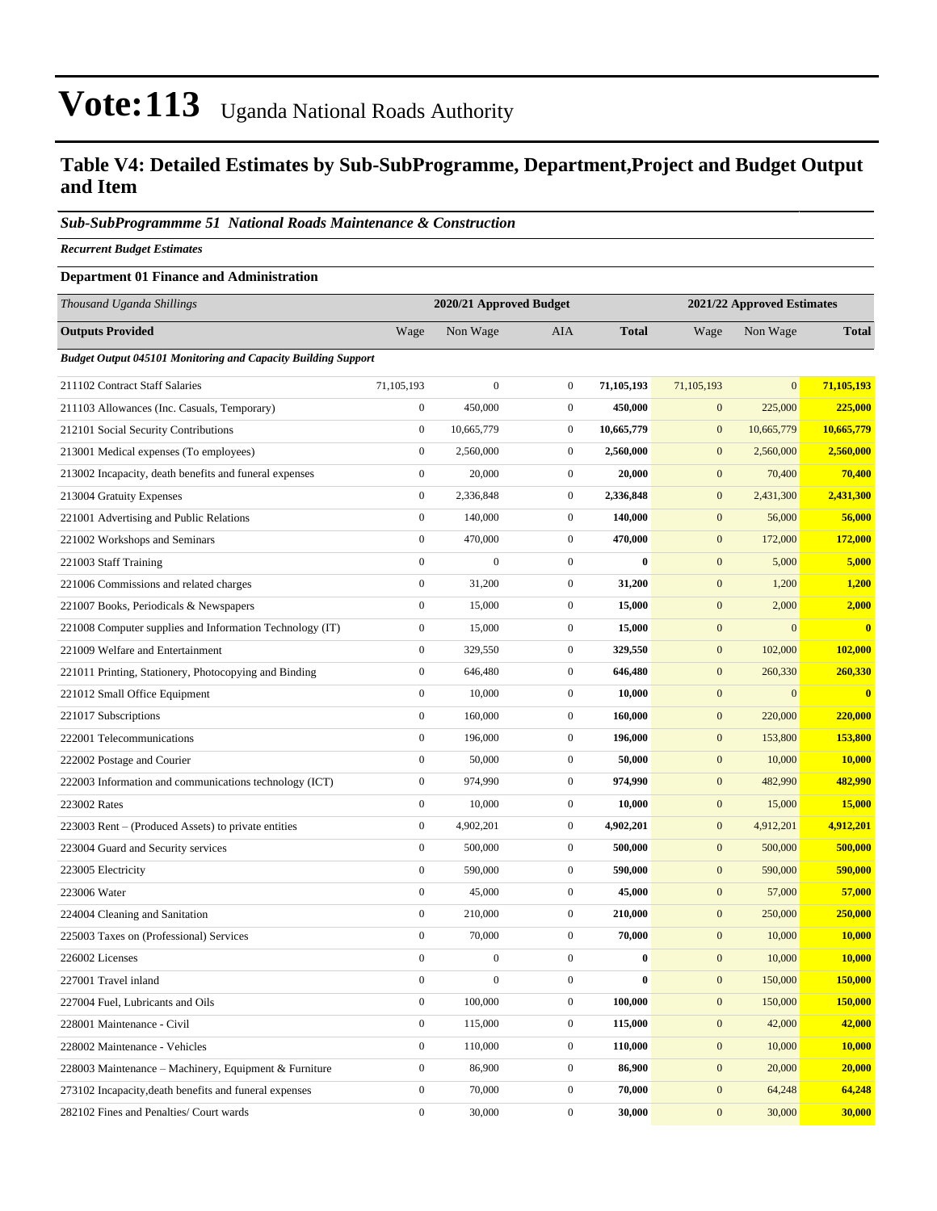# Vote:113 Uganda National Roads Authority

## Table V4: Detailed Estimates by Sub-SubProgramme, Department,Project and Budget Output and Item

### *Sub-SubProgrammme 51 National Roads Maintenance & Construction*

***Recurrent Budget Estimates***

**Department 01 Finance and Administration**

| *Thousand Uganda Shillings* | 2020/21 Approved Budget | | | | 2021/22 Approved Estimates | | |
|---|---|---|---|---|---|---|---|
| **Outputs Provided** | Wage | Non Wage | AIA | **Total** | Wage | Non Wage | **Total** |
| ***Budget Output 045101 Monitoring and Capacity Building Support*** | | | | | | | |
| 211102 Contract Staff Salaries | 71,105,193 | 0 | 0 | **71,105,193** | 71,105,193 | 0 | **71,105,193** |
| 211103 Allowances (Inc. Casuals, Temporary) | 0 | 450,000 | 0 | **450,000** | 0 | 225,000 | **225,000** |
| 212101 Social Security Contributions | 0 | 10,665,779 | 0 | **10,665,779** | 0 | 10,665,779 | **10,665,779** |
| 213001 Medical expenses (To employees) | 0 | 2,560,000 | 0 | **2,560,000** | 0 | 2,560,000 | **2,560,000** |
| 213002 Incapacity, death benefits and funeral expenses | 0 | 20,000 | 0 | **20,000** | 0 | 70,400 | **70,400** |
| 213004 Gratuity Expenses | 0 | 2,336,848 | 0 | **2,336,848** | 0 | 2,431,300 | **2,431,300** |
| 221001 Advertising and Public Relations | 0 | 140,000 | 0 | **140,000** | 0 | 56,000 | **56,000** |
| 221002 Workshops and Seminars | 0 | 470,000 | 0 | **470,000** | 0 | 172,000 | **172,000** |
| 221003 Staff Training | 0 | 0 | 0 | **0** | 0 | 5,000 | **5,000** |
| 221006 Commissions and related charges | 0 | 31,200 | 0 | **31,200** | 0 | 1,200 | **1,200** |
| 221007 Books, Periodicals & Newspapers | 0 | 15,000 | 0 | **15,000** | 0 | 2,000 | **2,000** |
| 221008 Computer supplies and Information Technology (IT) | 0 | 15,000 | 0 | **15,000** | 0 | 0 | **0** |
| 221009 Welfare and Entertainment | 0 | 329,550 | 0 | **329,550** | 0 | 102,000 | **102,000** |
| 221011 Printing, Stationery, Photocopying and Binding | 0 | 646,480 | 0 | **646,480** | 0 | 260,330 | **260,330** |
| 221012 Small Office Equipment | 0 | 10,000 | 0 | **10,000** | 0 | 0 | **0** |
| 221017 Subscriptions | 0 | 160,000 | 0 | **160,000** | 0 | 220,000 | **220,000** |
| 222001 Telecommunications | 0 | 196,000 | 0 | **196,000** | 0 | 153,800 | **153,800** |
| 222002 Postage and Courier | 0 | 50,000 | 0 | **50,000** | 0 | 10,000 | **10,000** |
| 222003 Information and communications technology (ICT) | 0 | 974,990 | 0 | **974,990** | 0 | 482,990 | **482,990** |
| 223002 Rates | 0 | 10,000 | 0 | **10,000** | 0 | 15,000 | **15,000** |
| 223003 Rent – (Produced Assets) to private entities | 0 | 4,902,201 | 0 | **4,902,201** | 0 | 4,912,201 | **4,912,201** |
| 223004 Guard and Security services | 0 | 500,000 | 0 | **500,000** | 0 | 500,000 | **500,000** |
| 223005 Electricity | 0 | 590,000 | 0 | **590,000** | 0 | 590,000 | **590,000** |
| 223006 Water | 0 | 45,000 | 0 | **45,000** | 0 | 57,000 | **57,000** |
| 224004 Cleaning and Sanitation | 0 | 210,000 | 0 | **210,000** | 0 | 250,000 | **250,000** |
| 225003 Taxes on (Professional) Services | 0 | 70,000 | 0 | **70,000** | 0 | 10,000 | **10,000** |
| 226002 Licenses | 0 | 0 | 0 | **0** | 0 | 10,000 | **10,000** |
| 227001 Travel inland | 0 | 0 | 0 | **0** | 0 | 150,000 | **150,000** |
| 227004 Fuel, Lubricants and Oils | 0 | 100,000 | 0 | **100,000** | 0 | 150,000 | **150,000** |
| 228001 Maintenance - Civil | 0 | 115,000 | 0 | **115,000** | 0 | 42,000 | **42,000** |
| 228002 Maintenance - Vehicles | 0 | 110,000 | 0 | **110,000** | 0 | 10,000 | **10,000** |
| 228003 Maintenance – Machinery, Equipment & Furniture | 0 | 86,900 | 0 | **86,900** | 0 | 20,000 | **20,000** |
| 273102 Incapacity,death benefits and funeral expenses | 0 | 70,000 | 0 | **70,000** | 0 | 64,248 | **64,248** |
| 282102 Fines and Penalties/ Court wards | 0 | 30,000 | 0 | **30,000** | 0 | 30,000 | **30,000** |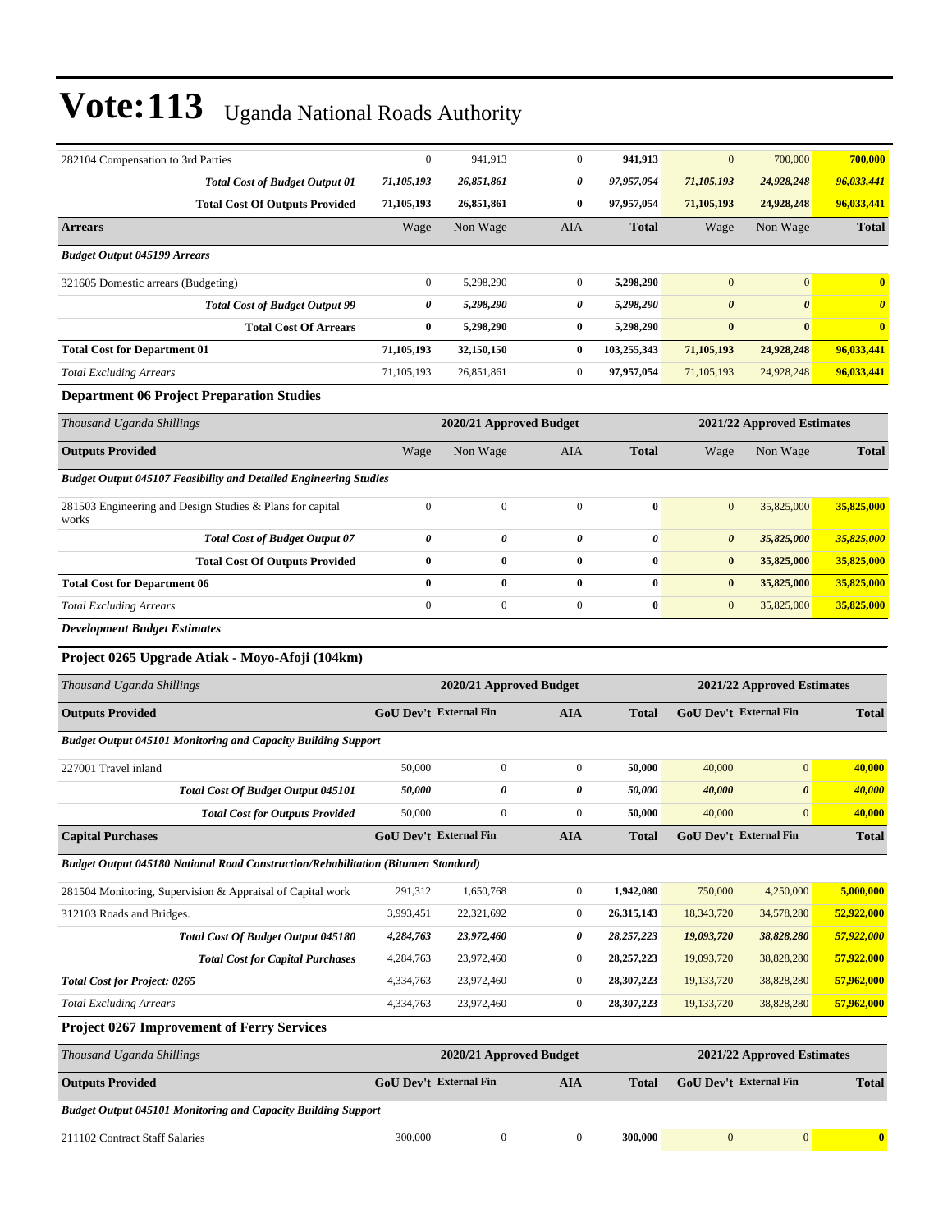# Vote:113 Uganda National Roads Authority

| | | | | | | | |
|---|---|---|---|---|---|---|---|
| 282104 Compensation to 3rd Parties | 0 | 941,913 | 0 | **941,913** | 0 | 700,000 | **700,000** |
| ***Total Cost of Budget Output 01*** | ***71,105,193*** | ***26,851,861*** | ***0*** | ***97,957,054*** | ***71,105,193*** | ***24,928,248*** | ***96,033,441*** |
| **Total Cost Of Outputs Provided** | **71,105,193** | **26,851,861** | **0** | **97,957,054** | **71,105,193** | **24,928,248** | **96,033,441** |
| **Arrears** | Wage | Non Wage | AIA | **Total** | Wage | Non Wage | **Total** |
| ***Budget Output 045199 Arrears*** | | | | | | | |
| 321605 Domestic arrears (Budgeting) | 0 | 5,298,290 | 0 | **5,298,290** | 0 | 0 | **0** |
| ***Total Cost of Budget Output 99*** | ***0*** | ***5,298,290*** | ***0*** | ***5,298,290*** | ***0*** | ***0*** | ***0*** |
| **Total Cost Of Arrears** | **0** | **5,298,290** | **0** | **5,298,290** | **0** | **0** | **0** |
| **Total Cost for Department 01** | **71,105,193** | **32,150,150** | **0** | **103,255,343** | **71,105,193** | **24,928,248** | **96,033,441** |
| *Total Excluding Arrears* | 71,105,193 | 26,851,861 | 0 | 97,957,054 | 71,105,193 | 24,928,248 | **96,033,441** |

### Department 06 Project Preparation Studies

| *Thousand Uganda Shillings* | **2020/21 Approved Budget** | | | | **2021/22 Approved Estimates** | | |
|---|---|---|---|---|---|---|---|
| **Outputs Provided** | Wage | Non Wage | AIA | **Total** | Wage | Non Wage | **Total** |
| ***Budget Output 045107 Feasibility and Detailed Engineering Studies*** | | | | | | | |
| 281503 Engineering and Design Studies & Plans for capital works | 0 | 0 | 0 | **0** | 0 | 35,825,000 | **35,825,000** |
| ***Total Cost of Budget Output 07*** | ***0*** | ***0*** | ***0*** | ***0*** | ***0*** | ***35,825,000*** | ***35,825,000*** |
| **Total Cost Of Outputs Provided** | **0** | **0** | **0** | **0** | **0** | **35,825,000** | **35,825,000** |
| **Total Cost for Department 06** | **0** | **0** | **0** | **0** | **0** | **35,825,000** | **35,825,000** |
| *Total Excluding Arrears* | 0 | 0 | 0 | **0** | 0 | 35,825,000 | **35,825,000** |

***Development Budget Estimates***

### Project 0265 Upgrade Atiak - Moyo-Afoji (104km)

| *Thousand Uganda Shillings* | **2020/21 Approved Budget** | | | | **2021/22 Approved Estimates** | | |
|---|---|---|---|---|---|---|---|
| **Outputs Provided** | **GoU Dev't** | **External Fin** | **AIA** | **Total** | **GoU Dev't** | **External Fin** | **Total** |
| ***Budget Output 045101 Monitoring and Capacity Building Support*** | | | | | | | |
| 227001 Travel inland | 50,000 | 0 | 0 | **50,000** | 40,000 | 0 | **40,000** |
| ***Total Cost Of Budget Output 045101*** | ***50,000*** | ***0*** | ***0*** | ***50,000*** | ***40,000*** | ***0*** | ***40,000*** |
| ***Total Cost for Outputs Provided*** | 50,000 | 0 | 0 | **50,000** | 40,000 | 0 | **40,000** |
| **Capital Purchases** | **GoU Dev't** | **External Fin** | **AIA** | **Total** | **GoU Dev't** | **External Fin** | **Total** |
| ***Budget Output 045180 National Road Construction/Rehabilitation (Bitumen Standard)*** | | | | | | | |
| 281504 Monitoring, Supervision & Appraisal of Capital work | 291,312 | 1,650,768 | 0 | **1,942,080** | 750,000 | 4,250,000 | **5,000,000** |
| 312103 Roads and Bridges. | 3,993,451 | 22,321,692 | 0 | **26,315,143** | 18,343,720 | 34,578,280 | **52,922,000** |
| ***Total Cost Of Budget Output 045180*** | ***4,284,763*** | ***23,972,460*** | ***0*** | ***28,257,223*** | ***19,093,720*** | ***38,828,280*** | ***57,922,000*** |
| ***Total Cost for Capital Purchases*** | 4,284,763 | 23,972,460 | 0 | **28,257,223** | 19,093,720 | 38,828,280 | **57,922,000** |
| ***Total Cost for Project: 0265*** | 4,334,763 | 23,972,460 | 0 | **28,307,223** | 19,133,720 | 38,828,280 | **57,962,000** |
| *Total Excluding Arrears* | 4,334,763 | 23,972,460 | 0 | **28,307,223** | 19,133,720 | 38,828,280 | **57,962,000** |

### Project 0267 Improvement of Ferry Services

| *Thousand Uganda Shillings* | **2020/21 Approved Budget** | | | | **2021/22 Approved Estimates** | | |
|---|---|---|---|---|---|---|---|
| **Outputs Provided** | **GoU Dev't** | **External Fin** | **AIA** | **Total** | **GoU Dev't** | **External Fin** | **Total** |
| ***Budget Output 045101 Monitoring and Capacity Building Support*** | | | | | | | |
| 211102 Contract Staff Salaries | 300,000 | 0 | 0 | **300,000** | 0 | 0 | **0** |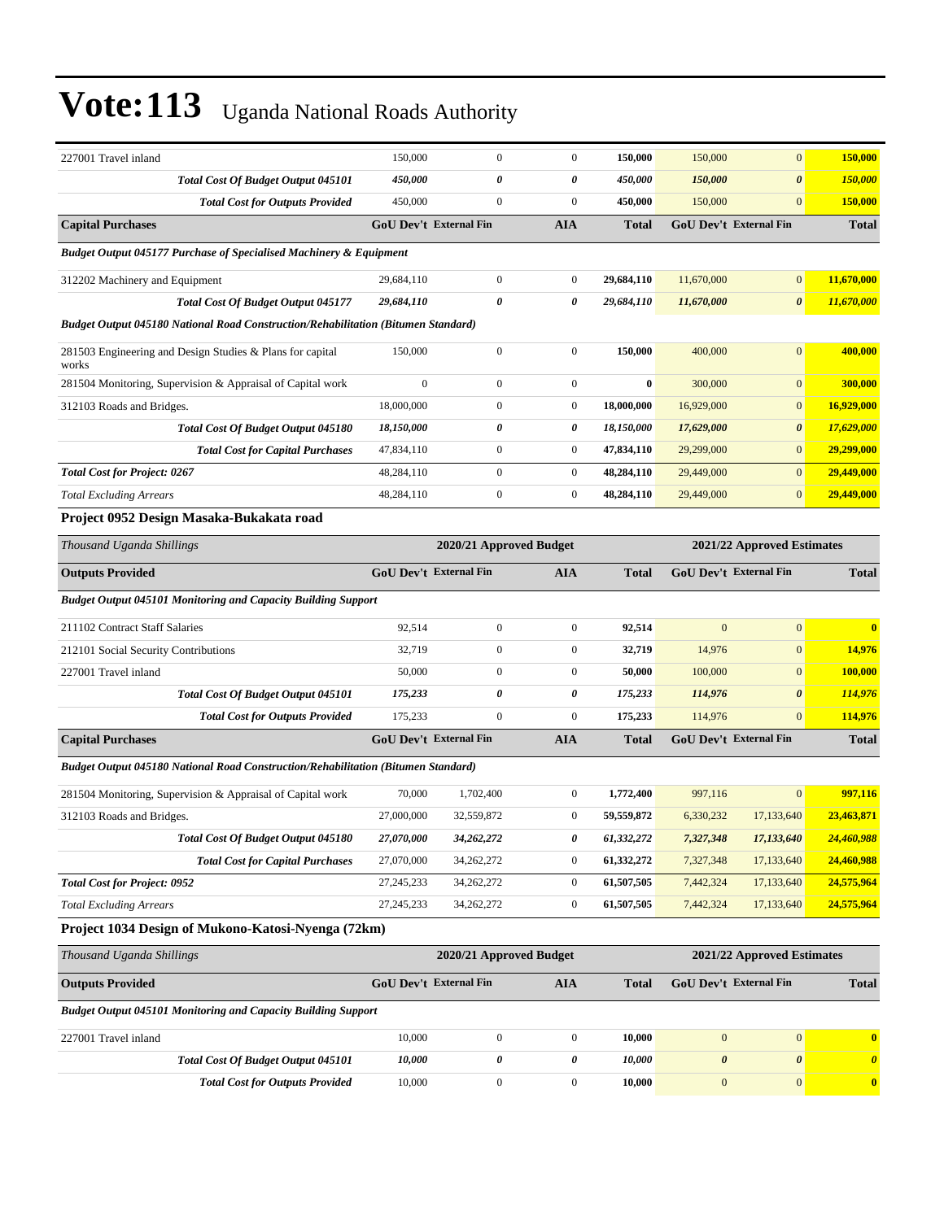# Vote:113 Uganda National Roads Authority

| | | | | | | | |
|---|---|---|---|---|---|---|---|
| 227001 Travel inland | 150,000 | 0 | 0 | **150,000** | 150,000 | 0 | **150,000** |
| ***Total Cost Of Budget Output 045101*** | ***450,000*** | ***0*** | ***0*** | ***450,000*** | ***150,000*** | ***0*** | ***150,000*** |
| ***Total Cost for Outputs Provided*** | 450,000 | 0 | 0 | **450,000** | 150,000 | 0 | **150,000** |
| **Capital Purchases** | **GoU Dev't** | **External Fin** | **AIA** | **Total** | **GoU Dev't** | **External Fin** | **Total** |
| ***Budget Output 045177 Purchase of Specialised Machinery & Equipment*** | | | | | | | |
| 312202 Machinery and Equipment | 29,684,110 | 0 | 0 | **29,684,110** | 11,670,000 | 0 | **11,670,000** |
| ***Total Cost Of Budget Output 045177*** | ***29,684,110*** | ***0*** | ***0*** | ***29,684,110*** | ***11,670,000*** | ***0*** | ***11,670,000*** |
| ***Budget Output 045180 National Road Construction/Rehabilitation (Bitumen Standard)*** | | | | | | | |
| 281503 Engineering and Design Studies & Plans for capital works | 150,000 | 0 | 0 | **150,000** | 400,000 | 0 | **400,000** |
| 281504 Monitoring, Supervision & Appraisal of Capital work | 0 | 0 | 0 | **0** | 300,000 | 0 | **300,000** |
| 312103 Roads and Bridges. | 18,000,000 | 0 | 0 | **18,000,000** | 16,929,000 | 0 | **16,929,000** |
| ***Total Cost Of Budget Output 045180*** | ***18,150,000*** | ***0*** | ***0*** | ***18,150,000*** | ***17,629,000*** | ***0*** | ***17,629,000*** |
| ***Total Cost for Capital Purchases*** | 47,834,110 | 0 | 0 | **47,834,110** | 29,299,000 | 0 | **29,299,000** |
| ***Total Cost for Project: 0267*** | 48,284,110 | 0 | 0 | **48,284,110** | 29,449,000 | 0 | **29,449,000** |
| *Total Excluding Arrears* | 48,284,110 | 0 | 0 | **48,284,110** | 29,449,000 | 0 | **29,449,000** |

**Project 0952 Design Masaka-Bukakata road**

| *Thousand Uganda Shillings* | 2020/21 Approved Budget | | | | 2021/22 Approved Estimates | | |
|---|---|---|---|---|---|---|---|
| **Outputs Provided** | **GoU Dev't** | **External Fin** | **AIA** | **Total** | **GoU Dev't** | **External Fin** | **Total** |
| ***Budget Output 045101 Monitoring and Capacity Building Support*** | | | | | | | |
| 211102 Contract Staff Salaries | 92,514 | 0 | 0 | **92,514** | 0 | 0 | **0** |
| 212101 Social Security Contributions | 32,719 | 0 | 0 | **32,719** | 14,976 | 0 | **14,976** |
| 227001 Travel inland | 50,000 | 0 | 0 | **50,000** | 100,000 | 0 | **100,000** |
| ***Total Cost Of Budget Output 045101*** | ***175,233*** | ***0*** | ***0*** | ***175,233*** | ***114,976*** | ***0*** | ***114,976*** |
| ***Total Cost for Outputs Provided*** | 175,233 | 0 | 0 | **175,233** | 114,976 | 0 | **114,976** |
| **Capital Purchases** | **GoU Dev't** | **External Fin** | **AIA** | **Total** | **GoU Dev't** | **External Fin** | **Total** |
| ***Budget Output 045180 National Road Construction/Rehabilitation (Bitumen Standard)*** | | | | | | | |
| 281504 Monitoring, Supervision & Appraisal of Capital work | 70,000 | 1,702,400 | 0 | **1,772,400** | 997,116 | 0 | **997,116** |
| 312103 Roads and Bridges. | 27,000,000 | 32,559,872 | 0 | **59,559,872** | 6,330,232 | 17,133,640 | **23,463,871** |
| ***Total Cost Of Budget Output 045180*** | ***27,070,000*** | ***34,262,272*** | ***0*** | ***61,332,272*** | ***7,327,348*** | ***17,133,640*** | ***24,460,988*** |
| ***Total Cost for Capital Purchases*** | 27,070,000 | 34,262,272 | 0 | **61,332,272** | 7,327,348 | 17,133,640 | **24,460,988** |
| ***Total Cost for Project: 0952*** | 27,245,233 | 34,262,272 | 0 | **61,507,505** | 7,442,324 | 17,133,640 | **24,575,964** |
| *Total Excluding Arrears* | 27,245,233 | 34,262,272 | 0 | **61,507,505** | 7,442,324 | 17,133,640 | **24,575,964** |

**Project 1034 Design of Mukono-Katosi-Nyenga (72km)**

| *Thousand Uganda Shillings* | 2020/21 Approved Budget | | | | 2021/22 Approved Estimates | | |
|---|---|---|---|---|---|---|---|
| **Outputs Provided** | **GoU Dev't** | **External Fin** | **AIA** | **Total** | **GoU Dev't** | **External Fin** | **Total** |
| ***Budget Output 045101 Monitoring and Capacity Building Support*** | | | | | | | |
| 227001 Travel inland | 10,000 | 0 | 0 | **10,000** | 0 | 0 | **0** |
| ***Total Cost Of Budget Output 045101*** | ***10,000*** | ***0*** | ***0*** | ***10,000*** | ***0*** | ***0*** | ***0*** |
| ***Total Cost for Outputs Provided*** | 10,000 | 0 | 0 | **10,000** | 0 | 0 | **0** |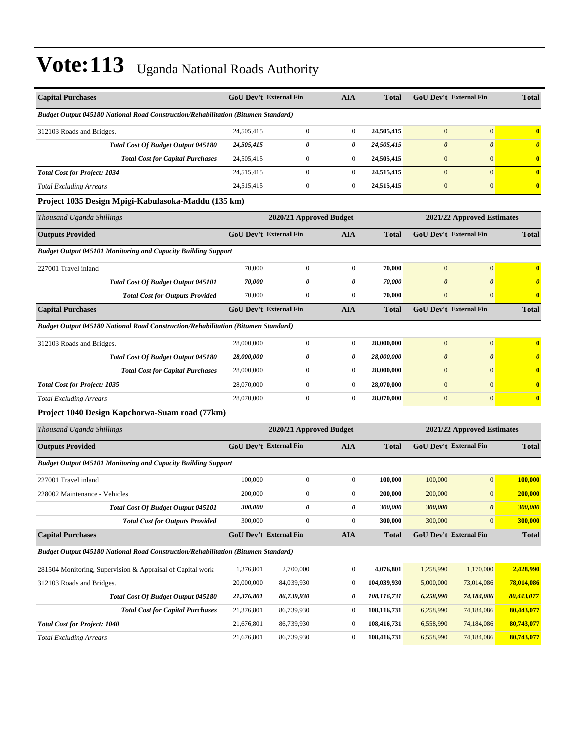# Vote:113 Uganda National Roads Authority

| Capital Purchases | GoU Dev't | External Fin | AIA | Total | GoU Dev't | External Fin | Total |
|---|---|---|---|---|---|---|---|
| *Budget Output 045180 National Road Construction/Rehabilitation (Bitumen Standard)* | | | | | | | |
| 312103 Roads and Bridges. | 24,505,415 | 0 | 0 | **24,505,415** | 0 | 0 | **0** |
| ***Total Cost Of Budget Output 045180*** | ***24,505,415*** | ***0*** | ***0*** | ***24,505,415*** | ***0*** | ***0*** | ***0*** |
| ***Total Cost for Capital Purchases*** | 24,505,415 | 0 | 0 | **24,505,415** | 0 | 0 | **0** |
| ***Total Cost for Project: 1034*** | 24,515,415 | 0 | 0 | **24,515,415** | 0 | 0 | **0** |
| *Total Excluding Arrears* | 24,515,415 | 0 | 0 | **24,515,415** | 0 | 0 | **0** |

### Project 1035 Design Mpigi-Kabulasoka-Maddu (135 km)

| *Thousand Uganda Shillings* | 2020/21 Approved Budget | | | | 2021/22 Approved Estimates | | |
|---|---|---|---|---|---|---|---|
| **Outputs Provided** | **GoU Dev't** | **External Fin** | **AIA** | **Total** | **GoU Dev't** | **External Fin** | **Total** |
| *Budget Output 045101 Monitoring and Capacity Building Support* | | | | | | | |
| 227001 Travel inland | 70,000 | 0 | 0 | **70,000** | 0 | 0 | **0** |
| ***Total Cost Of Budget Output 045101*** | ***70,000*** | ***0*** | ***0*** | ***70,000*** | ***0*** | ***0*** | ***0*** |
| ***Total Cost for Outputs Provided*** | 70,000 | 0 | 0 | **70,000** | 0 | 0 | **0** |
| **Capital Purchases** | **GoU Dev't** | **External Fin** | **AIA** | **Total** | **GoU Dev't** | **External Fin** | **Total** |
| *Budget Output 045180 National Road Construction/Rehabilitation (Bitumen Standard)* | | | | | | | |
| 312103 Roads and Bridges. | 28,000,000 | 0 | 0 | **28,000,000** | 0 | 0 | **0** |
| ***Total Cost Of Budget Output 045180*** | ***28,000,000*** | ***0*** | ***0*** | ***28,000,000*** | ***0*** | ***0*** | ***0*** |
| ***Total Cost for Capital Purchases*** | 28,000,000 | 0 | 0 | **28,000,000** | 0 | 0 | **0** |
| ***Total Cost for Project: 1035*** | 28,070,000 | 0 | 0 | **28,070,000** | 0 | 0 | **0** |
| *Total Excluding Arrears* | 28,070,000 | 0 | 0 | **28,070,000** | 0 | 0 | **0** |

### Project 1040 Design Kapchorwa-Suam road (77km)

| *Thousand Uganda Shillings* | 2020/21 Approved Budget | | | | 2021/22 Approved Estimates | | |
|---|---|---|---|---|---|---|---|
| **Outputs Provided** | **GoU Dev't** | **External Fin** | **AIA** | **Total** | **GoU Dev't** | **External Fin** | **Total** |
| *Budget Output 045101 Monitoring and Capacity Building Support* | | | | | | | |
| 227001 Travel inland | 100,000 | 0 | 0 | **100,000** | 100,000 | 0 | **100,000** |
| 228002 Maintenance - Vehicles | 200,000 | 0 | 0 | **200,000** | 200,000 | 0 | **200,000** |
| ***Total Cost Of Budget Output 045101*** | ***300,000*** | ***0*** | ***0*** | ***300,000*** | ***300,000*** | ***0*** | ***300,000*** |
| ***Total Cost for Outputs Provided*** | 300,000 | 0 | 0 | **300,000** | 300,000 | 0 | **300,000** |
| **Capital Purchases** | **GoU Dev't** | **External Fin** | **AIA** | **Total** | **GoU Dev't** | **External Fin** | **Total** |
| *Budget Output 045180 National Road Construction/Rehabilitation (Bitumen Standard)* | | | | | | | |
| 281504 Monitoring, Supervision & Appraisal of Capital work | 1,376,801 | 2,700,000 | 0 | **4,076,801** | 1,258,990 | 1,170,000 | **2,428,990** |
| 312103 Roads and Bridges. | 20,000,000 | 84,039,930 | 0 | **104,039,930** | 5,000,000 | 73,014,086 | **78,014,086** |
| ***Total Cost Of Budget Output 045180*** | ***21,376,801*** | ***86,739,930*** | ***0*** | ***108,116,731*** | ***6,258,990*** | ***74,184,086*** | ***80,443,077*** |
| ***Total Cost for Capital Purchases*** | 21,376,801 | 86,739,930 | 0 | **108,116,731** | 6,258,990 | 74,184,086 | **80,443,077** |
| ***Total Cost for Project: 1040*** | 21,676,801 | 86,739,930 | 0 | **108,416,731** | 6,558,990 | 74,184,086 | **80,743,077** |
| *Total Excluding Arrears* | 21,676,801 | 86,739,930 | 0 | **108,416,731** | 6,558,990 | 74,184,086 | **80,743,077** |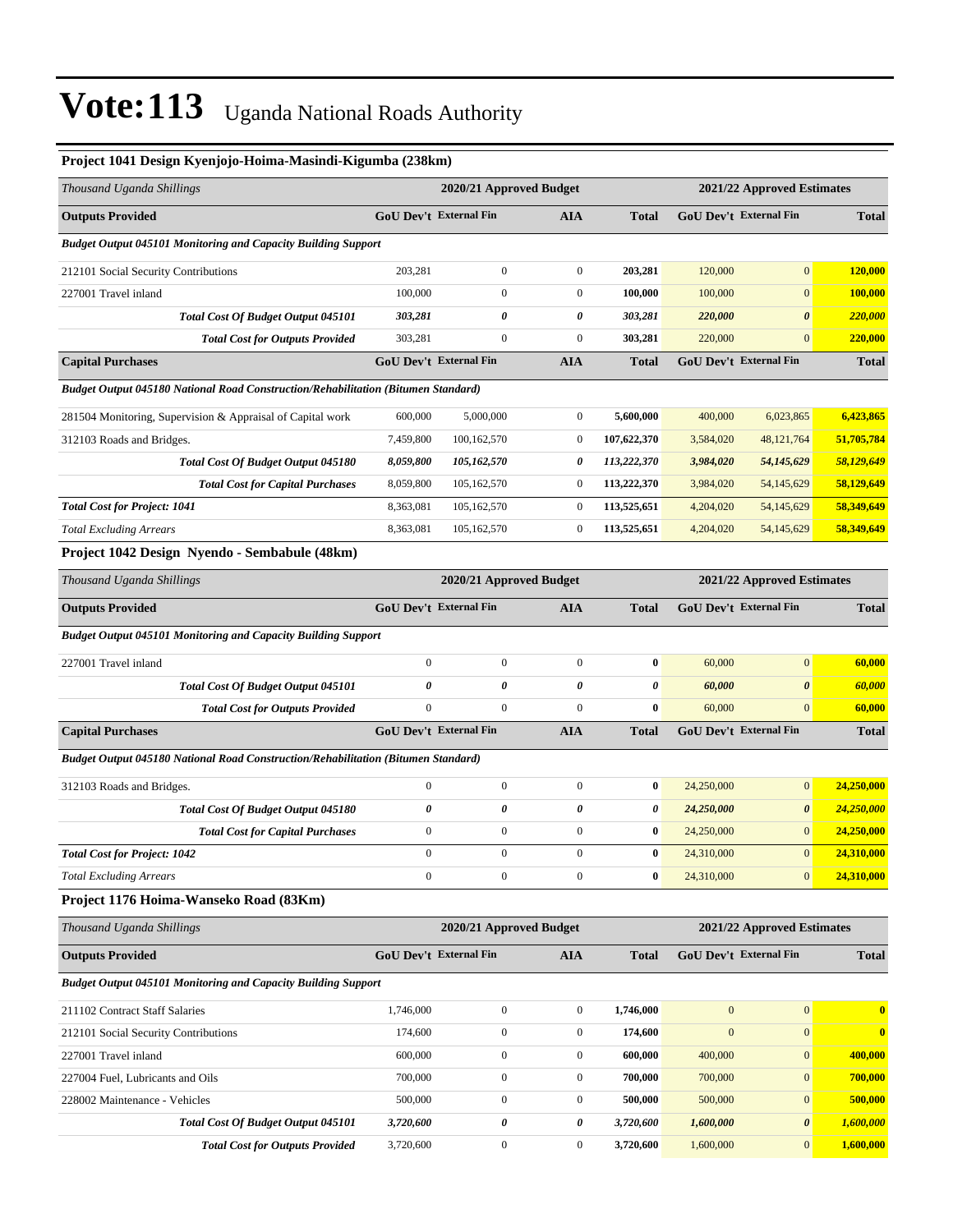# Vote:113 Uganda National Roads Authority

### Project 1041 Design Kyenjojo-Hoima-Masindi-Kigumba (238km)

| Thousand Uganda Shillings | 2020/21 Approved Budget | | | | 2021/22 Approved Estimates | | |
|---|---|---|---|---|---|---|---|
| **Outputs Provided** | **GoU Dev't** | **External Fin** | **AIA** | **Total** | **GoU Dev't** | **External Fin** | **Total** |
| ***Budget Output 045101 Monitoring and Capacity Building Support*** | | | | | | | |
| 212101 Social Security Contributions | 203,281 | 0 | 0 | **203,281** | 120,000 | 0 | **120,000** |
| 227001 Travel inland | 100,000 | 0 | 0 | **100,000** | 100,000 | 0 | **100,000** |
| ***Total Cost Of Budget Output 045101*** | ***303,281*** | ***0*** | ***0*** | ***303,281*** | ***220,000*** | ***0*** | ***220,000*** |
| ***Total Cost for Outputs Provided*** | 303,281 | 0 | 0 | **303,281** | 220,000 | 0 | **220,000** |
| **Capital Purchases** | **GoU Dev't** | **External Fin** | **AIA** | **Total** | **GoU Dev't** | **External Fin** | **Total** |
| ***Budget Output 045180 National Road Construction/Rehabilitation (Bitumen Standard)*** | | | | | | | |
| 281504 Monitoring, Supervision & Appraisal of Capital work | 600,000 | 5,000,000 | 0 | **5,600,000** | 400,000 | 6,023,865 | **6,423,865** |
| 312103 Roads and Bridges. | 7,459,800 | 100,162,570 | 0 | **107,622,370** | 3,584,020 | 48,121,764 | **51,705,784** |
| ***Total Cost Of Budget Output 045180*** | ***8,059,800*** | ***105,162,570*** | ***0*** | ***113,222,370*** | ***3,984,020*** | ***54,145,629*** | ***58,129,649*** |
| ***Total Cost for Capital Purchases*** | 8,059,800 | 105,162,570 | 0 | **113,222,370** | 3,984,020 | 54,145,629 | **58,129,649** |
| ***Total Cost for Project: 1041*** | 8,363,081 | 105,162,570 | 0 | **113,525,651** | 4,204,020 | 54,145,629 | **58,349,649** |
| *Total Excluding Arrears* | 8,363,081 | 105,162,570 | 0 | **113,525,651** | 4,204,020 | 54,145,629 | **58,349,649** |

### Project 1042 Design Nyendo - Sembabule (48km)

| Thousand Uganda Shillings | 2020/21 Approved Budget | | | | 2021/22 Approved Estimates | | |
|---|---|---|---|---|---|---|---|
| **Outputs Provided** | **GoU Dev't** | **External Fin** | **AIA** | **Total** | **GoU Dev't** | **External Fin** | **Total** |
| ***Budget Output 045101 Monitoring and Capacity Building Support*** | | | | | | | |
| 227001 Travel inland | 0 | 0 | 0 | **0** | 60,000 | 0 | **60,000** |
| ***Total Cost Of Budget Output 045101*** | ***0*** | ***0*** | ***0*** | ***0*** | ***60,000*** | ***0*** | ***60,000*** |
| ***Total Cost for Outputs Provided*** | 0 | 0 | 0 | **0** | 60,000 | 0 | **60,000** |
| **Capital Purchases** | **GoU Dev't** | **External Fin** | **AIA** | **Total** | **GoU Dev't** | **External Fin** | **Total** |
| ***Budget Output 045180 National Road Construction/Rehabilitation (Bitumen Standard)*** | | | | | | | |
| 312103 Roads and Bridges. | 0 | 0 | 0 | **0** | 24,250,000 | 0 | **24,250,000** |
| ***Total Cost Of Budget Output 045180*** | ***0*** | ***0*** | ***0*** | ***0*** | ***24,250,000*** | ***0*** | ***24,250,000*** |
| ***Total Cost for Capital Purchases*** | 0 | 0 | 0 | **0** | 24,250,000 | 0 | **24,250,000** |
| ***Total Cost for Project: 1042*** | 0 | 0 | 0 | **0** | 24,310,000 | 0 | **24,310,000** |
| *Total Excluding Arrears* | 0 | 0 | 0 | **0** | 24,310,000 | 0 | **24,310,000** |

### Project 1176 Hoima-Wanseko Road (83Km)

| Thousand Uganda Shillings | 2020/21 Approved Budget | | | | 2021/22 Approved Estimates | | |
|---|---|---|---|---|---|---|---|
| **Outputs Provided** | **GoU Dev't** | **External Fin** | **AIA** | **Total** | **GoU Dev't** | **External Fin** | **Total** |
| ***Budget Output 045101 Monitoring and Capacity Building Support*** | | | | | | | |
| 211102 Contract Staff Salaries | 1,746,000 | 0 | 0 | **1,746,000** | 0 | 0 | **0** |
| 212101 Social Security Contributions | 174,600 | 0 | 0 | **174,600** | 0 | 0 | **0** |
| 227001 Travel inland | 600,000 | 0 | 0 | **600,000** | 400,000 | 0 | **400,000** |
| 227004 Fuel, Lubricants and Oils | 700,000 | 0 | 0 | **700,000** | 700,000 | 0 | **700,000** |
| 228002 Maintenance - Vehicles | 500,000 | 0 | 0 | **500,000** | 500,000 | 0 | **500,000** |
| ***Total Cost Of Budget Output 045101*** | ***3,720,600*** | ***0*** | ***0*** | ***3,720,600*** | ***1,600,000*** | ***0*** | ***1,600,000*** |
| ***Total Cost for Outputs Provided*** | 3,720,600 | 0 | 0 | **3,720,600** | 1,600,000 | 0 | **1,600,000** |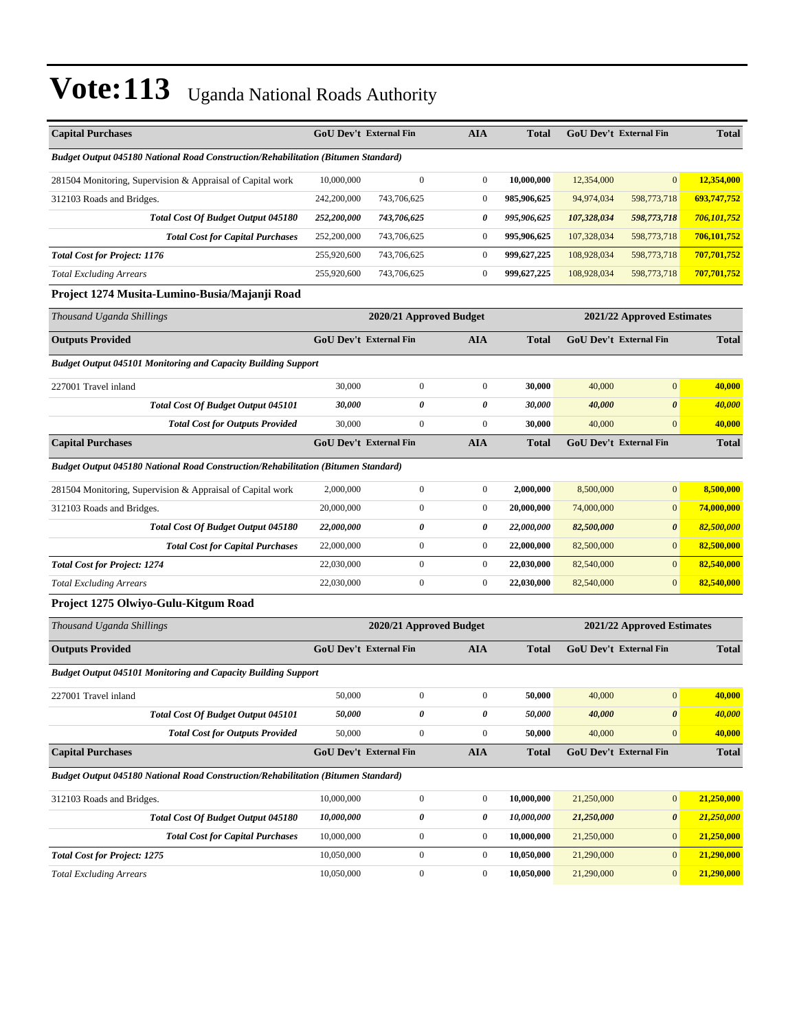# Vote:113 Uganda National Roads Authority

| Capital Purchases | GoU Dev't | External Fin | AIA | Total | GoU Dev't | External Fin | Total |
|---|---|---|---|---|---|---|---|
| ***Budget Output 045180 National Road Construction/Rehabilitation (Bitumen Standard)*** | | | | | | | |
| 281504 Monitoring, Supervision & Appraisal of Capital work | 10,000,000 | 0 | 0 | **10,000,000** | 12,354,000 | 0 | **12,354,000** |
| 312103 Roads and Bridges. | 242,200,000 | 743,706,625 | 0 | **985,906,625** | 94,974,034 | 598,773,718 | **693,747,752** |
| ***Total Cost Of Budget Output 045180*** | ***252,200,000*** | ***743,706,625*** | ***0*** | ***995,906,625*** | ***107,328,034*** | ***598,773,718*** | ***706,101,752*** |
| ***Total Cost for Capital Purchases*** | 252,200,000 | 743,706,625 | 0 | **995,906,625** | 107,328,034 | 598,773,718 | **706,101,752** |
| ***Total Cost for Project: 1176*** | 255,920,600 | 743,706,625 | 0 | **999,627,225** | 108,928,034 | 598,773,718 | **707,701,752** |
| *Total Excluding Arrears* | 255,920,600 | 743,706,625 | 0 | **999,627,225** | 108,928,034 | 598,773,718 | **707,701,752** |

### Project 1274 Musita-Lumino-Busia/Majanji Road

| *Thousand Uganda Shillings* | 2020/21 Approved Budget | | | | 2021/22 Approved Estimates | | |
|---|---|---|---|---|---|---|---|
| **Outputs Provided** | **GoU Dev't** | **External Fin** | **AIA** | **Total** | **GoU Dev't** | **External Fin** | **Total** |
| ***Budget Output 045101 Monitoring and Capacity Building Support*** | | | | | | | |
| 227001 Travel inland | 30,000 | 0 | 0 | **30,000** | 40,000 | 0 | **40,000** |
| ***Total Cost Of Budget Output 045101*** | ***30,000*** | ***0*** | ***0*** | ***30,000*** | ***40,000*** | ***0*** | ***40,000*** |
| ***Total Cost for Outputs Provided*** | 30,000 | 0 | 0 | **30,000** | 40,000 | 0 | **40,000** |
| **Capital Purchases** | **GoU Dev't** | **External Fin** | **AIA** | **Total** | **GoU Dev't** | **External Fin** | **Total** |
| ***Budget Output 045180 National Road Construction/Rehabilitation (Bitumen Standard)*** | | | | | | | |
| 281504 Monitoring, Supervision & Appraisal of Capital work | 2,000,000 | 0 | 0 | **2,000,000** | 8,500,000 | 0 | **8,500,000** |
| 312103 Roads and Bridges. | 20,000,000 | 0 | 0 | **20,000,000** | 74,000,000 | 0 | **74,000,000** |
| ***Total Cost Of Budget Output 045180*** | ***22,000,000*** | ***0*** | ***0*** | ***22,000,000*** | ***82,500,000*** | ***0*** | ***82,500,000*** |
| ***Total Cost for Capital Purchases*** | 22,000,000 | 0 | 0 | **22,000,000** | 82,500,000 | 0 | **82,500,000** |
| ***Total Cost for Project: 1274*** | 22,030,000 | 0 | 0 | **22,030,000** | 82,540,000 | 0 | **82,540,000** |
| *Total Excluding Arrears* | 22,030,000 | 0 | 0 | **22,030,000** | 82,540,000 | 0 | **82,540,000** |

### Project 1275 Olwiyo-Gulu-Kitgum Road

| *Thousand Uganda Shillings* | 2020/21 Approved Budget | | | | 2021/22 Approved Estimates | | |
|---|---|---|---|---|---|---|---|
| **Outputs Provided** | **GoU Dev't** | **External Fin** | **AIA** | **Total** | **GoU Dev't** | **External Fin** | **Total** |
| ***Budget Output 045101 Monitoring and Capacity Building Support*** | | | | | | | |
| 227001 Travel inland | 50,000 | 0 | 0 | **50,000** | 40,000 | 0 | **40,000** |
| ***Total Cost Of Budget Output 045101*** | ***50,000*** | ***0*** | ***0*** | ***50,000*** | ***40,000*** | ***0*** | ***40,000*** |
| ***Total Cost for Outputs Provided*** | 50,000 | 0 | 0 | **50,000** | 40,000 | 0 | **40,000** |
| **Capital Purchases** | **GoU Dev't** | **External Fin** | **AIA** | **Total** | **GoU Dev't** | **External Fin** | **Total** |
| ***Budget Output 045180 National Road Construction/Rehabilitation (Bitumen Standard)*** | | | | | | | |
| 312103 Roads and Bridges. | 10,000,000 | 0 | 0 | **10,000,000** | 21,250,000 | 0 | **21,250,000** |
| ***Total Cost Of Budget Output 045180*** | ***10,000,000*** | ***0*** | ***0*** | ***10,000,000*** | ***21,250,000*** | ***0*** | ***21,250,000*** |
| ***Total Cost for Capital Purchases*** | 10,000,000 | 0 | 0 | **10,000,000** | 21,250,000 | 0 | **21,250,000** |
| ***Total Cost for Project: 1275*** | 10,050,000 | 0 | 0 | **10,050,000** | 21,290,000 | 0 | **21,290,000** |
| *Total Excluding Arrears* | 10,050,000 | 0 | 0 | **10,050,000** | 21,290,000 | 0 | **21,290,000** |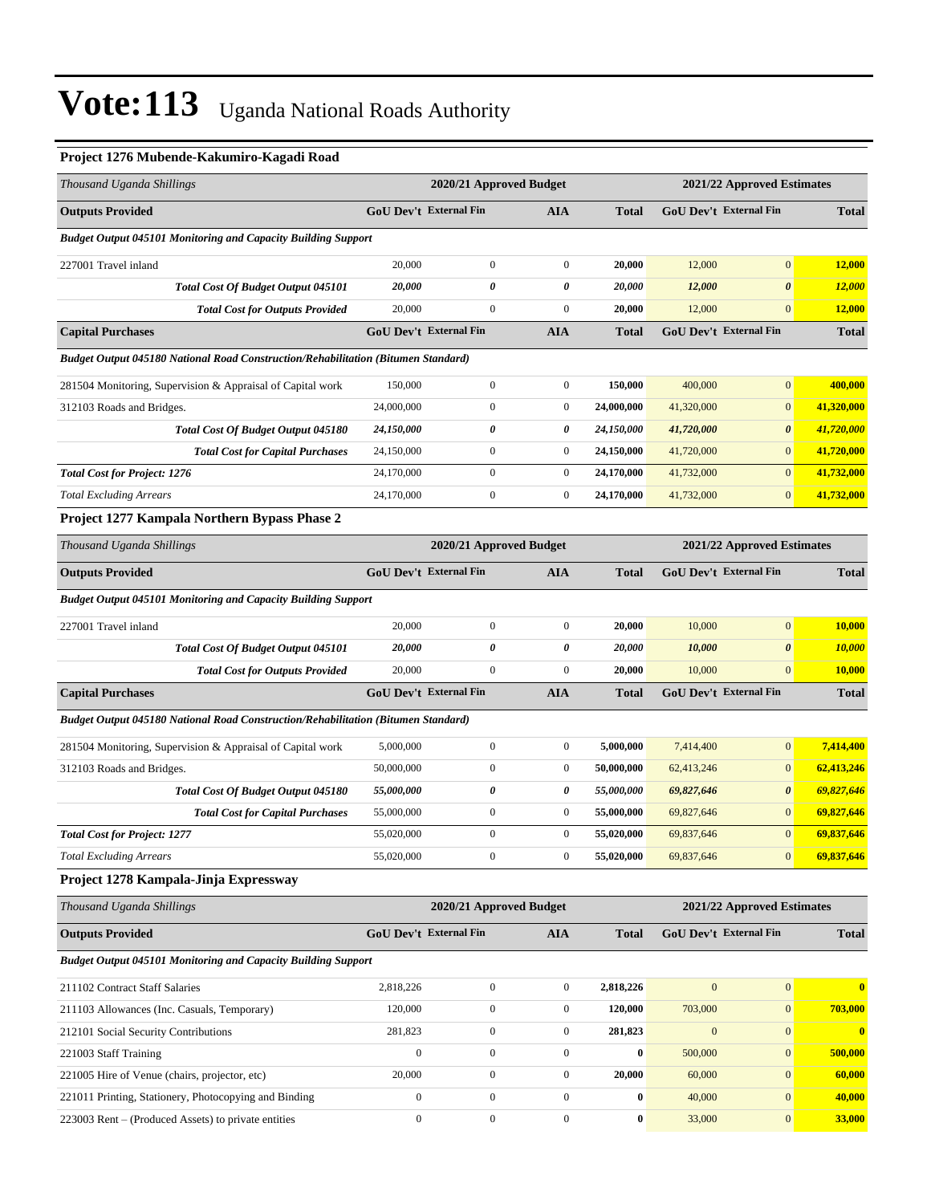# Vote:113 Uganda National Roads Authority

### Project 1276 Mubende-Kakumiro-Kagadi Road

| Thousand Uganda Shillings | 2020/21 Approved Budget | | | | 2021/22 Approved Estimates | | |
|---|---|---|---|---|---|---|---|
| **Outputs Provided** | **GoU Dev't** | **External Fin** | **AIA** | **Total** | **GoU Dev't** | **External Fin** | **Total** |
| ***Budget Output 045101 Monitoring and Capacity Building Support*** | | | | | | | |
| 227001 Travel inland | 20,000 | 0 | 0 | **20,000** | 12,000 | 0 | **12,000** |
| ***Total Cost Of Budget Output 045101*** | ***20,000*** | ***0*** | ***0*** | ***20,000*** | ***12,000*** | ***0*** | ***12,000*** |
| ***Total Cost for Outputs Provided*** | 20,000 | 0 | 0 | **20,000** | 12,000 | 0 | **12,000** |
| **Capital Purchases** | **GoU Dev't** | **External Fin** | **AIA** | **Total** | **GoU Dev't** | **External Fin** | **Total** |
| ***Budget Output 045180 National Road Construction/Rehabilitation (Bitumen Standard)*** | | | | | | | |
| 281504 Monitoring, Supervision & Appraisal of Capital work | 150,000 | 0 | 0 | **150,000** | 400,000 | 0 | **400,000** |
| 312103 Roads and Bridges. | 24,000,000 | 0 | 0 | **24,000,000** | 41,320,000 | 0 | **41,320,000** |
| ***Total Cost Of Budget Output 045180*** | ***24,150,000*** | ***0*** | ***0*** | ***24,150,000*** | ***41,720,000*** | ***0*** | ***41,720,000*** |
| ***Total Cost for Capital Purchases*** | 24,150,000 | 0 | 0 | **24,150,000** | 41,720,000 | 0 | **41,720,000** |
| ***Total Cost for Project: 1276*** | 24,170,000 | 0 | 0 | **24,170,000** | 41,732,000 | 0 | **41,732,000** |
| *Total Excluding Arrears* | 24,170,000 | 0 | 0 | **24,170,000** | 41,732,000 | 0 | **41,732,000** |

### Project 1277 Kampala Northern Bypass Phase 2

| Thousand Uganda Shillings | 2020/21 Approved Budget | | | | 2021/22 Approved Estimates | | |
|---|---|---|---|---|---|---|---|
| **Outputs Provided** | **GoU Dev't** | **External Fin** | **AIA** | **Total** | **GoU Dev't** | **External Fin** | **Total** |
| ***Budget Output 045101 Monitoring and Capacity Building Support*** | | | | | | | |
| 227001 Travel inland | 20,000 | 0 | 0 | **20,000** | 10,000 | 0 | **10,000** |
| ***Total Cost Of Budget Output 045101*** | ***20,000*** | ***0*** | ***0*** | ***20,000*** | ***10,000*** | ***0*** | ***10,000*** |
| ***Total Cost for Outputs Provided*** | 20,000 | 0 | 0 | **20,000** | 10,000 | 0 | **10,000** |
| **Capital Purchases** | **GoU Dev't** | **External Fin** | **AIA** | **Total** | **GoU Dev't** | **External Fin** | **Total** |
| ***Budget Output 045180 National Road Construction/Rehabilitation (Bitumen Standard)*** | | | | | | | |
| 281504 Monitoring, Supervision & Appraisal of Capital work | 5,000,000 | 0 | 0 | **5,000,000** | 7,414,400 | 0 | **7,414,400** |
| 312103 Roads and Bridges. | 50,000,000 | 0 | 0 | **50,000,000** | 62,413,246 | 0 | **62,413,246** |
| ***Total Cost Of Budget Output 045180*** | ***55,000,000*** | ***0*** | ***0*** | ***55,000,000*** | ***69,827,646*** | ***0*** | ***69,827,646*** |
| ***Total Cost for Capital Purchases*** | 55,000,000 | 0 | 0 | **55,000,000** | 69,827,646 | 0 | **69,827,646** |
| ***Total Cost for Project: 1277*** | 55,020,000 | 0 | 0 | **55,020,000** | 69,837,646 | 0 | **69,837,646** |
| *Total Excluding Arrears* | 55,020,000 | 0 | 0 | **55,020,000** | 69,837,646 | 0 | **69,837,646** |

### Project 1278 Kampala-Jinja Expressway

| Thousand Uganda Shillings | 2020/21 Approved Budget | | | | 2021/22 Approved Estimates | | |
|---|---|---|---|---|---|---|---|
| **Outputs Provided** | **GoU Dev't** | **External Fin** | **AIA** | **Total** | **GoU Dev't** | **External Fin** | **Total** |
| ***Budget Output 045101 Monitoring and Capacity Building Support*** | | | | | | | |
| 211102 Contract Staff Salaries | 2,818,226 | 0 | 0 | **2,818,226** | 0 | 0 | **0** |
| 211103 Allowances (Inc. Casuals, Temporary) | 120,000 | 0 | 0 | **120,000** | 703,000 | 0 | **703,000** |
| 212101 Social Security Contributions | 281,823 | 0 | 0 | **281,823** | 0 | 0 | **0** |
| 221003 Staff Training | 0 | 0 | 0 | **0** | 500,000 | 0 | **500,000** |
| 221005 Hire of Venue (chairs, projector, etc) | 20,000 | 0 | 0 | **20,000** | 60,000 | 0 | **60,000** |
| 221011 Printing, Stationery, Photocopying and Binding | 0 | 0 | 0 | **0** | 40,000 | 0 | **40,000** |
| 223003 Rent – (Produced Assets) to private entities | 0 | 0 | 0 | **0** | 33,000 | 0 | **33,000** |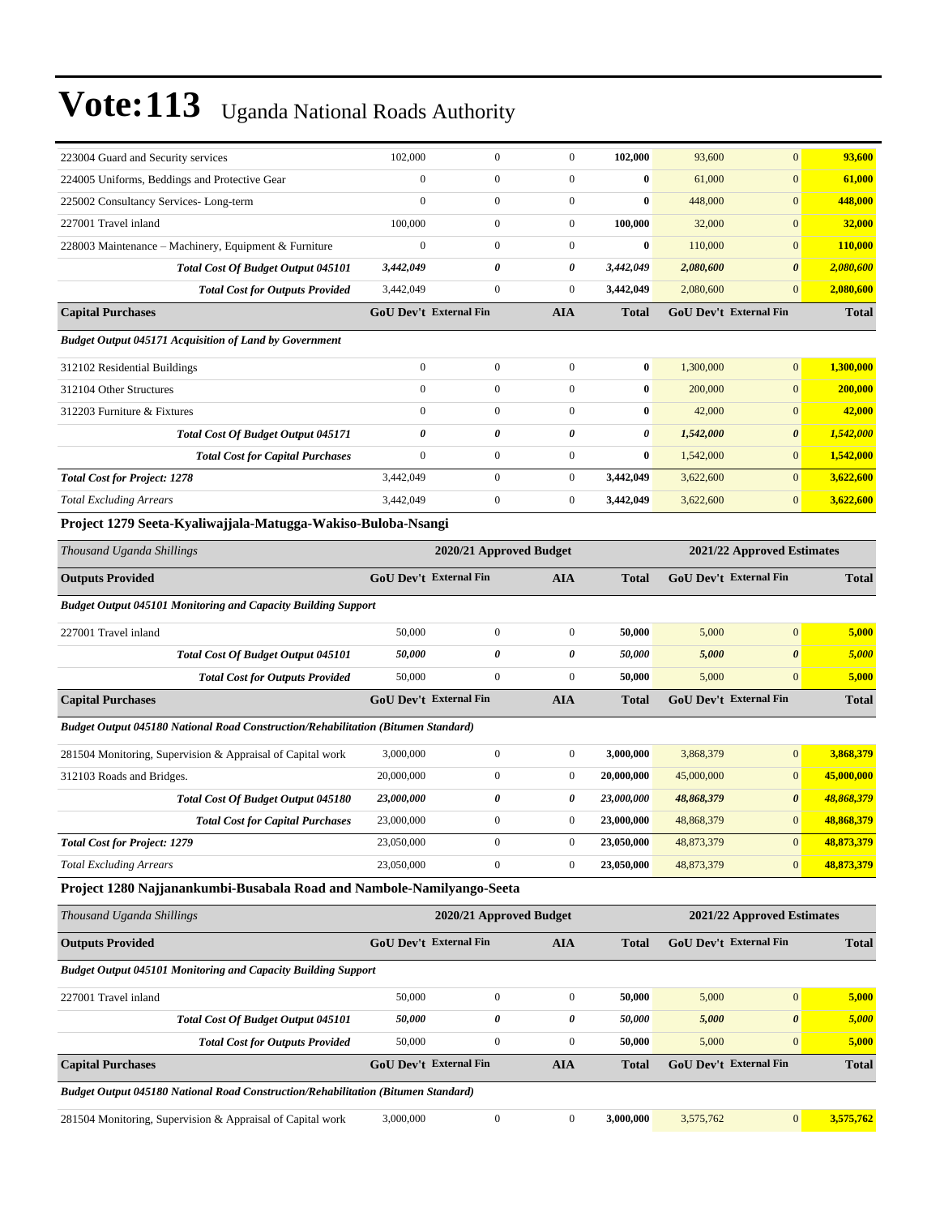# Vote:113 Uganda National Roads Authority

| | | | | | | | |
|---|---|---|---|---|---|---|---|
| 223004 Guard and Security services | 102,000 | 0 | 0 | **102,000** | 93,600 | 0 | **93,600** |
| 224005 Uniforms, Beddings and Protective Gear | 0 | 0 | 0 | **0** | 61,000 | 0 | **61,000** |
| 225002 Consultancy Services- Long-term | 0 | 0 | 0 | **0** | 448,000 | 0 | **448,000** |
| 227001 Travel inland | 100,000 | 0 | 0 | **100,000** | 32,000 | 0 | **32,000** |
| 228003 Maintenance – Machinery, Equipment & Furniture | 0 | 0 | 0 | **0** | 110,000 | 0 | **110,000** |
| ***Total Cost Of Budget Output 045101*** | ***3,442,049*** | ***0*** | ***0*** | ***3,442,049*** | ***2,080,600*** | ***0*** | ***2,080,600*** |
| ***Total Cost for Outputs Provided*** | 3,442,049 | 0 | 0 | **3,442,049** | 2,080,600 | 0 | **2,080,600** |
| **Capital Purchases** | **GoU Dev't** | **External Fin** | **AIA** | **Total** | **GoU Dev't** | **External Fin** | **Total** |
| ***Budget Output 045171 Acquisition of Land by Government*** | | | | | | | |
| 312102 Residential Buildings | 0 | 0 | 0 | **0** | 1,300,000 | 0 | **1,300,000** |
| 312104 Other Structures | 0 | 0 | 0 | **0** | 200,000 | 0 | **200,000** |
| 312203 Furniture & Fixtures | 0 | 0 | 0 | **0** | 42,000 | 0 | **42,000** |
| ***Total Cost Of Budget Output 045171*** | ***0*** | ***0*** | ***0*** | ***0*** | ***1,542,000*** | ***0*** | ***1,542,000*** |
| ***Total Cost for Capital Purchases*** | 0 | 0 | 0 | **0** | 1,542,000 | 0 | **1,542,000** |
| ***Total Cost for Project: 1278*** | 3,442,049 | 0 | 0 | **3,442,049** | 3,622,600 | 0 | **3,622,600** |
| *Total Excluding Arrears* | 3,442,049 | 0 | 0 | **3,442,049** | 3,622,600 | 0 | **3,622,600** |

**Project 1279 Seeta-Kyaliwajjala-Matugga-Wakiso-Buloba-Nsangi**

| *Thousand Uganda Shillings* | **2020/21 Approved Budget** | | | | **2021/22 Approved Estimates** | | |
|---|---|---|---|---|---|---|---|
| **Outputs Provided** | **GoU Dev't** | **External Fin** | **AIA** | **Total** | **GoU Dev't** | **External Fin** | **Total** |
| ***Budget Output 045101 Monitoring and Capacity Building Support*** | | | | | | | |
| 227001 Travel inland | 50,000 | 0 | 0 | **50,000** | 5,000 | 0 | **5,000** |
| ***Total Cost Of Budget Output 045101*** | ***50,000*** | ***0*** | ***0*** | ***50,000*** | ***5,000*** | ***0*** | ***5,000*** |
| ***Total Cost for Outputs Provided*** | 50,000 | 0 | 0 | **50,000** | 5,000 | 0 | **5,000** |
| **Capital Purchases** | **GoU Dev't** | **External Fin** | **AIA** | **Total** | **GoU Dev't** | **External Fin** | **Total** |
| ***Budget Output 045180 National Road Construction/Rehabilitation (Bitumen Standard)*** | | | | | | | |
| 281504 Monitoring, Supervision & Appraisal of Capital work | 3,000,000 | 0 | 0 | **3,000,000** | 3,868,379 | 0 | **3,868,379** |
| 312103 Roads and Bridges. | 20,000,000 | 0 | 0 | **20,000,000** | 45,000,000 | 0 | **45,000,000** |
| ***Total Cost Of Budget Output 045180*** | ***23,000,000*** | ***0*** | ***0*** | ***23,000,000*** | ***48,868,379*** | ***0*** | ***48,868,379*** |
| ***Total Cost for Capital Purchases*** | 23,000,000 | 0 | 0 | **23,000,000** | 48,868,379 | 0 | **48,868,379** |
| ***Total Cost for Project: 1279*** | 23,050,000 | 0 | 0 | **23,050,000** | 48,873,379 | 0 | **48,873,379** |
| *Total Excluding Arrears* | 23,050,000 | 0 | 0 | **23,050,000** | 48,873,379 | 0 | **48,873,379** |

**Project 1280 Najjanankumbi-Busabala Road and Nambole-Namilyango-Seeta**

| *Thousand Uganda Shillings* | **2020/21 Approved Budget** | | | | **2021/22 Approved Estimates** | | |
|---|---|---|---|---|---|---|---|
| **Outputs Provided** | **GoU Dev't** | **External Fin** | **AIA** | **Total** | **GoU Dev't** | **External Fin** | **Total** |
| ***Budget Output 045101 Monitoring and Capacity Building Support*** | | | | | | | |
| 227001 Travel inland | 50,000 | 0 | 0 | **50,000** | 5,000 | 0 | **5,000** |
| ***Total Cost Of Budget Output 045101*** | ***50,000*** | ***0*** | ***0*** | ***50,000*** | ***5,000*** | ***0*** | ***5,000*** |
| ***Total Cost for Outputs Provided*** | 50,000 | 0 | 0 | **50,000** | 5,000 | 0 | **5,000** |
| **Capital Purchases** | **GoU Dev't** | **External Fin** | **AIA** | **Total** | **GoU Dev't** | **External Fin** | **Total** |
| ***Budget Output 045180 National Road Construction/Rehabilitation (Bitumen Standard)*** | | | | | | | |
| 281504 Monitoring, Supervision & Appraisal of Capital work | 3,000,000 | 0 | 0 | **3,000,000** | 3,575,762 | 0 | **3,575,762** |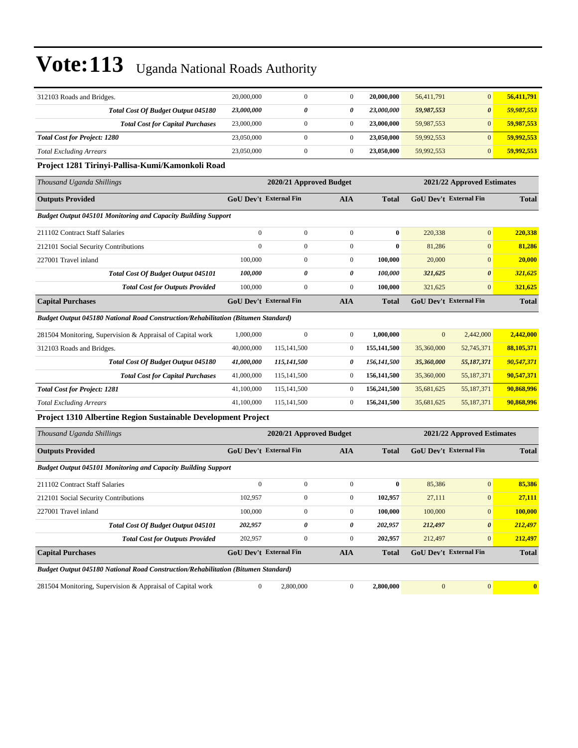# Vote:113 Uganda National Roads Authority

| | | | | | | | |
|---|---|---|---|---|---|---|---|
| 312103 Roads and Bridges. | 20,000,000 | 0 | 0 | **20,000,000** | 56,411,791 | 0 | **56,411,791** |
| ***Total Cost Of Budget Output 045180*** | ***23,000,000*** | ***0*** | ***0*** | ***23,000,000*** | ***59,987,553*** | ***0*** | ***59,987,553*** |
| ***Total Cost for Capital Purchases*** | 23,000,000 | 0 | 0 | **23,000,000** | 59,987,553 | 0 | **59,987,553** |
| ***Total Cost for Project: 1280*** | 23,050,000 | 0 | 0 | **23,050,000** | 59,992,553 | 0 | **59,992,553** |
| *Total Excluding Arrears* | 23,050,000 | 0 | 0 | **23,050,000** | 59,992,553 | 0 | **59,992,553** |

### Project 1281 Tirinyi-Pallisa-Kumi/Kamonkoli Road

| *Thousand Uganda Shillings* | 2020/21 Approved Budget | | | | 2021/22 Approved Estimates | | |
|---|---|---|---|---|---|---|---|
| **Outputs Provided** | **GoU Dev't** | **External Fin** | **AIA** | **Total** | **GoU Dev't** | **External Fin** | **Total** |
| ***Budget Output 045101 Monitoring and Capacity Building Support*** | | | | | | | |
| 211102 Contract Staff Salaries | 0 | 0 | 0 | **0** | 220,338 | 0 | **220,338** |
| 212101 Social Security Contributions | 0 | 0 | 0 | **0** | 81,286 | 0 | **81,286** |
| 227001 Travel inland | 100,000 | 0 | 0 | **100,000** | 20,000 | 0 | **20,000** |
| ***Total Cost Of Budget Output 045101*** | ***100,000*** | ***0*** | ***0*** | ***100,000*** | ***321,625*** | ***0*** | ***321,625*** |
| ***Total Cost for Outputs Provided*** | 100,000 | 0 | 0 | **100,000** | 321,625 | 0 | **321,625** |
| **Capital Purchases** | **GoU Dev't** | **External Fin** | **AIA** | **Total** | **GoU Dev't** | **External Fin** | **Total** |
| ***Budget Output 045180 National Road Construction/Rehabilitation (Bitumen Standard)*** | | | | | | | |
| 281504 Monitoring, Supervision & Appraisal of Capital work | 1,000,000 | 0 | 0 | **1,000,000** | 0 | 2,442,000 | **2,442,000** |
| 312103 Roads and Bridges. | 40,000,000 | 115,141,500 | 0 | **155,141,500** | 35,360,000 | 52,745,371 | **88,105,371** |
| ***Total Cost Of Budget Output 045180*** | ***41,000,000*** | ***115,141,500*** | ***0*** | ***156,141,500*** | ***35,360,000*** | ***55,187,371*** | ***90,547,371*** |
| ***Total Cost for Capital Purchases*** | 41,000,000 | 115,141,500 | 0 | **156,141,500** | 35,360,000 | 55,187,371 | **90,547,371** |
| ***Total Cost for Project: 1281*** | 41,100,000 | 115,141,500 | 0 | **156,241,500** | 35,681,625 | 55,187,371 | **90,868,996** |
| *Total Excluding Arrears* | 41,100,000 | 115,141,500 | 0 | **156,241,500** | 35,681,625 | 55,187,371 | **90,868,996** |

### Project 1310 Albertine Region Sustainable Development Project

| *Thousand Uganda Shillings* | 2020/21 Approved Budget | | | | 2021/22 Approved Estimates | | |
|---|---|---|---|---|---|---|---|
| **Outputs Provided** | **GoU Dev't** | **External Fin** | **AIA** | **Total** | **GoU Dev't** | **External Fin** | **Total** |
| ***Budget Output 045101 Monitoring and Capacity Building Support*** | | | | | | | |
| 211102 Contract Staff Salaries | 0 | 0 | 0 | **0** | 85,386 | 0 | **85,386** |
| 212101 Social Security Contributions | 102,957 | 0 | 0 | **102,957** | 27,111 | 0 | **27,111** |
| 227001 Travel inland | 100,000 | 0 | 0 | **100,000** | 100,000 | 0 | **100,000** |
| ***Total Cost Of Budget Output 045101*** | ***202,957*** | ***0*** | ***0*** | ***202,957*** | ***212,497*** | ***0*** | ***212,497*** |
| ***Total Cost for Outputs Provided*** | 202,957 | 0 | 0 | **202,957** | 212,497 | 0 | **212,497** |
| **Capital Purchases** | **GoU Dev't** | **External Fin** | **AIA** | **Total** | **GoU Dev't** | **External Fin** | **Total** |
| ***Budget Output 045180 National Road Construction/Rehabilitation (Bitumen Standard)*** | | | | | | | |
| 281504 Monitoring, Supervision & Appraisal of Capital work | 0 | 2,800,000 | 0 | **2,800,000** | 0 | 0 | **0** |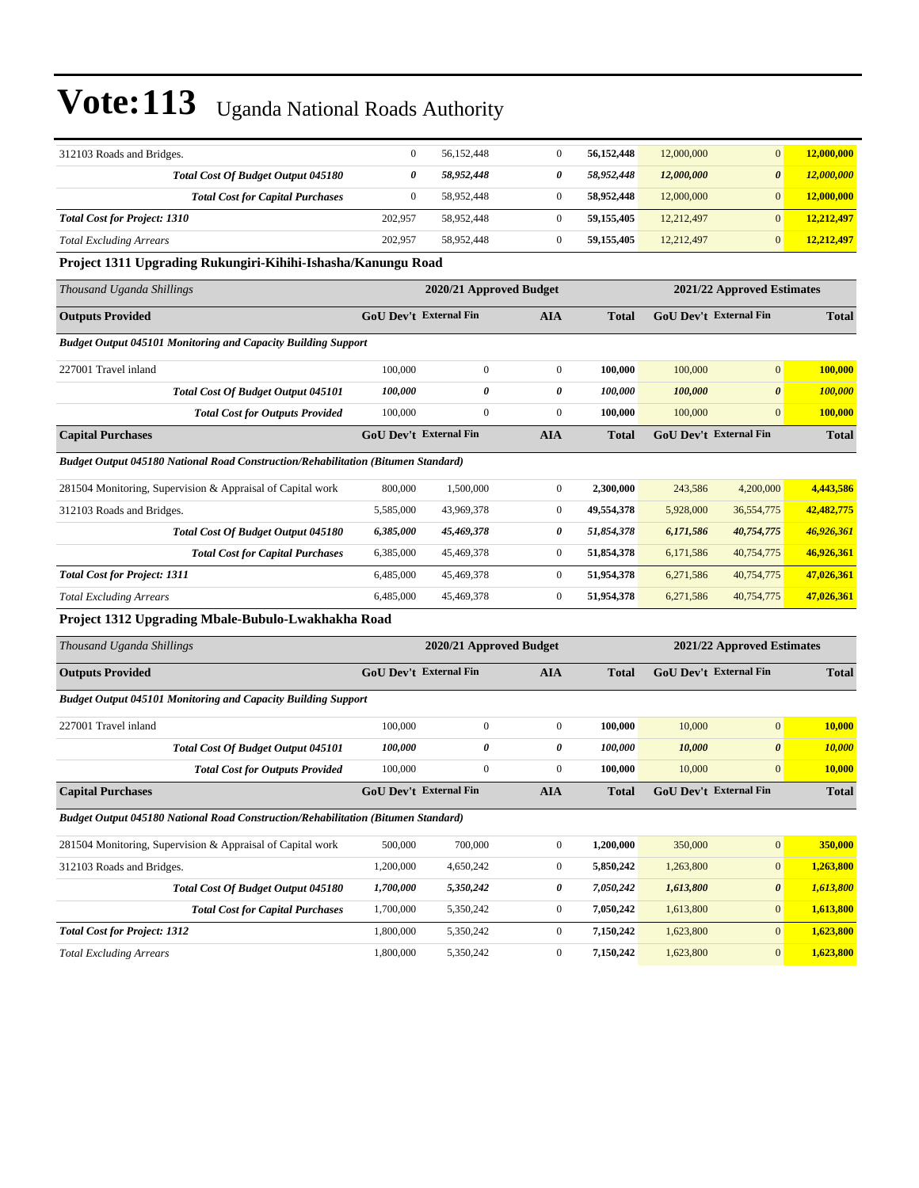# Vote:113 Uganda National Roads Authority

| | | | | | | | |
|---|---|---|---|---|---|---|---|
| 312103 Roads and Bridges. | 0 | 56,152,448 | 0 | **56,152,448** | 12,000,000 | 0 | **12,000,000** |
| ***Total Cost Of Budget Output 045180*** | ***0*** | ***58,952,448*** | ***0*** | ***58,952,448*** | ***12,000,000*** | ***0*** | ***12,000,000*** |
| ***Total Cost for Capital Purchases*** | 0 | 58,952,448 | 0 | **58,952,448** | 12,000,000 | 0 | **12,000,000** |
| ***Total Cost for Project: 1310*** | 202,957 | 58,952,448 | 0 | **59,155,405** | 12,212,497 | 0 | **12,212,497** |
| *Total Excluding Arrears* | 202,957 | 58,952,448 | 0 | **59,155,405** | 12,212,497 | 0 | **12,212,497** |

### Project 1311 Upgrading Rukungiri-Kihihi-Ishasha/Kanungu Road

| *Thousand Uganda Shillings* | 2020/21 Approved Budget | | | | 2021/22 Approved Estimates | | |
|---|---|---|---|---|---|---|---|
| **Outputs Provided** | **GoU Dev't** | **External Fin** | **AIA** | **Total** | **GoU Dev't** | **External Fin** | **Total** |
| ***Budget Output 045101 Monitoring and Capacity Building Support*** | | | | | | | |
| 227001 Travel inland | 100,000 | 0 | 0 | **100,000** | 100,000 | 0 | **100,000** |
| ***Total Cost Of Budget Output 045101*** | ***100,000*** | ***0*** | ***0*** | ***100,000*** | ***100,000*** | ***0*** | ***100,000*** |
| ***Total Cost for Outputs Provided*** | 100,000 | 0 | 0 | **100,000** | 100,000 | 0 | **100,000** |
| **Capital Purchases** | **GoU Dev't** | **External Fin** | **AIA** | **Total** | **GoU Dev't** | **External Fin** | **Total** |
| ***Budget Output 045180 National Road Construction/Rehabilitation (Bitumen Standard)*** | | | | | | | |
| 281504 Monitoring, Supervision & Appraisal of Capital work | 800,000 | 1,500,000 | 0 | **2,300,000** | 243,586 | 4,200,000 | **4,443,586** |
| 312103 Roads and Bridges. | 5,585,000 | 43,969,378 | 0 | **49,554,378** | 5,928,000 | 36,554,775 | **42,482,775** |
| ***Total Cost Of Budget Output 045180*** | ***6,385,000*** | ***45,469,378*** | ***0*** | ***51,854,378*** | ***6,171,586*** | ***40,754,775*** | ***46,926,361*** |
| ***Total Cost for Capital Purchases*** | 6,385,000 | 45,469,378 | 0 | **51,854,378** | 6,171,586 | 40,754,775 | **46,926,361** |
| ***Total Cost for Project: 1311*** | 6,485,000 | 45,469,378 | 0 | **51,954,378** | 6,271,586 | 40,754,775 | **47,026,361** |
| *Total Excluding Arrears* | 6,485,000 | 45,469,378 | 0 | **51,954,378** | 6,271,586 | 40,754,775 | **47,026,361** |

### Project 1312 Upgrading Mbale-Bubulo-Lwakhakha Road

| *Thousand Uganda Shillings* | 2020/21 Approved Budget | | | | 2021/22 Approved Estimates | | |
|---|---|---|---|---|---|---|---|
| **Outputs Provided** | **GoU Dev't** | **External Fin** | **AIA** | **Total** | **GoU Dev't** | **External Fin** | **Total** |
| ***Budget Output 045101 Monitoring and Capacity Building Support*** | | | | | | | |
| 227001 Travel inland | 100,000 | 0 | 0 | **100,000** | 10,000 | 0 | **10,000** |
| ***Total Cost Of Budget Output 045101*** | ***100,000*** | ***0*** | ***0*** | ***100,000*** | ***10,000*** | ***0*** | ***10,000*** |
| ***Total Cost for Outputs Provided*** | 100,000 | 0 | 0 | **100,000** | 10,000 | 0 | **10,000** |
| **Capital Purchases** | **GoU Dev't** | **External Fin** | **AIA** | **Total** | **GoU Dev't** | **External Fin** | **Total** |
| ***Budget Output 045180 National Road Construction/Rehabilitation (Bitumen Standard)*** | | | | | | | |
| 281504 Monitoring, Supervision & Appraisal of Capital work | 500,000 | 700,000 | 0 | **1,200,000** | 350,000 | 0 | **350,000** |
| 312103 Roads and Bridges. | 1,200,000 | 4,650,242 | 0 | **5,850,242** | 1,263,800 | 0 | **1,263,800** |
| ***Total Cost Of Budget Output 045180*** | ***1,700,000*** | ***5,350,242*** | ***0*** | ***7,050,242*** | ***1,613,800*** | ***0*** | ***1,613,800*** |
| ***Total Cost for Capital Purchases*** | 1,700,000 | 5,350,242 | 0 | **7,050,242** | 1,613,800 | 0 | **1,613,800** |
| ***Total Cost for Project: 1312*** | 1,800,000 | 5,350,242 | 0 | **7,150,242** | 1,623,800 | 0 | **1,623,800** |
| *Total Excluding Arrears* | 1,800,000 | 5,350,242 | 0 | **7,150,242** | 1,623,800 | 0 | **1,623,800** |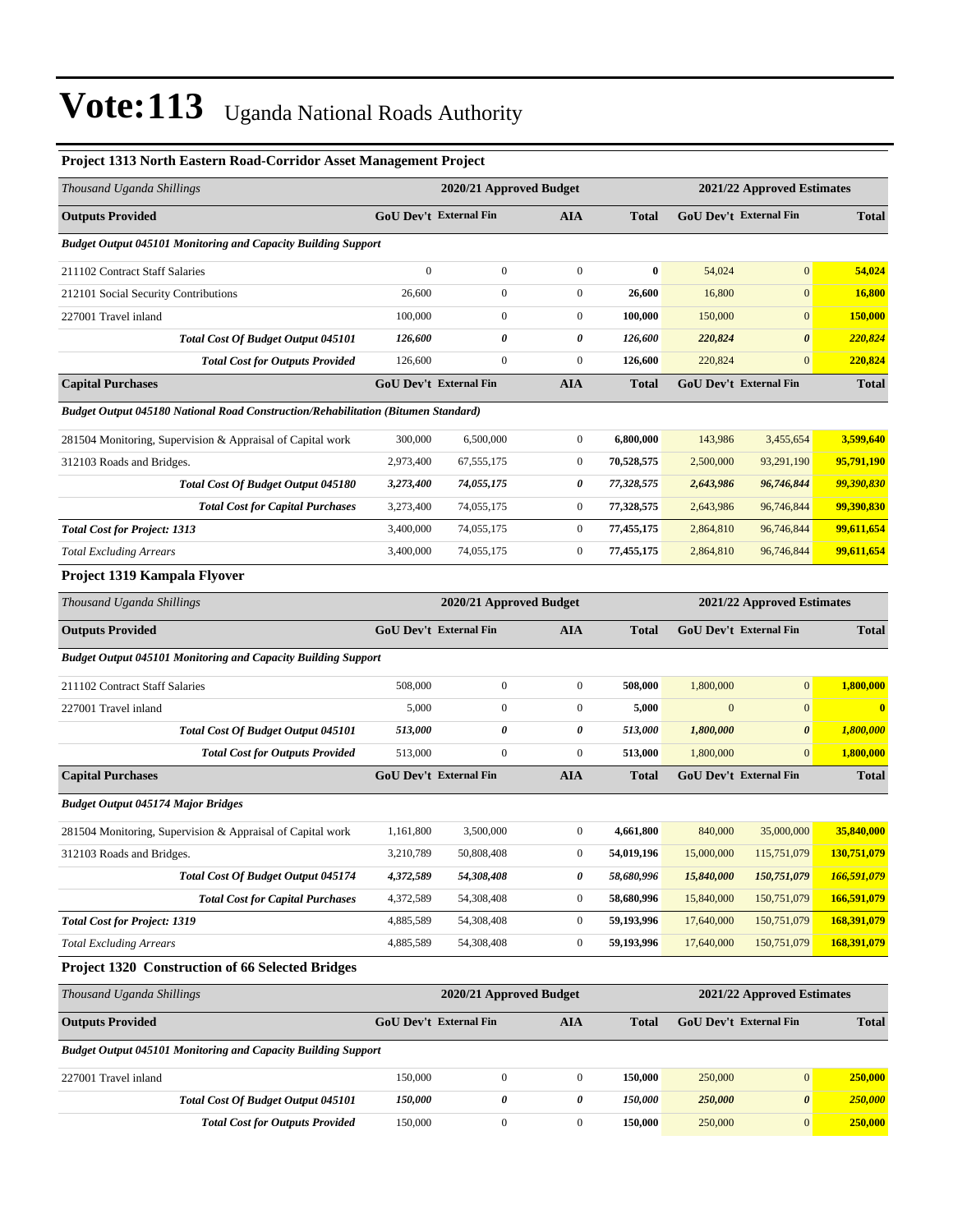# Vote:113 Uganda National Roads Authority

### Project 1313 North Eastern Road-Corridor Asset Management Project

| Thousand Uganda Shillings | 2020/21 Approved Budget | | | | 2021/22 Approved Estimates | | |
|---|---|---|---|---|---|---|---|
| **Outputs Provided** | **GoU Dev't** | **External Fin** | **AIA** | **Total** | **GoU Dev't** | **External Fin** | **Total** |
| ***Budget Output 045101 Monitoring and Capacity Building Support*** | | | | | | | |
| 211102 Contract Staff Salaries | 0 | 0 | 0 | **0** | 54,024 | 0 | **54,024** |
| 212101 Social Security Contributions | 26,600 | 0 | 0 | **26,600** | 16,800 | 0 | **16,800** |
| 227001 Travel inland | 100,000 | 0 | 0 | **100,000** | 150,000 | 0 | **150,000** |
| ***Total Cost Of Budget Output 045101*** | ***126,600*** | ***0*** | ***0*** | ***126,600*** | ***220,824*** | ***0*** | ***220,824*** |
| ***Total Cost for Outputs Provided*** | 126,600 | 0 | 0 | **126,600** | 220,824 | 0 | **220,824** |
| **Capital Purchases** | **GoU Dev't** | **External Fin** | **AIA** | **Total** | **GoU Dev't** | **External Fin** | **Total** |
| ***Budget Output 045180 National Road Construction/Rehabilitation (Bitumen Standard)*** | | | | | | | |
| 281504 Monitoring, Supervision & Appraisal of Capital work | 300,000 | 6,500,000 | 0 | **6,800,000** | 143,986 | 3,455,654 | **3,599,640** |
| 312103 Roads and Bridges. | 2,973,400 | 67,555,175 | 0 | **70,528,575** | 2,500,000 | 93,291,190 | **95,791,190** |
| ***Total Cost Of Budget Output 045180*** | ***3,273,400*** | ***74,055,175*** | ***0*** | ***77,328,575*** | ***2,643,986*** | ***96,746,844*** | ***99,390,830*** |
| ***Total Cost for Capital Purchases*** | 3,273,400 | 74,055,175 | 0 | **77,328,575** | 2,643,986 | 96,746,844 | **99,390,830** |
| ***Total Cost for Project: 1313*** | 3,400,000 | 74,055,175 | 0 | **77,455,175** | 2,864,810 | 96,746,844 | **99,611,654** |
| *Total Excluding Arrears* | 3,400,000 | 74,055,175 | 0 | **77,455,175** | 2,864,810 | 96,746,844 | **99,611,654** |

### Project 1319 Kampala Flyover

| Thousand Uganda Shillings | 2020/21 Approved Budget | | | | 2021/22 Approved Estimates | | |
|---|---|---|---|---|---|---|---|
| **Outputs Provided** | **GoU Dev't** | **External Fin** | **AIA** | **Total** | **GoU Dev't** | **External Fin** | **Total** |
| ***Budget Output 045101 Monitoring and Capacity Building Support*** | | | | | | | |
| 211102 Contract Staff Salaries | 508,000 | 0 | 0 | **508,000** | 1,800,000 | 0 | **1,800,000** |
| 227001 Travel inland | 5,000 | 0 | 0 | **5,000** | 0 | 0 | **0** |
| ***Total Cost Of Budget Output 045101*** | ***513,000*** | ***0*** | ***0*** | ***513,000*** | ***1,800,000*** | ***0*** | ***1,800,000*** |
| ***Total Cost for Outputs Provided*** | 513,000 | 0 | 0 | **513,000** | 1,800,000 | 0 | **1,800,000** |
| **Capital Purchases** | **GoU Dev't** | **External Fin** | **AIA** | **Total** | **GoU Dev't** | **External Fin** | **Total** |
| ***Budget Output 045174 Major Bridges*** | | | | | | | |
| 281504 Monitoring, Supervision & Appraisal of Capital work | 1,161,800 | 3,500,000 | 0 | **4,661,800** | 840,000 | 35,000,000 | **35,840,000** |
| 312103 Roads and Bridges. | 3,210,789 | 50,808,408 | 0 | **54,019,196** | 15,000,000 | 115,751,079 | **130,751,079** |
| ***Total Cost Of Budget Output 045174*** | ***4,372,589*** | ***54,308,408*** | ***0*** | ***58,680,996*** | ***15,840,000*** | ***150,751,079*** | ***166,591,079*** |
| ***Total Cost for Capital Purchases*** | 4,372,589 | 54,308,408 | 0 | **58,680,996** | 15,840,000 | 150,751,079 | **166,591,079** |
| ***Total Cost for Project: 1319*** | 4,885,589 | 54,308,408 | 0 | **59,193,996** | 17,640,000 | 150,751,079 | **168,391,079** |
| *Total Excluding Arrears* | 4,885,589 | 54,308,408 | 0 | **59,193,996** | 17,640,000 | 150,751,079 | **168,391,079** |

### Project 1320 Construction of 66 Selected Bridges

| Thousand Uganda Shillings | 2020/21 Approved Budget | | | | 2021/22 Approved Estimates | | |
|---|---|---|---|---|---|---|---|
| **Outputs Provided** | **GoU Dev't** | **External Fin** | **AIA** | **Total** | **GoU Dev't** | **External Fin** | **Total** |
| ***Budget Output 045101 Monitoring and Capacity Building Support*** | | | | | | | |
| 227001 Travel inland | 150,000 | 0 | 0 | **150,000** | 250,000 | 0 | **250,000** |
| ***Total Cost Of Budget Output 045101*** | ***150,000*** | ***0*** | ***0*** | ***150,000*** | ***250,000*** | ***0*** | ***250,000*** |
| ***Total Cost for Outputs Provided*** | 150,000 | 0 | 0 | **150,000** | 250,000 | 0 | **250,000** |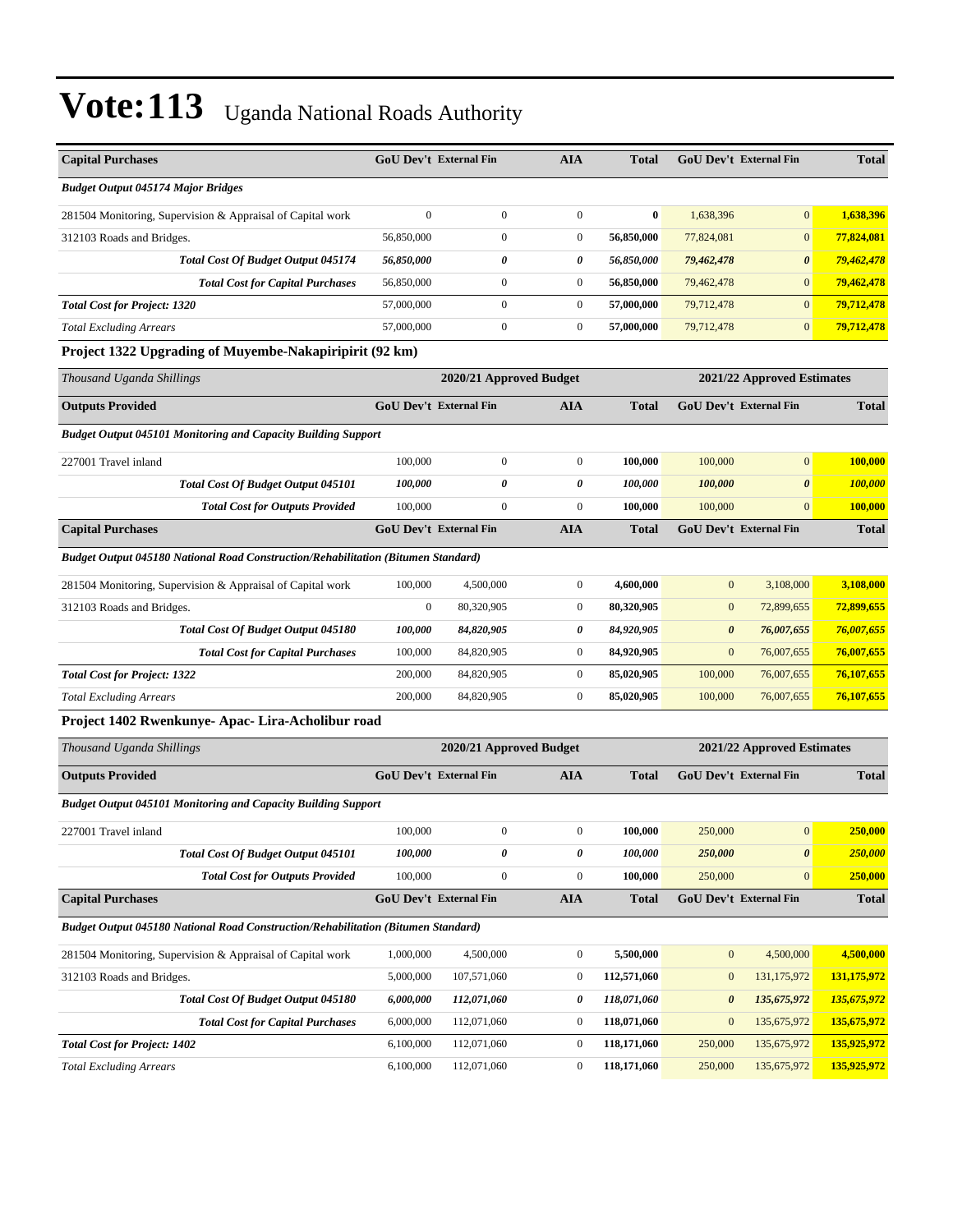# Vote:113 Uganda National Roads Authority

| Capital Purchases | GoU Dev't | External Fin | AIA | Total | GoU Dev't | External Fin | Total |
|---|---|---|---|---|---|---|---|
| *Budget Output 045174 Major Bridges* | | | | | | | |
| 281504 Monitoring, Supervision & Appraisal of Capital work | 0 | 0 | 0 | **0** | 1,638,396 | 0 | **1,638,396** |
| 312103 Roads and Bridges. | 56,850,000 | 0 | 0 | **56,850,000** | 77,824,081 | 0 | **77,824,081** |
| ***Total Cost Of Budget Output 045174*** | ***56,850,000*** | ***0*** | ***0*** | ***56,850,000*** | ***79,462,478*** | ***0*** | ***79,462,478*** |
| ***Total Cost for Capital Purchases*** | 56,850,000 | 0 | 0 | **56,850,000** | 79,462,478 | 0 | **79,462,478** |
| ***Total Cost for Project: 1320*** | 57,000,000 | 0 | 0 | **57,000,000** | 79,712,478 | 0 | **79,712,478** |
| *Total Excluding Arrears* | 57,000,000 | 0 | 0 | **57,000,000** | 79,712,478 | 0 | **79,712,478** |

### Project 1322 Upgrading of Muyembe-Nakapiripirit (92 km)

| *Thousand Uganda Shillings* | 2020/21 Approved Budget | | | | 2021/22 Approved Estimates | | |
|---|---|---|---|---|---|---|---|
| **Outputs Provided** | **GoU Dev't** | **External Fin** | **AIA** | **Total** | **GoU Dev't** | **External Fin** | **Total** |
| *Budget Output 045101 Monitoring and Capacity Building Support* | | | | | | | |
| 227001 Travel inland | 100,000 | 0 | 0 | **100,000** | 100,000 | 0 | **100,000** |
| ***Total Cost Of Budget Output 045101*** | ***100,000*** | ***0*** | ***0*** | ***100,000*** | ***100,000*** | ***0*** | ***100,000*** |
| ***Total Cost for Outputs Provided*** | 100,000 | 0 | 0 | **100,000** | 100,000 | 0 | **100,000** |
| **Capital Purchases** | **GoU Dev't** | **External Fin** | **AIA** | **Total** | **GoU Dev't** | **External Fin** | **Total** |
| *Budget Output 045180 National Road Construction/Rehabilitation (Bitumen Standard)* | | | | | | | |
| 281504 Monitoring, Supervision & Appraisal of Capital work | 100,000 | 4,500,000 | 0 | **4,600,000** | 0 | 3,108,000 | **3,108,000** |
| 312103 Roads and Bridges. | 0 | 80,320,905 | 0 | **80,320,905** | 0 | 72,899,655 | **72,899,655** |
| ***Total Cost Of Budget Output 045180*** | ***100,000*** | ***84,820,905*** | ***0*** | ***84,920,905*** | ***0*** | ***76,007,655*** | ***76,007,655*** |
| ***Total Cost for Capital Purchases*** | 100,000 | 84,820,905 | 0 | **84,920,905** | 0 | 76,007,655 | **76,007,655** |
| ***Total Cost for Project: 1322*** | 200,000 | 84,820,905 | 0 | **85,020,905** | 100,000 | 76,007,655 | **76,107,655** |
| *Total Excluding Arrears* | 200,000 | 84,820,905 | 0 | **85,020,905** | 100,000 | 76,007,655 | **76,107,655** |

### Project 1402 Rwenkunye- Apac- Lira-Acholibur road

| *Thousand Uganda Shillings* | 2020/21 Approved Budget | | | | 2021/22 Approved Estimates | | |
|---|---|---|---|---|---|---|---|
| **Outputs Provided** | **GoU Dev't** | **External Fin** | **AIA** | **Total** | **GoU Dev't** | **External Fin** | **Total** |
| *Budget Output 045101 Monitoring and Capacity Building Support* | | | | | | | |
| 227001 Travel inland | 100,000 | 0 | 0 | **100,000** | 250,000 | 0 | **250,000** |
| ***Total Cost Of Budget Output 045101*** | ***100,000*** | ***0*** | ***0*** | ***100,000*** | ***250,000*** | ***0*** | ***250,000*** |
| ***Total Cost for Outputs Provided*** | 100,000 | 0 | 0 | **100,000** | 250,000 | 0 | **250,000** |
| **Capital Purchases** | **GoU Dev't** | **External Fin** | **AIA** | **Total** | **GoU Dev't** | **External Fin** | **Total** |
| *Budget Output 045180 National Road Construction/Rehabilitation (Bitumen Standard)* | | | | | | | |
| 281504 Monitoring, Supervision & Appraisal of Capital work | 1,000,000 | 4,500,000 | 0 | **5,500,000** | 0 | 4,500,000 | **4,500,000** |
| 312103 Roads and Bridges. | 5,000,000 | 107,571,060 | 0 | **112,571,060** | 0 | 131,175,972 | **131,175,972** |
| ***Total Cost Of Budget Output 045180*** | ***6,000,000*** | ***112,071,060*** | ***0*** | ***118,071,060*** | ***0*** | ***135,675,972*** | ***135,675,972*** |
| ***Total Cost for Capital Purchases*** | 6,000,000 | 112,071,060 | 0 | **118,071,060** | 0 | 135,675,972 | **135,675,972** |
| ***Total Cost for Project: 1402*** | 6,100,000 | 112,071,060 | 0 | **118,171,060** | 250,000 | 135,675,972 | **135,925,972** |
| *Total Excluding Arrears* | 6,100,000 | 112,071,060 | 0 | **118,171,060** | 250,000 | 135,675,972 | **135,925,972** |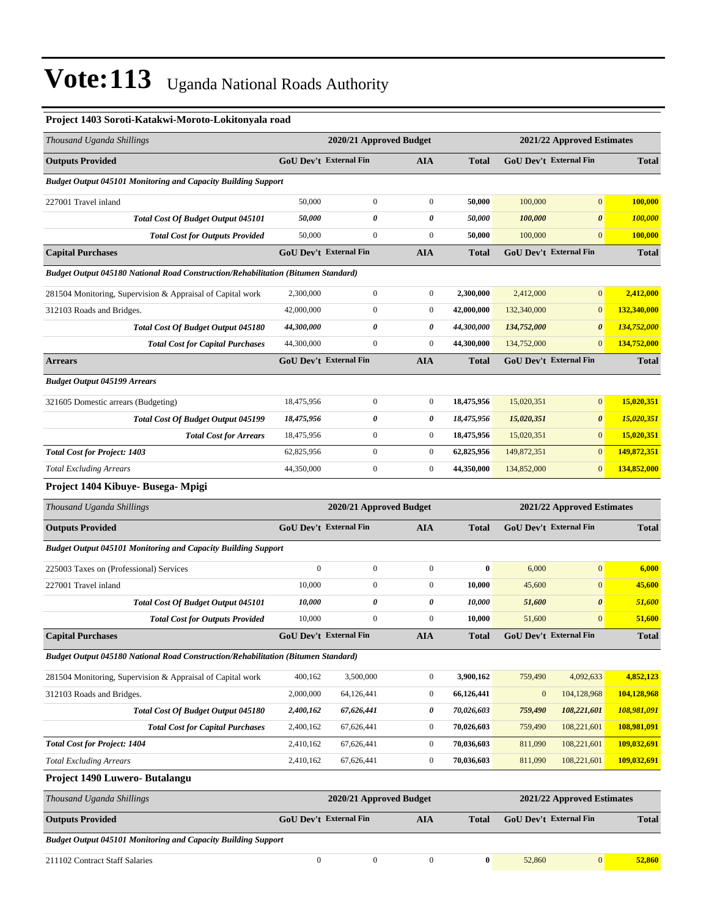# Vote:113 Uganda National Roads Authority

### Project 1403 Soroti-Katakwi-Moroto-Lokitonyala road

| *Thousand Uganda Shillings* | 2020/21 Approved Budget | | | | 2021/22 Approved Estimates | | |
|---|---|---|---|---|---|---|---|
| **Outputs Provided** | **GoU Dev't** | **External Fin** | **AIA** | **Total** | **GoU Dev't** | **External Fin** | **Total** |
| ***Budget Output 045101 Monitoring and Capacity Building Support*** | | | | | | | |
| 227001 Travel inland | 50,000 | 0 | 0 | **50,000** | 100,000 | 0 | **100,000** |
| ***Total Cost Of Budget Output 045101*** | ***50,000*** | ***0*** | ***0*** | ***50,000*** | ***100,000*** | ***0*** | ***100,000*** |
| ***Total Cost for Outputs Provided*** | 50,000 | 0 | 0 | **50,000** | 100,000 | 0 | **100,000** |
| **Capital Purchases** | **GoU Dev't** | **External Fin** | **AIA** | **Total** | **GoU Dev't** | **External Fin** | **Total** |
| ***Budget Output 045180 National Road Construction/Rehabilitation (Bitumen Standard)*** | | | | | | | |
| 281504 Monitoring, Supervision & Appraisal of Capital work | 2,300,000 | 0 | 0 | **2,300,000** | 2,412,000 | 0 | **2,412,000** |
| 312103 Roads and Bridges. | 42,000,000 | 0 | 0 | **42,000,000** | 132,340,000 | 0 | **132,340,000** |
| ***Total Cost Of Budget Output 045180*** | ***44,300,000*** | ***0*** | ***0*** | ***44,300,000*** | ***134,752,000*** | ***0*** | ***134,752,000*** |
| ***Total Cost for Capital Purchases*** | 44,300,000 | 0 | 0 | **44,300,000** | 134,752,000 | 0 | **134,752,000** |
| **Arrears** | **GoU Dev't** | **External Fin** | **AIA** | **Total** | **GoU Dev't** | **External Fin** | **Total** |
| ***Budget Output 045199 Arrears*** | | | | | | | |
| 321605 Domestic arrears (Budgeting) | 18,475,956 | 0 | 0 | **18,475,956** | 15,020,351 | 0 | **15,020,351** |
| ***Total Cost Of Budget Output 045199*** | ***18,475,956*** | ***0*** | ***0*** | ***18,475,956*** | ***15,020,351*** | ***0*** | ***15,020,351*** |
| ***Total Cost for Arrears*** | 18,475,956 | 0 | 0 | **18,475,956** | 15,020,351 | 0 | **15,020,351** |
| ***Total Cost for Project: 1403*** | 62,825,956 | 0 | 0 | **62,825,956** | 149,872,351 | 0 | **149,872,351** |
| *Total Excluding Arrears* | 44,350,000 | 0 | 0 | **44,350,000** | 134,852,000 | 0 | **134,852,000** |

### Project 1404 Kibuye- Busega- Mpigi

| *Thousand Uganda Shillings* | 2020/21 Approved Budget | | | | 2021/22 Approved Estimates | | |
|---|---|---|---|---|---|---|---|
| **Outputs Provided** | **GoU Dev't** | **External Fin** | **AIA** | **Total** | **GoU Dev't** | **External Fin** | **Total** |
| ***Budget Output 045101 Monitoring and Capacity Building Support*** | | | | | | | |
| 225003 Taxes on (Professional) Services | 0 | 0 | 0 | **0** | 6,000 | 0 | **6,000** |
| 227001 Travel inland | 10,000 | 0 | 0 | **10,000** | 45,600 | 0 | **45,600** |
| ***Total Cost Of Budget Output 045101*** | ***10,000*** | ***0*** | ***0*** | ***10,000*** | ***51,600*** | ***0*** | ***51,600*** |
| ***Total Cost for Outputs Provided*** | 10,000 | 0 | 0 | **10,000** | 51,600 | 0 | **51,600** |
| **Capital Purchases** | **GoU Dev't** | **External Fin** | **AIA** | **Total** | **GoU Dev't** | **External Fin** | **Total** |
| ***Budget Output 045180 National Road Construction/Rehabilitation (Bitumen Standard)*** | | | | | | | |
| 281504 Monitoring, Supervision & Appraisal of Capital work | 400,162 | 3,500,000 | 0 | **3,900,162** | 759,490 | 4,092,633 | **4,852,123** |
| 312103 Roads and Bridges. | 2,000,000 | 64,126,441 | 0 | **66,126,441** | 0 | 104,128,968 | **104,128,968** |
| ***Total Cost Of Budget Output 045180*** | ***2,400,162*** | ***67,626,441*** | ***0*** | ***70,026,603*** | ***759,490*** | ***108,221,601*** | ***108,981,091*** |
| ***Total Cost for Capital Purchases*** | 2,400,162 | 67,626,441 | 0 | **70,026,603** | 759,490 | 108,221,601 | **108,981,091** |
| ***Total Cost for Project: 1404*** | 2,410,162 | 67,626,441 | 0 | **70,036,603** | 811,090 | 108,221,601 | **109,032,691** |
| *Total Excluding Arrears* | 2,410,162 | 67,626,441 | 0 | **70,036,603** | 811,090 | 108,221,601 | **109,032,691** |

### Project 1490 Luwero- Butalangu

| *Thousand Uganda Shillings* | 2020/21 Approved Budget | | | | 2021/22 Approved Estimates | | |
|---|---|---|---|---|---|---|---|
| **Outputs Provided** | **GoU Dev't** | **External Fin** | **AIA** | **Total** | **GoU Dev't** | **External Fin** | **Total** |
| ***Budget Output 045101 Monitoring and Capacity Building Support*** | | | | | | | |
| 211102 Contract Staff Salaries | 0 | 0 | 0 | **0** | 52,860 | 0 | **52,860** |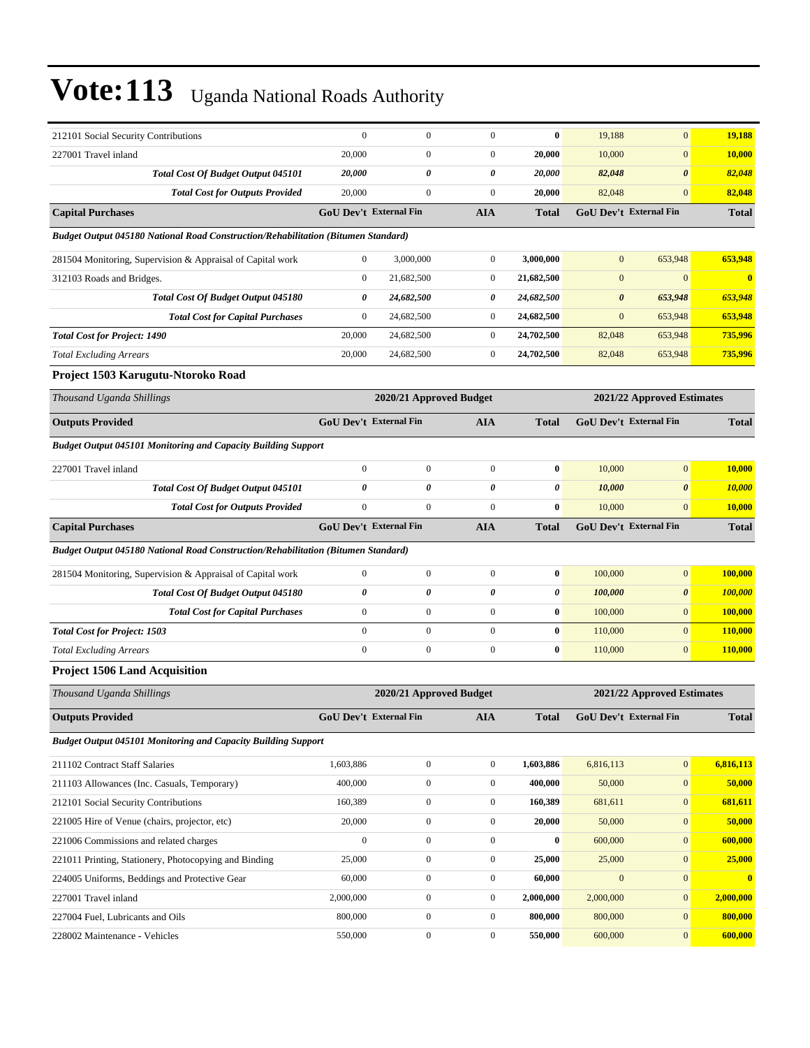# Vote:113 Uganda National Roads Authority

| | | | | | | | |
|---|---|---|---|---|---|---|---|
| 212101 Social Security Contributions | 0 | 0 | 0 | **0** | 19,188 | 0 | **19,188** |
| 227001 Travel inland | 20,000 | 0 | 0 | **20,000** | 10,000 | 0 | **10,000** |
| ***Total Cost Of Budget Output 045101*** | ***20,000*** | ***0*** | ***0*** | ***20,000*** | ***82,048*** | ***0*** | ***82,048*** |
| ***Total Cost for Outputs Provided*** | 20,000 | 0 | 0 | **20,000** | 82,048 | 0 | **82,048** |
| **Capital Purchases** | **GoU Dev't** | **External Fin** | **AIA** | **Total** | **GoU Dev't** | **External Fin** | **Total** |
| ***Budget Output 045180 National Road Construction/Rehabilitation (Bitumen Standard)*** | | | | | | | |
| 281504 Monitoring, Supervision & Appraisal of Capital work | 0 | 3,000,000 | 0 | **3,000,000** | 0 | 653,948 | **653,948** |
| 312103 Roads and Bridges. | 0 | 21,682,500 | 0 | **21,682,500** | 0 | 0 | **0** |
| ***Total Cost Of Budget Output 045180*** | ***0*** | ***24,682,500*** | ***0*** | ***24,682,500*** | ***0*** | ***653,948*** | ***653,948*** |
| ***Total Cost for Capital Purchases*** | 0 | 24,682,500 | 0 | **24,682,500** | 0 | 653,948 | **653,948** |
| ***Total Cost for Project: 1490*** | 20,000 | 24,682,500 | 0 | **24,702,500** | 82,048 | 653,948 | **735,996** |
| *Total Excluding Arrears* | 20,000 | 24,682,500 | 0 | **24,702,500** | 82,048 | 653,948 | **735,996** |

### Project 1503 Karugutu-Ntoroko Road

| *Thousand Uganda Shillings* | 2020/21 Approved Budget | | | | 2021/22 Approved Estimates | | |
|---|---|---|---|---|---|---|---|
| **Outputs Provided** | **GoU Dev't** | **External Fin** | **AIA** | **Total** | **GoU Dev't** | **External Fin** | **Total** |
| ***Budget Output 045101 Monitoring and Capacity Building Support*** | | | | | | | |
| 227001 Travel inland | 0 | 0 | 0 | **0** | 10,000 | 0 | **10,000** |
| ***Total Cost Of Budget Output 045101*** | ***0*** | ***0*** | ***0*** | ***0*** | ***10,000*** | ***0*** | ***10,000*** |
| ***Total Cost for Outputs Provided*** | 0 | 0 | 0 | **0** | 10,000 | 0 | **10,000** |
| **Capital Purchases** | **GoU Dev't** | **External Fin** | **AIA** | **Total** | **GoU Dev't** | **External Fin** | **Total** |
| ***Budget Output 045180 National Road Construction/Rehabilitation (Bitumen Standard)*** | | | | | | | |
| 281504 Monitoring, Supervision & Appraisal of Capital work | 0 | 0 | 0 | **0** | 100,000 | 0 | **100,000** |
| ***Total Cost Of Budget Output 045180*** | ***0*** | ***0*** | ***0*** | ***0*** | ***100,000*** | ***0*** | ***100,000*** |
| ***Total Cost for Capital Purchases*** | 0 | 0 | 0 | **0** | 100,000 | 0 | **100,000** |
| ***Total Cost for Project: 1503*** | 0 | 0 | 0 | **0** | 110,000 | 0 | **110,000** |
| *Total Excluding Arrears* | 0 | 0 | 0 | **0** | 110,000 | 0 | **110,000** |

### Project 1506 Land Acquisition

| *Thousand Uganda Shillings* | 2020/21 Approved Budget | | | | 2021/22 Approved Estimates | | |
|---|---|---|---|---|---|---|---|
| **Outputs Provided** | **GoU Dev't** | **External Fin** | **AIA** | **Total** | **GoU Dev't** | **External Fin** | **Total** |
| ***Budget Output 045101 Monitoring and Capacity Building Support*** | | | | | | | |
| 211102 Contract Staff Salaries | 1,603,886 | 0 | 0 | **1,603,886** | 6,816,113 | 0 | **6,816,113** |
| 211103 Allowances (Inc. Casuals, Temporary) | 400,000 | 0 | 0 | **400,000** | 50,000 | 0 | **50,000** |
| 212101 Social Security Contributions | 160,389 | 0 | 0 | **160,389** | 681,611 | 0 | **681,611** |
| 221005 Hire of Venue (chairs, projector, etc) | 20,000 | 0 | 0 | **20,000** | 50,000 | 0 | **50,000** |
| 221006 Commissions and related charges | 0 | 0 | 0 | **0** | 600,000 | 0 | **600,000** |
| 221011 Printing, Stationery, Photocopying and Binding | 25,000 | 0 | 0 | **25,000** | 25,000 | 0 | **25,000** |
| 224005 Uniforms, Beddings and Protective Gear | 60,000 | 0 | 0 | **60,000** | 0 | 0 | **0** |
| 227001 Travel inland | 2,000,000 | 0 | 0 | **2,000,000** | 2,000,000 | 0 | **2,000,000** |
| 227004 Fuel, Lubricants and Oils | 800,000 | 0 | 0 | **800,000** | 800,000 | 0 | **800,000** |
| 228002 Maintenance - Vehicles | 550,000 | 0 | 0 | **550,000** | 600,000 | 0 | **600,000** |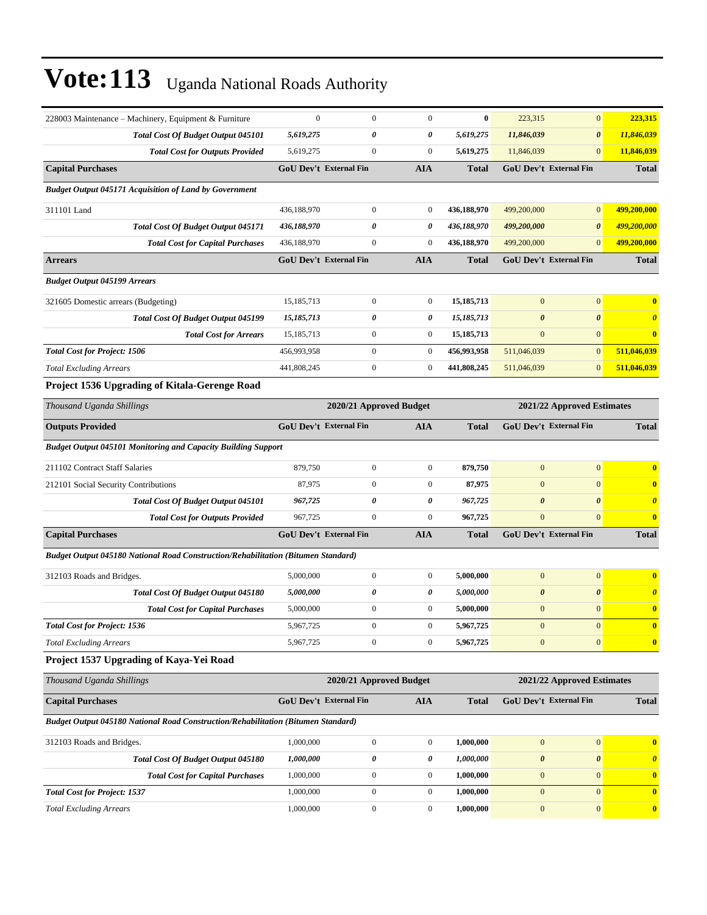# Vote:113 Uganda National Roads Authority

| | | | | | | | |
|---|---|---|---|---|---|---|---|
| 228003 Maintenance – Machinery, Equipment & Furniture | 0 | 0 | 0 | **0** | 223,315 | 0 | **223,315** |
| ***Total Cost Of Budget Output 045101*** | ***5,619,275*** | ***0*** | ***0*** | ***5,619,275*** | ***11,846,039*** | ***0*** | ***11,846,039*** |
| ***Total Cost for Outputs Provided*** | 5,619,275 | 0 | 0 | **5,619,275** | 11,846,039 | 0 | **11,846,039** |
| **Capital Purchases** | **GoU Dev't** | **External Fin** | **AIA** | **Total** | **GoU Dev't** | **External Fin** | **Total** |
| ***Budget Output 045171 Acquisition of Land by Government*** | | | | | | | |
| 311101 Land | 436,188,970 | 0 | 0 | **436,188,970** | 499,200,000 | 0 | **499,200,000** |
| ***Total Cost Of Budget Output 045171*** | ***436,188,970*** | ***0*** | ***0*** | ***436,188,970*** | ***499,200,000*** | ***0*** | ***499,200,000*** |
| ***Total Cost for Capital Purchases*** | 436,188,970 | 0 | 0 | **436,188,970** | 499,200,000 | 0 | **499,200,000** |
| **Arrears** | **GoU Dev't** | **External Fin** | **AIA** | **Total** | **GoU Dev't** | **External Fin** | **Total** |
| ***Budget Output 045199 Arrears*** | | | | | | | |
| 321605 Domestic arrears (Budgeting) | 15,185,713 | 0 | 0 | **15,185,713** | 0 | 0 | **0** |
| ***Total Cost Of Budget Output 045199*** | ***15,185,713*** | ***0*** | ***0*** | ***15,185,713*** | ***0*** | ***0*** | ***0*** |
| ***Total Cost for Arrears*** | 15,185,713 | 0 | 0 | **15,185,713** | 0 | 0 | **0** |
| ***Total Cost for Project: 1506*** | 456,993,958 | 0 | 0 | **456,993,958** | 511,046,039 | 0 | **511,046,039** |
| *Total Excluding Arrears* | 441,808,245 | 0 | 0 | **441,808,245** | 511,046,039 | 0 | **511,046,039** |

### Project 1536 Upgrading of Kitala-Gerenge Road

| *Thousand Uganda Shillings* | 2020/21 Approved Budget | | | | 2021/22 Approved Estimates | | |
|---|---|---|---|---|---|---|---|
| **Outputs Provided** | **GoU Dev't** | **External Fin** | **AIA** | **Total** | **GoU Dev't** | **External Fin** | **Total** |
| ***Budget Output 045101 Monitoring and Capacity Building Support*** | | | | | | | |
| 211102 Contract Staff Salaries | 879,750 | 0 | 0 | **879,750** | 0 | 0 | **0** |
| 212101 Social Security Contributions | 87,975 | 0 | 0 | **87,975** | 0 | 0 | **0** |
| ***Total Cost Of Budget Output 045101*** | ***967,725*** | ***0*** | ***0*** | ***967,725*** | ***0*** | ***0*** | ***0*** |
| ***Total Cost for Outputs Provided*** | 967,725 | 0 | 0 | **967,725** | 0 | 0 | **0** |
| **Capital Purchases** | **GoU Dev't** | **External Fin** | **AIA** | **Total** | **GoU Dev't** | **External Fin** | **Total** |
| ***Budget Output 045180 National Road Construction/Rehabilitation (Bitumen Standard)*** | | | | | | | |
| 312103 Roads and Bridges. | 5,000,000 | 0 | 0 | **5,000,000** | 0 | 0 | **0** |
| ***Total Cost Of Budget Output 045180*** | ***5,000,000*** | ***0*** | ***0*** | ***5,000,000*** | ***0*** | ***0*** | ***0*** |
| ***Total Cost for Capital Purchases*** | 5,000,000 | 0 | 0 | **5,000,000** | 0 | 0 | **0** |
| ***Total Cost for Project: 1536*** | 5,967,725 | 0 | 0 | **5,967,725** | 0 | 0 | **0** |
| *Total Excluding Arrears* | 5,967,725 | 0 | 0 | **5,967,725** | 0 | 0 | **0** |

### Project 1537 Upgrading of Kaya-Yei Road

| *Thousand Uganda Shillings* | 2020/21 Approved Budget | | | | 2021/22 Approved Estimates | | |
|---|---|---|---|---|---|---|---|
| **Capital Purchases** | **GoU Dev't** | **External Fin** | **AIA** | **Total** | **GoU Dev't** | **External Fin** | **Total** |
| ***Budget Output 045180 National Road Construction/Rehabilitation (Bitumen Standard)*** | | | | | | | |
| 312103 Roads and Bridges. | 1,000,000 | 0 | 0 | **1,000,000** | 0 | 0 | **0** |
| ***Total Cost Of Budget Output 045180*** | ***1,000,000*** | ***0*** | ***0*** | ***1,000,000*** | ***0*** | ***0*** | ***0*** |
| ***Total Cost for Capital Purchases*** | 1,000,000 | 0 | 0 | **1,000,000** | 0 | 0 | **0** |
| ***Total Cost for Project: 1537*** | 1,000,000 | 0 | 0 | **1,000,000** | 0 | 0 | **0** |
| *Total Excluding Arrears* | 1,000,000 | 0 | 0 | **1,000,000** | 0 | 0 | **0** |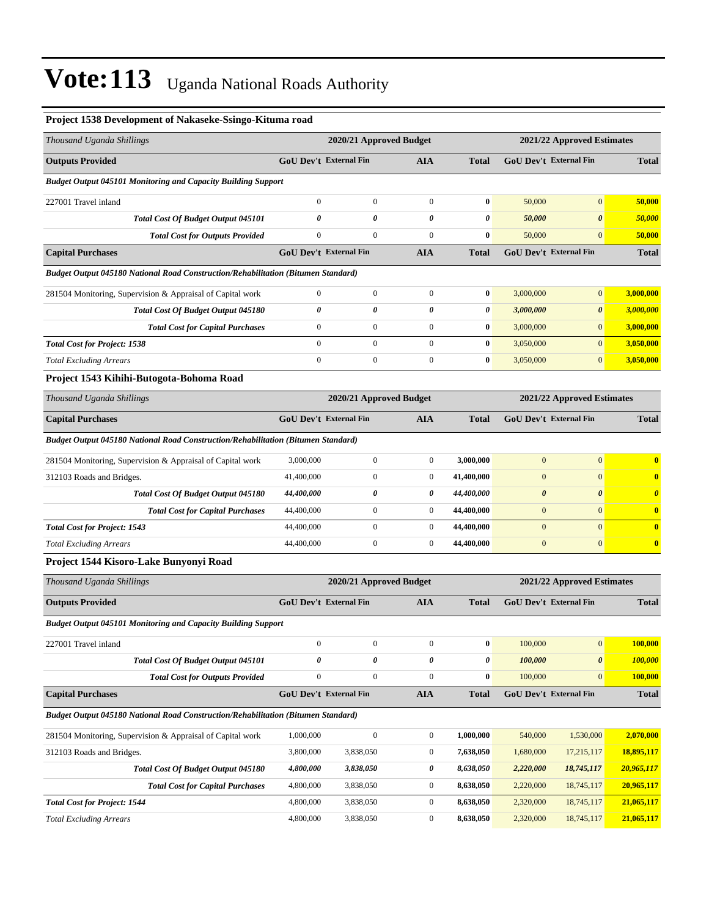# Vote:113 Uganda National Roads Authority

### Project 1538 Development of Nakaseke-Ssingo-Kituma road

| *Thousand Uganda Shillings* | 2020/21 Approved Budget | | | | 2021/22 Approved Estimates | | |
|---|---|---|---|---|---|---|---|
| **Outputs Provided** | **GoU Dev't** | **External Fin** | **AIA** | **Total** | **GoU Dev't** | **External Fin** | **Total** |
| ***Budget Output 045101 Monitoring and Capacity Building Support*** | | | | | | | |
| 227001 Travel inland | 0 | 0 | 0 | **0** | 50,000 | 0 | **50,000** |
| ***Total Cost Of Budget Output 045101*** | ***0*** | ***0*** | ***0*** | ***0*** | ***50,000*** | ***0*** | ***50,000*** |
| ***Total Cost for Outputs Provided*** | 0 | 0 | 0 | **0** | 50,000 | 0 | **50,000** |
| **Capital Purchases** | **GoU Dev't** | **External Fin** | **AIA** | **Total** | **GoU Dev't** | **External Fin** | **Total** |
| ***Budget Output 045180 National Road Construction/Rehabilitation (Bitumen Standard)*** | | | | | | | |
| 281504 Monitoring, Supervision & Appraisal of Capital work | 0 | 0 | 0 | **0** | 3,000,000 | 0 | **3,000,000** |
| ***Total Cost Of Budget Output 045180*** | ***0*** | ***0*** | ***0*** | ***0*** | ***3,000,000*** | ***0*** | ***3,000,000*** |
| ***Total Cost for Capital Purchases*** | 0 | 0 | 0 | **0** | 3,000,000 | 0 | **3,000,000** |
| ***Total Cost for Project: 1538*** | 0 | 0 | 0 | **0** | 3,050,000 | 0 | **3,050,000** |
| *Total Excluding Arrears* | 0 | 0 | 0 | **0** | 3,050,000 | 0 | **3,050,000** |

### Project 1543 Kihihi-Butogota-Bohoma Road

| *Thousand Uganda Shillings* | 2020/21 Approved Budget | | | | 2021/22 Approved Estimates | | |
|---|---|---|---|---|---|---|---|
| **Capital Purchases** | **GoU Dev't** | **External Fin** | **AIA** | **Total** | **GoU Dev't** | **External Fin** | **Total** |
| ***Budget Output 045180 National Road Construction/Rehabilitation (Bitumen Standard)*** | | | | | | | |
| 281504 Monitoring, Supervision & Appraisal of Capital work | 3,000,000 | 0 | 0 | **3,000,000** | 0 | 0 | **0** |
| 312103 Roads and Bridges. | 41,400,000 | 0 | 0 | **41,400,000** | 0 | 0 | **0** |
| ***Total Cost Of Budget Output 045180*** | ***44,400,000*** | ***0*** | ***0*** | ***44,400,000*** | ***0*** | ***0*** | ***0*** |
| ***Total Cost for Capital Purchases*** | 44,400,000 | 0 | 0 | **44,400,000** | 0 | 0 | **0** |
| ***Total Cost for Project: 1543*** | 44,400,000 | 0 | 0 | **44,400,000** | 0 | 0 | **0** |
| *Total Excluding Arrears* | 44,400,000 | 0 | 0 | **44,400,000** | 0 | 0 | **0** |

### Project 1544 Kisoro-Lake Bunyonyi Road

| *Thousand Uganda Shillings* | 2020/21 Approved Budget | | | | 2021/22 Approved Estimates | | |
|---|---|---|---|---|---|---|---|
| **Outputs Provided** | **GoU Dev't** | **External Fin** | **AIA** | **Total** | **GoU Dev't** | **External Fin** | **Total** |
| ***Budget Output 045101 Monitoring and Capacity Building Support*** | | | | | | | |
| 227001 Travel inland | 0 | 0 | 0 | **0** | 100,000 | 0 | **100,000** |
| ***Total Cost Of Budget Output 045101*** | ***0*** | ***0*** | ***0*** | ***0*** | ***100,000*** | ***0*** | ***100,000*** |
| ***Total Cost for Outputs Provided*** | 0 | 0 | 0 | **0** | 100,000 | 0 | **100,000** |
| **Capital Purchases** | **GoU Dev't** | **External Fin** | **AIA** | **Total** | **GoU Dev't** | **External Fin** | **Total** |
| ***Budget Output 045180 National Road Construction/Rehabilitation (Bitumen Standard)*** | | | | | | | |
| 281504 Monitoring, Supervision & Appraisal of Capital work | 1,000,000 | 0 | 0 | **1,000,000** | 540,000 | 1,530,000 | **2,070,000** |
| 312103 Roads and Bridges. | 3,800,000 | 3,838,050 | 0 | **7,638,050** | 1,680,000 | 17,215,117 | **18,895,117** |
| ***Total Cost Of Budget Output 045180*** | ***4,800,000*** | ***3,838,050*** | ***0*** | ***8,638,050*** | ***2,220,000*** | ***18,745,117*** | ***20,965,117*** |
| ***Total Cost for Capital Purchases*** | 4,800,000 | 3,838,050 | 0 | **8,638,050** | 2,220,000 | 18,745,117 | **20,965,117** |
| ***Total Cost for Project: 1544*** | 4,800,000 | 3,838,050 | 0 | **8,638,050** | 2,320,000 | 18,745,117 | **21,065,117** |
| *Total Excluding Arrears* | 4,800,000 | 3,838,050 | 0 | **8,638,050** | 2,320,000 | 18,745,117 | **21,065,117** |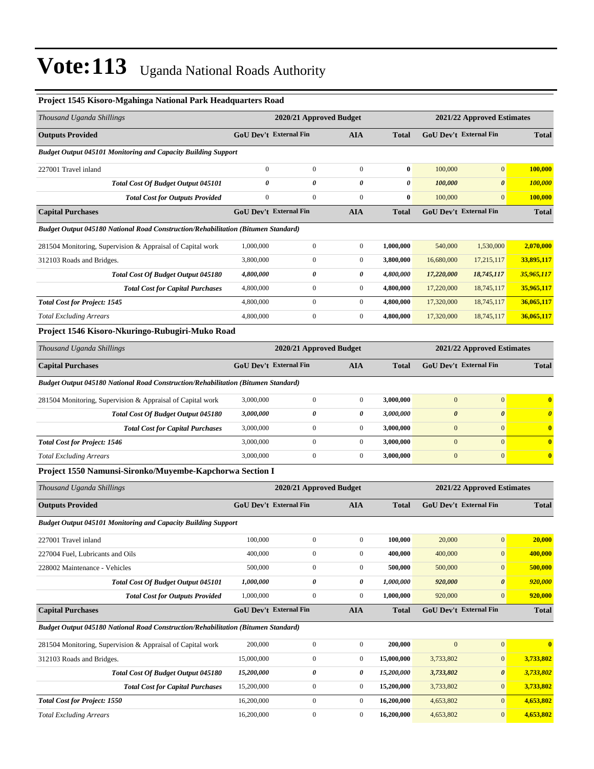# Vote:113 Uganda National Roads Authority

### Project 1545 Kisoro-Mgahinga National Park Headquarters Road

| Thousand Uganda Shillings | 2020/21 Approved Budget | | | | 2021/22 Approved Estimates | | |
|---|---|---|---|---|---|---|---|
| **Outputs Provided** | **GoU Dev't** | **External Fin** | **AIA** | **Total** | **GoU Dev't** | **External Fin** | **Total** |
| ***Budget Output 045101 Monitoring and Capacity Building Support*** | | | | | | | |
| 227001 Travel inland | 0 | 0 | 0 | **0** | 100,000 | 0 | **100,000** |
| ***Total Cost Of Budget Output 045101*** | ***0*** | ***0*** | ***0*** | ***0*** | ***100,000*** | ***0*** | ***100,000*** |
| ***Total Cost for Outputs Provided*** | 0 | 0 | 0 | **0** | 100,000 | 0 | **100,000** |
| **Capital Purchases** | **GoU Dev't** | **External Fin** | **AIA** | **Total** | **GoU Dev't** | **External Fin** | **Total** |
| ***Budget Output 045180 National Road Construction/Rehabilitation (Bitumen Standard)*** | | | | | | | |
| 281504 Monitoring, Supervision & Appraisal of Capital work | 1,000,000 | 0 | 0 | **1,000,000** | 540,000 | 1,530,000 | **2,070,000** |
| 312103 Roads and Bridges. | 3,800,000 | 0 | 0 | **3,800,000** | 16,680,000 | 17,215,117 | **33,895,117** |
| ***Total Cost Of Budget Output 045180*** | ***4,800,000*** | ***0*** | ***0*** | ***4,800,000*** | ***17,220,000*** | ***18,745,117*** | ***35,965,117*** |
| ***Total Cost for Capital Purchases*** | 4,800,000 | 0 | 0 | **4,800,000** | 17,220,000 | 18,745,117 | **35,965,117** |
| ***Total Cost for Project: 1545*** | 4,800,000 | 0 | 0 | **4,800,000** | 17,320,000 | 18,745,117 | **36,065,117** |
| *Total Excluding Arrears* | 4,800,000 | 0 | 0 | **4,800,000** | 17,320,000 | 18,745,117 | **36,065,117** |

### Project 1546 Kisoro-Nkuringo-Rubugiri-Muko Road

| Thousand Uganda Shillings | 2020/21 Approved Budget | | | | 2021/22 Approved Estimates | | |
|---|---|---|---|---|---|---|---|
| **Capital Purchases** | **GoU Dev't** | **External Fin** | **AIA** | **Total** | **GoU Dev't** | **External Fin** | **Total** |
| ***Budget Output 045180 National Road Construction/Rehabilitation (Bitumen Standard)*** | | | | | | | |
| 281504 Monitoring, Supervision & Appraisal of Capital work | 3,000,000 | 0 | 0 | **3,000,000** | 0 | 0 | **0** |
| ***Total Cost Of Budget Output 045180*** | ***3,000,000*** | ***0*** | ***0*** | ***3,000,000*** | ***0*** | ***0*** | ***0*** |
| ***Total Cost for Capital Purchases*** | 3,000,000 | 0 | 0 | **3,000,000** | 0 | 0 | **0** |
| ***Total Cost for Project: 1546*** | 3,000,000 | 0 | 0 | **3,000,000** | 0 | 0 | **0** |
| *Total Excluding Arrears* | 3,000,000 | 0 | 0 | **3,000,000** | 0 | 0 | **0** |

### Project 1550 Namunsi-Sironko/Muyembe-Kapchorwa Section I

| Thousand Uganda Shillings | 2020/21 Approved Budget | | | | 2021/22 Approved Estimates | | |
|---|---|---|---|---|---|---|---|
| **Outputs Provided** | **GoU Dev't** | **External Fin** | **AIA** | **Total** | **GoU Dev't** | **External Fin** | **Total** |
| ***Budget Output 045101 Monitoring and Capacity Building Support*** | | | | | | | |
| 227001 Travel inland | 100,000 | 0 | 0 | **100,000** | 20,000 | 0 | **20,000** |
| 227004 Fuel, Lubricants and Oils | 400,000 | 0 | 0 | **400,000** | 400,000 | 0 | **400,000** |
| 228002 Maintenance - Vehicles | 500,000 | 0 | 0 | **500,000** | 500,000 | 0 | **500,000** |
| ***Total Cost Of Budget Output 045101*** | ***1,000,000*** | ***0*** | ***0*** | ***1,000,000*** | ***920,000*** | ***0*** | ***920,000*** |
| ***Total Cost for Outputs Provided*** | 1,000,000 | 0 | 0 | **1,000,000** | 920,000 | 0 | **920,000** |
| **Capital Purchases** | **GoU Dev't** | **External Fin** | **AIA** | **Total** | **GoU Dev't** | **External Fin** | **Total** |
| ***Budget Output 045180 National Road Construction/Rehabilitation (Bitumen Standard)*** | | | | | | | |
| 281504 Monitoring, Supervision & Appraisal of Capital work | 200,000 | 0 | 0 | **200,000** | 0 | 0 | **0** |
| 312103 Roads and Bridges. | 15,000,000 | 0 | 0 | **15,000,000** | 3,733,802 | 0 | **3,733,802** |
| ***Total Cost Of Budget Output 045180*** | ***15,200,000*** | ***0*** | ***0*** | ***15,200,000*** | ***3,733,802*** | ***0*** | ***3,733,802*** |
| ***Total Cost for Capital Purchases*** | 15,200,000 | 0 | 0 | **15,200,000** | 3,733,802 | 0 | **3,733,802** |
| ***Total Cost for Project: 1550*** | 16,200,000 | 0 | 0 | **16,200,000** | 4,653,802 | 0 | **4,653,802** |
| *Total Excluding Arrears* | 16,200,000 | 0 | 0 | **16,200,000** | 4,653,802 | 0 | **4,653,802** |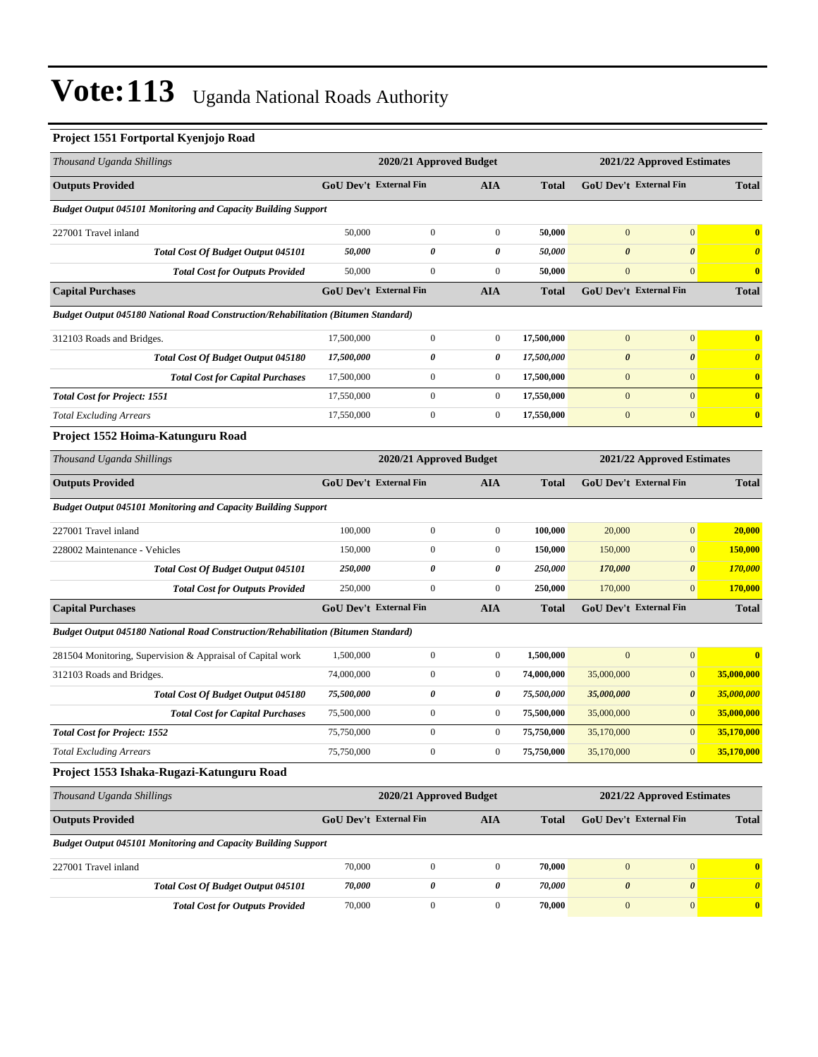# Vote:113 Uganda National Roads Authority

### Project 1551 Fortportal Kyenjojo Road

| Thousand Uganda Shillings | 2020/21 Approved Budget | | | | 2021/22 Approved Estimates | | |
|---|---|---|---|---|---|---|---|
| **Outputs Provided** | **GoU Dev't** | **External Fin** | **AIA** | **Total** | **GoU Dev't** | **External Fin** | **Total** |
| ***Budget Output 045101 Monitoring and Capacity Building Support*** | | | | | | | |
| 227001 Travel inland | 50,000 | 0 | 0 | **50,000** | 0 | 0 | **0** |
| ***Total Cost Of Budget Output 045101*** | ***50,000*** | ***0*** | ***0*** | ***50,000*** | ***0*** | ***0*** | ***0*** |
| ***Total Cost for Outputs Provided*** | 50,000 | 0 | 0 | **50,000** | 0 | 0 | **0** |
| **Capital Purchases** | **GoU Dev't** | **External Fin** | **AIA** | **Total** | **GoU Dev't** | **External Fin** | **Total** |
| ***Budget Output 045180 National Road Construction/Rehabilitation (Bitumen Standard)*** | | | | | | | |
| 312103 Roads and Bridges. | 17,500,000 | 0 | 0 | **17,500,000** | 0 | 0 | **0** |
| ***Total Cost Of Budget Output 045180*** | ***17,500,000*** | ***0*** | ***0*** | ***17,500,000*** | ***0*** | ***0*** | ***0*** |
| ***Total Cost for Capital Purchases*** | 17,500,000 | 0 | 0 | **17,500,000** | 0 | 0 | **0** |
| ***Total Cost for Project: 1551*** | 17,550,000 | 0 | 0 | **17,550,000** | 0 | 0 | **0** |
| *Total Excluding Arrears* | 17,550,000 | 0 | 0 | **17,550,000** | 0 | 0 | **0** |

### Project 1552 Hoima-Katunguru Road

| Thousand Uganda Shillings | 2020/21 Approved Budget | | | | 2021/22 Approved Estimates | | |
|---|---|---|---|---|---|---|---|
| **Outputs Provided** | **GoU Dev't** | **External Fin** | **AIA** | **Total** | **GoU Dev't** | **External Fin** | **Total** |
| ***Budget Output 045101 Monitoring and Capacity Building Support*** | | | | | | | |
| 227001 Travel inland | 100,000 | 0 | 0 | **100,000** | 20,000 | 0 | **20,000** |
| 228002 Maintenance - Vehicles | 150,000 | 0 | 0 | **150,000** | 150,000 | 0 | **150,000** |
| ***Total Cost Of Budget Output 045101*** | ***250,000*** | ***0*** | ***0*** | ***250,000*** | ***170,000*** | ***0*** | ***170,000*** |
| ***Total Cost for Outputs Provided*** | 250,000 | 0 | 0 | **250,000** | 170,000 | 0 | **170,000** |
| **Capital Purchases** | **GoU Dev't** | **External Fin** | **AIA** | **Total** | **GoU Dev't** | **External Fin** | **Total** |
| ***Budget Output 045180 National Road Construction/Rehabilitation (Bitumen Standard)*** | | | | | | | |
| 281504 Monitoring, Supervision & Appraisal of Capital work | 1,500,000 | 0 | 0 | **1,500,000** | 0 | 0 | **0** |
| 312103 Roads and Bridges. | 74,000,000 | 0 | 0 | **74,000,000** | 35,000,000 | 0 | **35,000,000** |
| ***Total Cost Of Budget Output 045180*** | ***75,500,000*** | ***0*** | ***0*** | ***75,500,000*** | ***35,000,000*** | ***0*** | ***35,000,000*** |
| ***Total Cost for Capital Purchases*** | 75,500,000 | 0 | 0 | **75,500,000** | 35,000,000 | 0 | **35,000,000** |
| ***Total Cost for Project: 1552*** | 75,750,000 | 0 | 0 | **75,750,000** | 35,170,000 | 0 | **35,170,000** |
| *Total Excluding Arrears* | 75,750,000 | 0 | 0 | **75,750,000** | 35,170,000 | 0 | **35,170,000** |

### Project 1553 Ishaka-Rugazi-Katunguru Road

| Thousand Uganda Shillings | 2020/21 Approved Budget | | | | 2021/22 Approved Estimates | | |
|---|---|---|---|---|---|---|---|
| **Outputs Provided** | **GoU Dev't** | **External Fin** | **AIA** | **Total** | **GoU Dev't** | **External Fin** | **Total** |
| ***Budget Output 045101 Monitoring and Capacity Building Support*** | | | | | | | |
| 227001 Travel inland | 70,000 | 0 | 0 | **70,000** | 0 | 0 | **0** |
| ***Total Cost Of Budget Output 045101*** | ***70,000*** | ***0*** | ***0*** | ***70,000*** | ***0*** | ***0*** | ***0*** |
| ***Total Cost for Outputs Provided*** | 70,000 | 0 | 0 | **70,000** | 0 | 0 | **0** |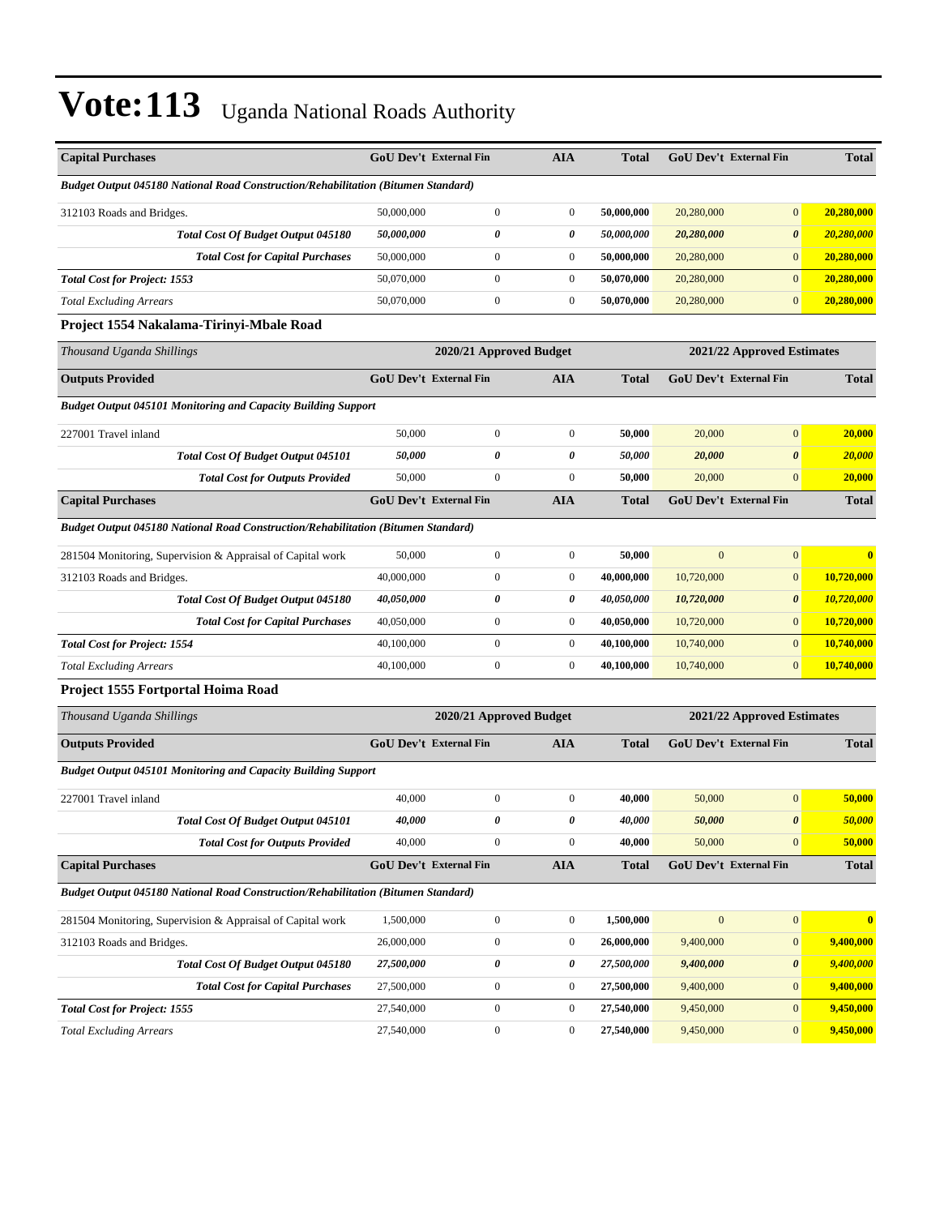# Vote:113 Uganda National Roads Authority

| Capital Purchases | GoU Dev't | External Fin | AIA | Total | GoU Dev't | External Fin | Total |
|---|---|---|---|---|---|---|---|
| *Budget Output 045180 National Road Construction/Rehabilitation (Bitumen Standard)* | | | | | | | |
| 312103 Roads and Bridges. | 50,000,000 | 0 | 0 | **50,000,000** | 20,280,000 | 0 | **20,280,000** |
| ***Total Cost Of Budget Output 045180*** | ***50,000,000*** | ***0*** | ***0*** | ***50,000,000*** | ***20,280,000*** | ***0*** | ***20,280,000*** |
| ***Total Cost for Capital Purchases*** | 50,000,000 | 0 | 0 | **50,000,000** | 20,280,000 | 0 | **20,280,000** |
| ***Total Cost for Project: 1553*** | 50,070,000 | 0 | 0 | **50,070,000** | 20,280,000 | 0 | **20,280,000** |
| *Total Excluding Arrears* | 50,070,000 | 0 | 0 | **50,070,000** | 20,280,000 | 0 | **20,280,000** |

### Project 1554 Nakalama-Tirinyi-Mbale Road

| *Thousand Uganda Shillings* | 2020/21 Approved Budget | | | | 2021/22 Approved Estimates | | |
|---|---|---|---|---|---|---|---|
| **Outputs Provided** | **GoU Dev't** | **External Fin** | **AIA** | **Total** | **GoU Dev't** | **External Fin** | **Total** |
| *Budget Output 045101 Monitoring and Capacity Building Support* | | | | | | | |
| 227001 Travel inland | 50,000 | 0 | 0 | **50,000** | 20,000 | 0 | **20,000** |
| ***Total Cost Of Budget Output 045101*** | ***50,000*** | ***0*** | ***0*** | ***50,000*** | ***20,000*** | ***0*** | ***20,000*** |
| ***Total Cost for Outputs Provided*** | 50,000 | 0 | 0 | **50,000** | 20,000 | 0 | **20,000** |
| **Capital Purchases** | **GoU Dev't** | **External Fin** | **AIA** | **Total** | **GoU Dev't** | **External Fin** | **Total** |
| *Budget Output 045180 National Road Construction/Rehabilitation (Bitumen Standard)* | | | | | | | |
| 281504 Monitoring, Supervision & Appraisal of Capital work | 50,000 | 0 | 0 | **50,000** | 0 | 0 | **0** |
| 312103 Roads and Bridges. | 40,000,000 | 0 | 0 | **40,000,000** | 10,720,000 | 0 | **10,720,000** |
| ***Total Cost Of Budget Output 045180*** | ***40,050,000*** | ***0*** | ***0*** | ***40,050,000*** | ***10,720,000*** | ***0*** | ***10,720,000*** |
| ***Total Cost for Capital Purchases*** | 40,050,000 | 0 | 0 | **40,050,000** | 10,720,000 | 0 | **10,720,000** |
| ***Total Cost for Project: 1554*** | 40,100,000 | 0 | 0 | **40,100,000** | 10,740,000 | 0 | **10,740,000** |
| *Total Excluding Arrears* | 40,100,000 | 0 | 0 | **40,100,000** | 10,740,000 | 0 | **10,740,000** |

### Project 1555 Fortportal Hoima Road

| *Thousand Uganda Shillings* | 2020/21 Approved Budget | | | | 2021/22 Approved Estimates | | |
|---|---|---|---|---|---|---|---|
| **Outputs Provided** | **GoU Dev't** | **External Fin** | **AIA** | **Total** | **GoU Dev't** | **External Fin** | **Total** |
| *Budget Output 045101 Monitoring and Capacity Building Support* | | | | | | | |
| 227001 Travel inland | 40,000 | 0 | 0 | **40,000** | 50,000 | 0 | **50,000** |
| ***Total Cost Of Budget Output 045101*** | ***40,000*** | ***0*** | ***0*** | ***40,000*** | ***50,000*** | ***0*** | ***50,000*** |
| ***Total Cost for Outputs Provided*** | 40,000 | 0 | 0 | **40,000** | 50,000 | 0 | **50,000** |
| **Capital Purchases** | **GoU Dev't** | **External Fin** | **AIA** | **Total** | **GoU Dev't** | **External Fin** | **Total** |
| *Budget Output 045180 National Road Construction/Rehabilitation (Bitumen Standard)* | | | | | | | |
| 281504 Monitoring, Supervision & Appraisal of Capital work | 1,500,000 | 0 | 0 | **1,500,000** | 0 | 0 | **0** |
| 312103 Roads and Bridges. | 26,000,000 | 0 | 0 | **26,000,000** | 9,400,000 | 0 | **9,400,000** |
| ***Total Cost Of Budget Output 045180*** | ***27,500,000*** | ***0*** | ***0*** | ***27,500,000*** | ***9,400,000*** | ***0*** | ***9,400,000*** |
| ***Total Cost for Capital Purchases*** | 27,500,000 | 0 | 0 | **27,500,000** | 9,400,000 | 0 | **9,400,000** |
| ***Total Cost for Project: 1555*** | 27,540,000 | 0 | 0 | **27,540,000** | 9,450,000 | 0 | **9,450,000** |
| *Total Excluding Arrears* | 27,540,000 | 0 | 0 | **27,540,000** | 9,450,000 | 0 | **9,450,000** |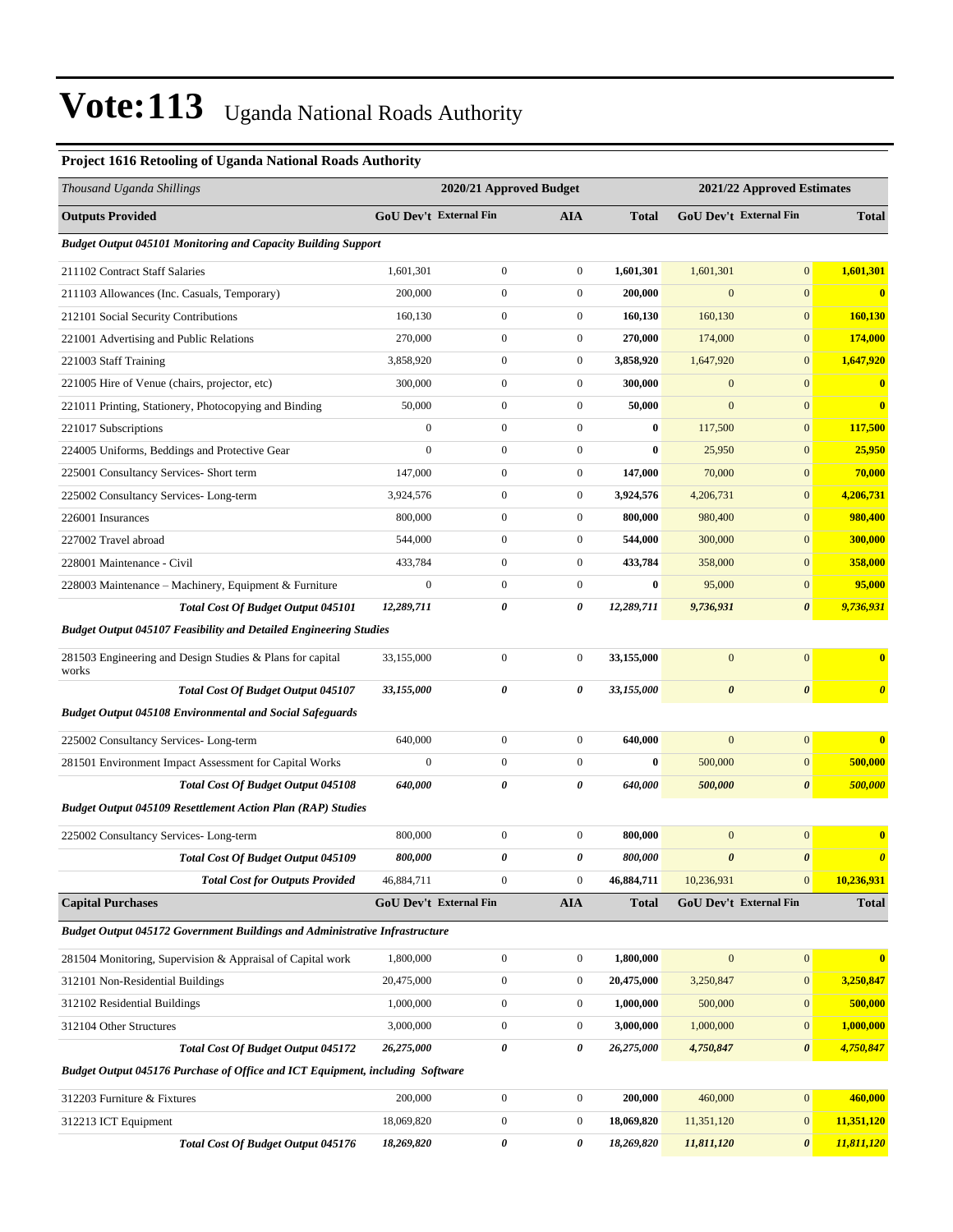# Vote:113 Uganda National Roads Authority

### Project 1616 Retooling of Uganda National Roads Authority

| *Thousand Uganda Shillings* | 2020/21 Approved Budget | | | | 2021/22 Approved Estimates | | |
|---|---|---|---|---|---|---|---|
| **Outputs Provided** | **GoU Dev't** | **External Fin** | **AIA** | **Total** | **GoU Dev't** | **External Fin** | **Total** |
| ***Budget Output 045101 Monitoring and Capacity Building Support*** | | | | | | | |
| 211102 Contract Staff Salaries | 1,601,301 | 0 | 0 | **1,601,301** | 1,601,301 | 0 | **1,601,301** |
| 211103 Allowances (Inc. Casuals, Temporary) | 200,000 | 0 | 0 | **200,000** | 0 | 0 | **0** |
| 212101 Social Security Contributions | 160,130 | 0 | 0 | **160,130** | 160,130 | 0 | **160,130** |
| 221001 Advertising and Public Relations | 270,000 | 0 | 0 | **270,000** | 174,000 | 0 | **174,000** |
| 221003 Staff Training | 3,858,920 | 0 | 0 | **3,858,920** | 1,647,920 | 0 | **1,647,920** |
| 221005 Hire of Venue (chairs, projector, etc) | 300,000 | 0 | 0 | **300,000** | 0 | 0 | **0** |
| 221011 Printing, Stationery, Photocopying and Binding | 50,000 | 0 | 0 | **50,000** | 0 | 0 | **0** |
| 221017 Subscriptions | 0 | 0 | 0 | **0** | 117,500 | 0 | **117,500** |
| 224005 Uniforms, Beddings and Protective Gear | 0 | 0 | 0 | **0** | 25,950 | 0 | **25,950** |
| 225001 Consultancy Services- Short term | 147,000 | 0 | 0 | **147,000** | 70,000 | 0 | **70,000** |
| 225002 Consultancy Services- Long-term | 3,924,576 | 0 | 0 | **3,924,576** | 4,206,731 | 0 | **4,206,731** |
| 226001 Insurances | 800,000 | 0 | 0 | **800,000** | 980,400 | 0 | **980,400** |
| 227002 Travel abroad | 544,000 | 0 | 0 | **544,000** | 300,000 | 0 | **300,000** |
| 228001 Maintenance - Civil | 433,784 | 0 | 0 | **433,784** | 358,000 | 0 | **358,000** |
| 228003 Maintenance – Machinery, Equipment & Furniture | 0 | 0 | 0 | **0** | 95,000 | 0 | **95,000** |
| ***Total Cost Of Budget Output 045101*** | ***12,289,711*** | ***0*** | ***0*** | ***12,289,711*** | ***9,736,931*** | ***0*** | ***9,736,931*** |
| ***Budget Output 045107 Feasibility and Detailed Engineering Studies*** | | | | | | | |
| 281503 Engineering and Design Studies & Plans for capital works | 33,155,000 | 0 | 0 | **33,155,000** | 0 | 0 | **0** |
| ***Total Cost Of Budget Output 045107*** | ***33,155,000*** | ***0*** | ***0*** | ***33,155,000*** | ***0*** | ***0*** | ***0*** |
| ***Budget Output 045108 Environmental and Social Safeguards*** | | | | | | | |
| 225002 Consultancy Services- Long-term | 640,000 | 0 | 0 | **640,000** | 0 | 0 | **0** |
| 281501 Environment Impact Assessment for Capital Works | 0 | 0 | 0 | **0** | 500,000 | 0 | **500,000** |
| ***Total Cost Of Budget Output 045108*** | ***640,000*** | ***0*** | ***0*** | ***640,000*** | ***500,000*** | ***0*** | ***500,000*** |
| ***Budget Output 045109 Resettlement Action Plan (RAP) Studies*** | | | | | | | |
| 225002 Consultancy Services- Long-term | 800,000 | 0 | 0 | **800,000** | 0 | 0 | **0** |
| ***Total Cost Of Budget Output 045109*** | ***800,000*** | ***0*** | ***0*** | ***800,000*** | ***0*** | ***0*** | ***0*** |
| ***Total Cost for Outputs Provided*** | 46,884,711 | 0 | 0 | **46,884,711** | 10,236,931 | 0 | **10,236,931** |
| **Capital Purchases** | **GoU Dev't** | **External Fin** | **AIA** | **Total** | **GoU Dev't** | **External Fin** | **Total** |
| ***Budget Output 045172 Government Buildings and Administrative Infrastructure*** | | | | | | | |
| 281504 Monitoring, Supervision & Appraisal of Capital work | 1,800,000 | 0 | 0 | **1,800,000** | 0 | 0 | **0** |
| 312101 Non-Residential Buildings | 20,475,000 | 0 | 0 | **20,475,000** | 3,250,847 | 0 | **3,250,847** |
| 312102 Residential Buildings | 1,000,000 | 0 | 0 | **1,000,000** | 500,000 | 0 | **500,000** |
| 312104 Other Structures | 3,000,000 | 0 | 0 | **3,000,000** | 1,000,000 | 0 | **1,000,000** |
| ***Total Cost Of Budget Output 045172*** | ***26,275,000*** | ***0*** | ***0*** | ***26,275,000*** | ***4,750,847*** | ***0*** | ***4,750,847*** |
| ***Budget Output 045176 Purchase of Office and ICT Equipment, including Software*** | | | | | | | |
| 312203 Furniture & Fixtures | 200,000 | 0 | 0 | **200,000** | 460,000 | 0 | **460,000** |
| 312213 ICT Equipment | 18,069,820 | 0 | 0 | **18,069,820** | 11,351,120 | 0 | **11,351,120** |
| ***Total Cost Of Budget Output 045176*** | ***18,269,820*** | ***0*** | ***0*** | ***18,269,820*** | ***11,811,120*** | ***0*** | ***11,811,120*** |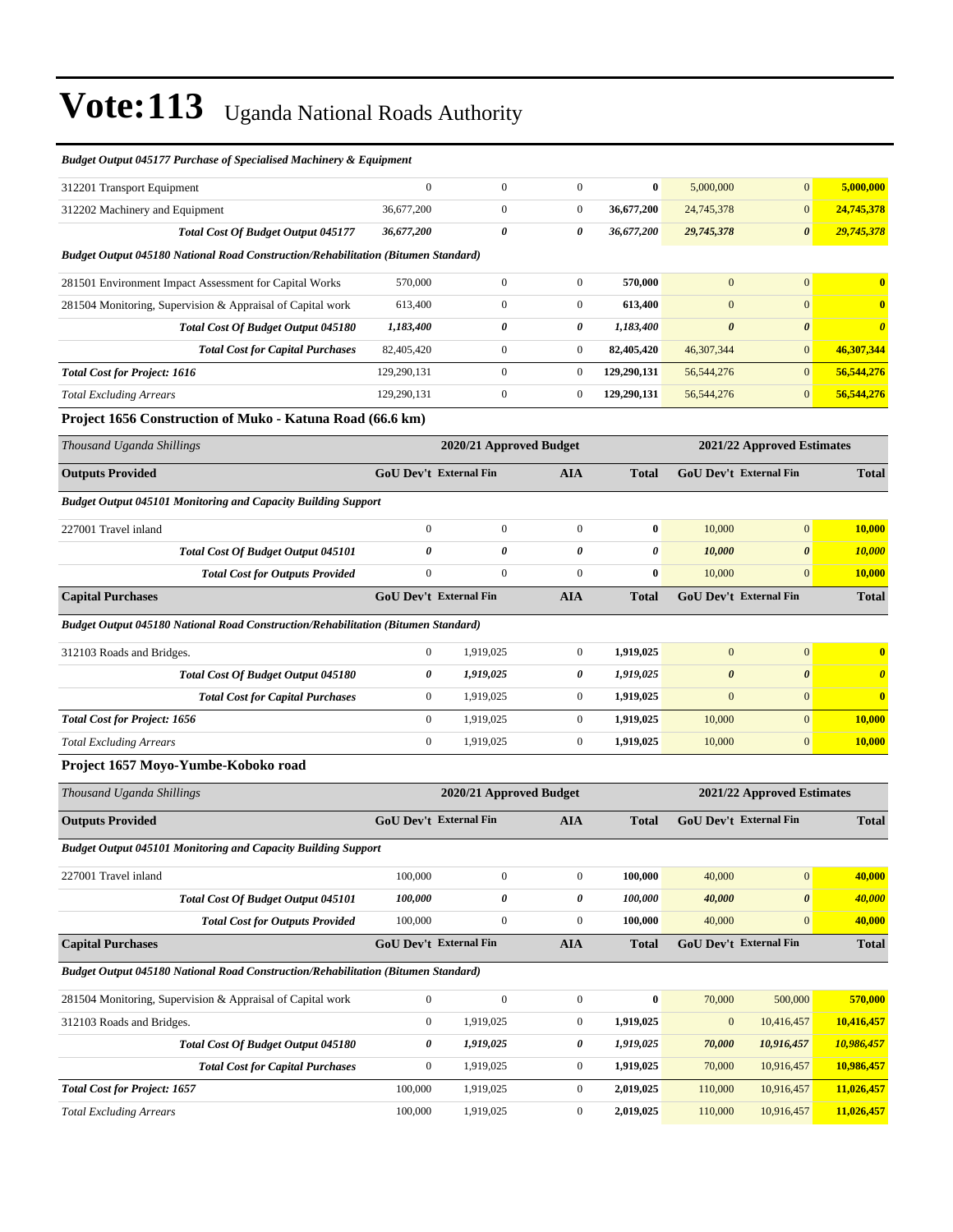# Vote:113 Uganda National Roads Authority

| *Budget Output 045177 Purchase of Specialised Machinery & Equipment* | | | | | | | |
|---|---|---|---|---|---|---|---|
| 312201 Transport Equipment | 0 | 0 | 0 | **0** | 5,000,000 | 0 | **5,000,000** |
| 312202 Machinery and Equipment | 36,677,200 | 0 | 0 | **36,677,200** | 24,745,378 | 0 | **24,745,378** |
| ***Total Cost Of Budget Output 045177*** | ***36,677,200*** | ***0*** | ***0*** | ***36,677,200*** | ***29,745,378*** | ***0*** | ***29,745,378*** |
| ***Budget Output 045180 National Road Construction/Rehabilitation (Bitumen Standard)*** | | | | | | | |
| 281501 Environment Impact Assessment for Capital Works | 570,000 | 0 | 0 | **570,000** | 0 | 0 | **0** |
| 281504 Monitoring, Supervision & Appraisal of Capital work | 613,400 | 0 | 0 | **613,400** | 0 | 0 | **0** |
| ***Total Cost Of Budget Output 045180*** | ***1,183,400*** | ***0*** | ***0*** | ***1,183,400*** | ***0*** | ***0*** | ***0*** |
| ***Total Cost for Capital Purchases*** | 82,405,420 | 0 | 0 | **82,405,420** | 46,307,344 | 0 | **46,307,344** |
| ***Total Cost for Project: 1616*** | 129,290,131 | 0 | 0 | **129,290,131** | 56,544,276 | 0 | **56,544,276** |
| *Total Excluding Arrears* | 129,290,131 | 0 | 0 | **129,290,131** | 56,544,276 | 0 | **56,544,276** |

### Project 1656 Construction of Muko - Katuna Road (66.6 km)

| *Thousand Uganda Shillings* | 2020/21 Approved Budget | | | | 2021/22 Approved Estimates | | |
|---|---|---|---|---|---|---|---|
| **Outputs Provided** | **GoU Dev't** | **External Fin** | **AIA** | **Total** | **GoU Dev't** | **External Fin** | **Total** |
| ***Budget Output 045101 Monitoring and Capacity Building Support*** | | | | | | | |
| 227001 Travel inland | 0 | 0 | 0 | **0** | 10,000 | 0 | **10,000** |
| ***Total Cost Of Budget Output 045101*** | ***0*** | ***0*** | ***0*** | ***0*** | ***10,000*** | ***0*** | ***10,000*** |
| ***Total Cost for Outputs Provided*** | 0 | 0 | 0 | **0** | 10,000 | 0 | **10,000** |
| **Capital Purchases** | **GoU Dev't** | **External Fin** | **AIA** | **Total** | **GoU Dev't** | **External Fin** | **Total** |
| ***Budget Output 045180 National Road Construction/Rehabilitation (Bitumen Standard)*** | | | | | | | |
| 312103 Roads and Bridges. | 0 | 1,919,025 | 0 | **1,919,025** | 0 | 0 | **0** |
| ***Total Cost Of Budget Output 045180*** | ***0*** | ***1,919,025*** | ***0*** | ***1,919,025*** | ***0*** | ***0*** | ***0*** |
| ***Total Cost for Capital Purchases*** | 0 | 1,919,025 | 0 | **1,919,025** | 0 | 0 | **0** |
| ***Total Cost for Project: 1656*** | 0 | 1,919,025 | 0 | **1,919,025** | 10,000 | 0 | **10,000** |
| *Total Excluding Arrears* | 0 | 1,919,025 | 0 | **1,919,025** | 10,000 | 0 | **10,000** |

### Project 1657 Moyo-Yumbe-Koboko road

| *Thousand Uganda Shillings* | 2020/21 Approved Budget | | | | 2021/22 Approved Estimates | | |
|---|---|---|---|---|---|---|---|
| **Outputs Provided** | **GoU Dev't** | **External Fin** | **AIA** | **Total** | **GoU Dev't** | **External Fin** | **Total** |
| ***Budget Output 045101 Monitoring and Capacity Building Support*** | | | | | | | |
| 227001 Travel inland | 100,000 | 0 | 0 | **100,000** | 40,000 | 0 | **40,000** |
| ***Total Cost Of Budget Output 045101*** | ***100,000*** | ***0*** | ***0*** | ***100,000*** | ***40,000*** | ***0*** | ***40,000*** |
| ***Total Cost for Outputs Provided*** | 100,000 | 0 | 0 | **100,000** | 40,000 | 0 | **40,000** |
| **Capital Purchases** | **GoU Dev't** | **External Fin** | **AIA** | **Total** | **GoU Dev't** | **External Fin** | **Total** |
| ***Budget Output 045180 National Road Construction/Rehabilitation (Bitumen Standard)*** | | | | | | | |
| 281504 Monitoring, Supervision & Appraisal of Capital work | 0 | 0 | 0 | **0** | 70,000 | 500,000 | **570,000** |
| 312103 Roads and Bridges. | 0 | 1,919,025 | 0 | **1,919,025** | 0 | 10,416,457 | **10,416,457** |
| ***Total Cost Of Budget Output 045180*** | ***0*** | ***1,919,025*** | ***0*** | ***1,919,025*** | ***70,000*** | ***10,916,457*** | ***10,986,457*** |
| ***Total Cost for Capital Purchases*** | 0 | 1,919,025 | 0 | **1,919,025** | 70,000 | 10,916,457 | **10,986,457** |
| ***Total Cost for Project: 1657*** | 100,000 | 1,919,025 | 0 | **2,019,025** | 110,000 | 10,916,457 | **11,026,457** |
| *Total Excluding Arrears* | 100,000 | 1,919,025 | 0 | **2,019,025** | 110,000 | 10,916,457 | **11,026,457** |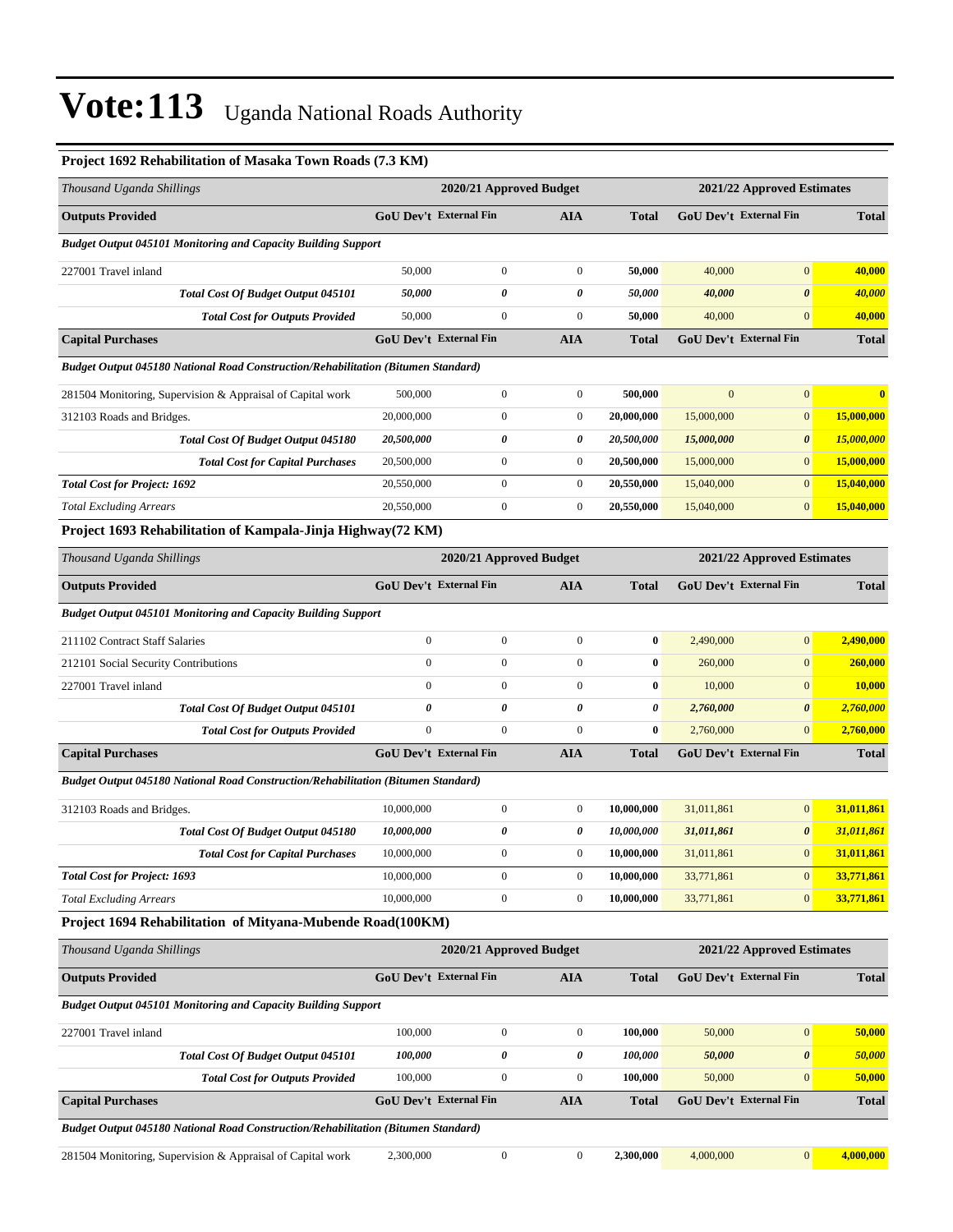# Vote:113 Uganda National Roads Authority

### Project 1692 Rehabilitation of Masaka Town Roads (7.3 KM)

| *Thousand Uganda Shillings* | 2020/21 Approved Budget | | | | 2021/22 Approved Estimates | | |
|---|---|---|---|---|---|---|---|
| **Outputs Provided** | **GoU Dev't** | **External Fin** | **AIA** | **Total** | **GoU Dev't** | **External Fin** | **Total** |
| ***Budget Output 045101 Monitoring and Capacity Building Support*** | | | | | | | |
| 227001 Travel inland | 50,000 | 0 | 0 | **50,000** | 40,000 | 0 | **40,000** |
| ***Total Cost Of Budget Output 045101*** | ***50,000*** | ***0*** | ***0*** | ***50,000*** | ***40,000*** | ***0*** | ***40,000*** |
| ***Total Cost for Outputs Provided*** | 50,000 | 0 | 0 | **50,000** | 40,000 | 0 | **40,000** |
| **Capital Purchases** | **GoU Dev't** | **External Fin** | **AIA** | **Total** | **GoU Dev't** | **External Fin** | **Total** |
| ***Budget Output 045180 National Road Construction/Rehabilitation (Bitumen Standard)*** | | | | | | | |
| 281504 Monitoring, Supervision & Appraisal of Capital work | 500,000 | 0 | 0 | **500,000** | 0 | 0 | **0** |
| 312103 Roads and Bridges. | 20,000,000 | 0 | 0 | **20,000,000** | 15,000,000 | 0 | **15,000,000** |
| ***Total Cost Of Budget Output 045180*** | ***20,500,000*** | ***0*** | ***0*** | ***20,500,000*** | ***15,000,000*** | ***0*** | ***15,000,000*** |
| ***Total Cost for Capital Purchases*** | 20,500,000 | 0 | 0 | **20,500,000** | 15,000,000 | 0 | **15,000,000** |
| ***Total Cost for Project: 1692*** | 20,550,000 | 0 | 0 | **20,550,000** | 15,040,000 | 0 | **15,040,000** |
| *Total Excluding Arrears* | 20,550,000 | 0 | 0 | **20,550,000** | 15,040,000 | 0 | **15,040,000** |

### Project 1693 Rehabilitation of Kampala-Jinja Highway(72 KM)

| *Thousand Uganda Shillings* | 2020/21 Approved Budget | | | | 2021/22 Approved Estimates | | |
|---|---|---|---|---|---|---|---|
| **Outputs Provided** | **GoU Dev't** | **External Fin** | **AIA** | **Total** | **GoU Dev't** | **External Fin** | **Total** |
| ***Budget Output 045101 Monitoring and Capacity Building Support*** | | | | | | | |
| 211102 Contract Staff Salaries | 0 | 0 | 0 | **0** | 2,490,000 | 0 | **2,490,000** |
| 212101 Social Security Contributions | 0 | 0 | 0 | **0** | 260,000 | 0 | **260,000** |
| 227001 Travel inland | 0 | 0 | 0 | **0** | 10,000 | 0 | **10,000** |
| ***Total Cost Of Budget Output 045101*** | ***0*** | ***0*** | ***0*** | ***0*** | ***2,760,000*** | ***0*** | ***2,760,000*** |
| ***Total Cost for Outputs Provided*** | 0 | 0 | 0 | **0** | 2,760,000 | 0 | **2,760,000** |
| **Capital Purchases** | **GoU Dev't** | **External Fin** | **AIA** | **Total** | **GoU Dev't** | **External Fin** | **Total** |
| ***Budget Output 045180 National Road Construction/Rehabilitation (Bitumen Standard)*** | | | | | | | |
| 312103 Roads and Bridges. | 10,000,000 | 0 | 0 | **10,000,000** | 31,011,861 | 0 | **31,011,861** |
| ***Total Cost Of Budget Output 045180*** | ***10,000,000*** | ***0*** | ***0*** | ***10,000,000*** | ***31,011,861*** | ***0*** | ***31,011,861*** |
| ***Total Cost for Capital Purchases*** | 10,000,000 | 0 | 0 | **10,000,000** | 31,011,861 | 0 | **31,011,861** |
| ***Total Cost for Project: 1693*** | 10,000,000 | 0 | 0 | **10,000,000** | 33,771,861 | 0 | **33,771,861** |
| *Total Excluding Arrears* | 10,000,000 | 0 | 0 | **10,000,000** | 33,771,861 | 0 | **33,771,861** |

### Project 1694 Rehabilitation of Mityana-Mubende Road(100KM)

| *Thousand Uganda Shillings* | 2020/21 Approved Budget | | | | 2021/22 Approved Estimates | | |
|---|---|---|---|---|---|---|---|
| **Outputs Provided** | **GoU Dev't** | **External Fin** | **AIA** | **Total** | **GoU Dev't** | **External Fin** | **Total** |
| ***Budget Output 045101 Monitoring and Capacity Building Support*** | | | | | | | |
| 227001 Travel inland | 100,000 | 0 | 0 | **100,000** | 50,000 | 0 | **50,000** |
| ***Total Cost Of Budget Output 045101*** | ***100,000*** | ***0*** | ***0*** | ***100,000*** | ***50,000*** | ***0*** | ***50,000*** |
| ***Total Cost for Outputs Provided*** | 100,000 | 0 | 0 | **100,000** | 50,000 | 0 | **50,000** |
| **Capital Purchases** | **GoU Dev't** | **External Fin** | **AIA** | **Total** | **GoU Dev't** | **External Fin** | **Total** |
| ***Budget Output 045180 National Road Construction/Rehabilitation (Bitumen Standard)*** | | | | | | | |
| 281504 Monitoring, Supervision & Appraisal of Capital work | 2,300,000 | 0 | 0 | **2,300,000** | 4,000,000 | 0 | **4,000,000** |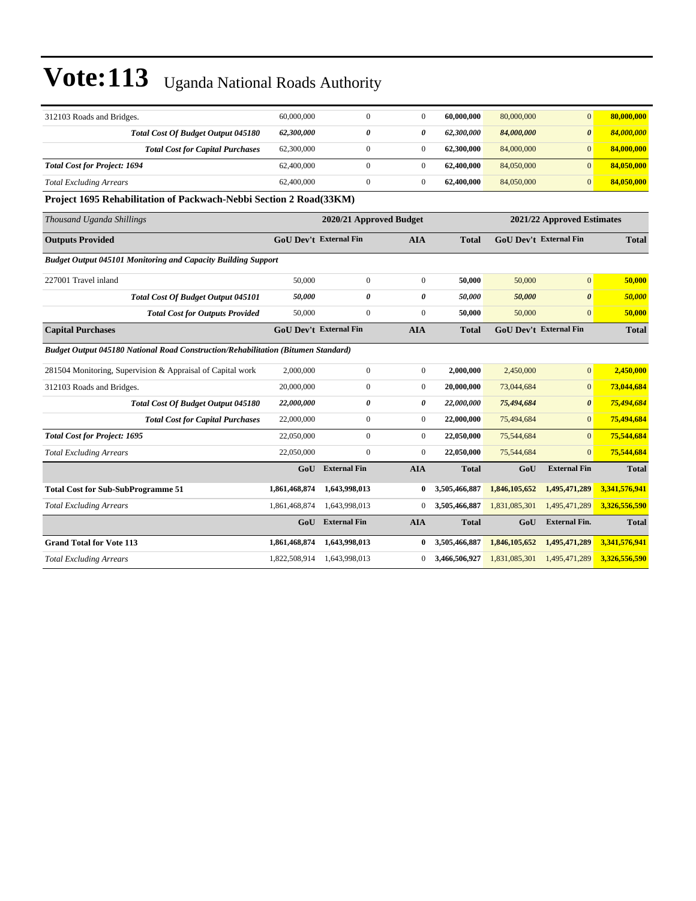# Vote:113 Uganda National Roads Authority

| | | | | | | | |
|---|---|---|---|---|---|---|---|
| 312103 Roads and Bridges. | 60,000,000 | 0 | 0 | **60,000,000** | 80,000,000 | 0 | **80,000,000** |
| ***Total Cost Of Budget Output 045180*** | ***62,300,000*** | ***0*** | ***0*** | ***62,300,000*** | ***84,000,000*** | ***0*** | ***84,000,000*** |
| ***Total Cost for Capital Purchases*** | 62,300,000 | 0 | 0 | **62,300,000** | 84,000,000 | 0 | **84,000,000** |
| ***Total Cost for Project: 1694*** | 62,400,000 | 0 | 0 | **62,400,000** | 84,050,000 | 0 | **84,050,000** |
| *Total Excluding Arrears* | 62,400,000 | 0 | 0 | **62,400,000** | 84,050,000 | 0 | **84,050,000** |

**Project 1695 Rehabilitation of Packwach-Nebbi Section 2 Road(33KM)**

| *Thousand Uganda Shillings* | 2020/21 Approved Budget | | | | 2021/22 Approved Estimates | | |
|---|---|---|---|---|---|---|---|
| **Outputs Provided** | **GoU Dev't** | **External Fin** | **AIA** | **Total** | **GoU Dev't** | **External Fin** | **Total** |
| ***Budget Output 045101 Monitoring and Capacity Building Support*** | | | | | | | |
| 227001 Travel inland | 50,000 | 0 | 0 | **50,000** | 50,000 | 0 | **50,000** |
| ***Total Cost Of Budget Output 045101*** | ***50,000*** | ***0*** | ***0*** | ***50,000*** | ***50,000*** | ***0*** | ***50,000*** |
| ***Total Cost for Outputs Provided*** | 50,000 | 0 | 0 | **50,000** | 50,000 | 0 | **50,000** |
| **Capital Purchases** | **GoU Dev't** | **External Fin** | **AIA** | **Total** | **GoU Dev't** | **External Fin** | **Total** |
| ***Budget Output 045180 National Road Construction/Rehabilitation (Bitumen Standard)*** | | | | | | | |
| 281504 Monitoring, Supervision & Appraisal of Capital work | 2,000,000 | 0 | 0 | **2,000,000** | 2,450,000 | 0 | **2,450,000** |
| 312103 Roads and Bridges. | 20,000,000 | 0 | 0 | **20,000,000** | 73,044,684 | 0 | **73,044,684** |
| ***Total Cost Of Budget Output 045180*** | ***22,000,000*** | ***0*** | ***0*** | ***22,000,000*** | ***75,494,684*** | ***0*** | ***75,494,684*** |
| ***Total Cost for Capital Purchases*** | 22,000,000 | 0 | 0 | **22,000,000** | 75,494,684 | 0 | **75,494,684** |
| ***Total Cost for Project: 1695*** | 22,050,000 | 0 | 0 | **22,050,000** | 75,544,684 | 0 | **75,544,684** |
| *Total Excluding Arrears* | 22,050,000 | 0 | 0 | **22,050,000** | 75,544,684 | 0 | **75,544,684** |
| | **GoU** | **External Fin** | **AIA** | **Total** | **GoU** | **External Fin** | **Total** |
| **Total Cost for Sub-SubProgramme 51** | **1,861,468,874** | **1,643,998,013** | **0** | **3,505,466,887** | **1,846,105,652** | **1,495,471,289** | **3,341,576,941** |
| *Total Excluding Arrears* | 1,861,468,874 | 1,643,998,013 | 0 | **3,505,466,887** | 1,831,085,301 | 1,495,471,289 | **3,326,556,590** |
| | **GoU** | **External Fin** | **AIA** | **Total** | **GoU** | **External Fin.** | **Total** |
| **Grand Total for Vote 113** | **1,861,468,874** | **1,643,998,013** | **0** | **3,505,466,887** | **1,846,105,652** | **1,495,471,289** | **3,341,576,941** |
| *Total Excluding Arrears* | 1,822,508,914 | 1,643,998,013 | 0 | **3,466,506,927** | 1,831,085,301 | 1,495,471,289 | **3,326,556,590** |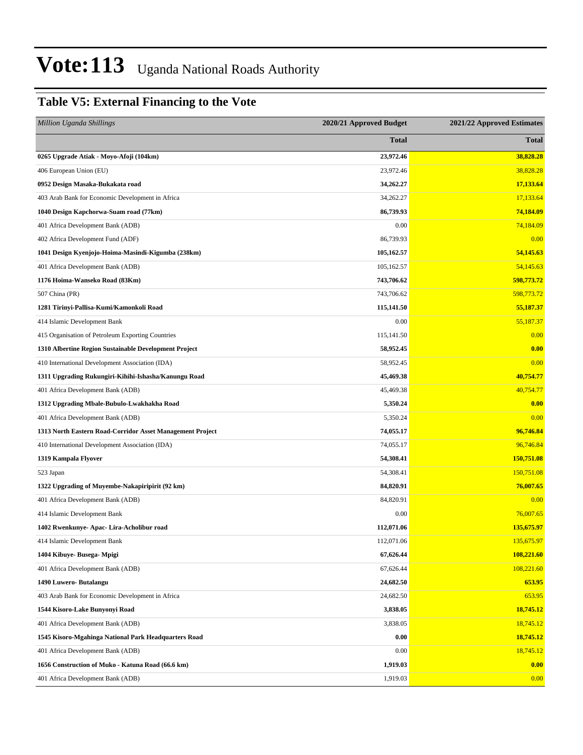# Vote:113 Uganda National Roads Authority

## Table V5: External Financing to the Vote

| *Million Uganda Shillings* | 2020/21 Approved Budget | 2021/22 Approved Estimates |
|---|---|---|
| | **Total** | **Total** |
| **0265 Upgrade Atiak - Moyo-Afoji (104km)** | **23,972.46** | **38,828.28** |
| 406 European Union (EU) | 23,972.46 | 38,828.28 |
| **0952 Design Masaka-Bukakata road** | **34,262.27** | **17,133.64** |
| 403 Arab Bank for Economic Development in Africa | 34,262.27 | 17,133.64 |
| **1040 Design Kapchorwa-Suam road (77km)** | **86,739.93** | **74,184.09** |
| 401 Africa Development Bank (ADB) | 0.00 | 74,184.09 |
| 402 Africa Development Fund (ADF) | 86,739.93 | 0.00 |
| **1041 Design Kyenjojo-Hoima-Masindi-Kigumba (238km)** | **105,162.57** | **54,145.63** |
| 401 Africa Development Bank (ADB) | 105,162.57 | 54,145.63 |
| **1176 Hoima-Wanseko Road (83Km)** | **743,706.62** | **598,773.72** |
| 507 China (PR) | 743,706.62 | 598,773.72 |
| **1281 Tirinyi-Pallisa-Kumi/Kamonkoli Road** | **115,141.50** | **55,187.37** |
| 414 Islamic Development Bank | 0.00 | 55,187.37 |
| 415 Organisation of Petroleum Exporting Countries | 115,141.50 | 0.00 |
| **1310 Albertine Region Sustainable Development Project** | **58,952.45** | **0.00** |
| 410 International Development Association (IDA) | 58,952.45 | 0.00 |
| **1311 Upgrading Rukungiri-Kihihi-Ishasha/Kanungu Road** | **45,469.38** | **40,754.77** |
| 401 Africa Development Bank (ADB) | 45,469.38 | 40,754.77 |
| **1312 Upgrading Mbale-Bubulo-Lwakhakha Road** | **5,350.24** | **0.00** |
| 401 Africa Development Bank (ADB) | 5,350.24 | 0.00 |
| **1313 North Eastern Road-Corridor Asset Management Project** | **74,055.17** | **96,746.84** |
| 410 International Development Association (IDA) | 74,055.17 | 96,746.84 |
| **1319 Kampala Flyover** | **54,308.41** | **150,751.08** |
| 523 Japan | 54,308.41 | 150,751.08 |
| **1322 Upgrading of Muyembe-Nakapiripirit (92 km)** | **84,820.91** | **76,007.65** |
| 401 Africa Development Bank (ADB) | 84,820.91 | 0.00 |
| 414 Islamic Development Bank | 0.00 | 76,007.65 |
| **1402 Rwenkunye- Apac- Lira-Acholibur road** | **112,071.06** | **135,675.97** |
| 414 Islamic Development Bank | 112,071.06 | 135,675.97 |
| **1404 Kibuye- Busega- Mpigi** | **67,626.44** | **108,221.60** |
| 401 Africa Development Bank (ADB) | 67,626.44 | 108,221.60 |
| **1490 Luwero- Butalangu** | **24,682.50** | **653.95** |
| 403 Arab Bank for Economic Development in Africa | 24,682.50 | 653.95 |
| **1544 Kisoro-Lake Bunyonyi Road** | **3,838.05** | **18,745.12** |
| 401 Africa Development Bank (ADB) | 3,838.05 | 18,745.12 |
| **1545 Kisoro-Mgahinga National Park Headquarters Road** | **0.00** | **18,745.12** |
| 401 Africa Development Bank (ADB) | 0.00 | 18,745.12 |
| **1656 Construction of Muko - Katuna Road (66.6 km)** | **1,919.03** | **0.00** |
| 401 Africa Development Bank (ADB) | 1,919.03 | 0.00 |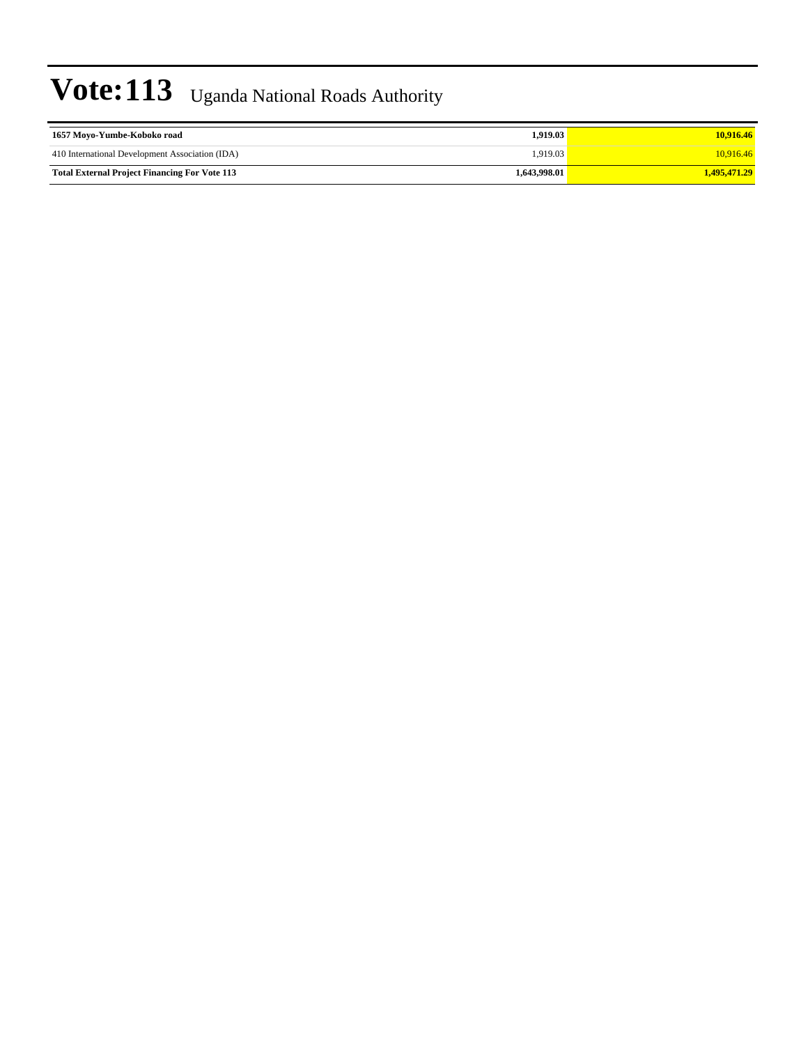# Vote:113 Uganda National Roads Authority

| | | |
|---|---|---|
| **1657 Moyo-Yumbe-Koboko road** | **1,919.03** | **10,916.46** |
| 410 International Development Association (IDA) | 1,919.03 | 10,916.46 |
| **Total External Project Financing For Vote 113** | **1,643,998.01** | **1,495,471.29** |